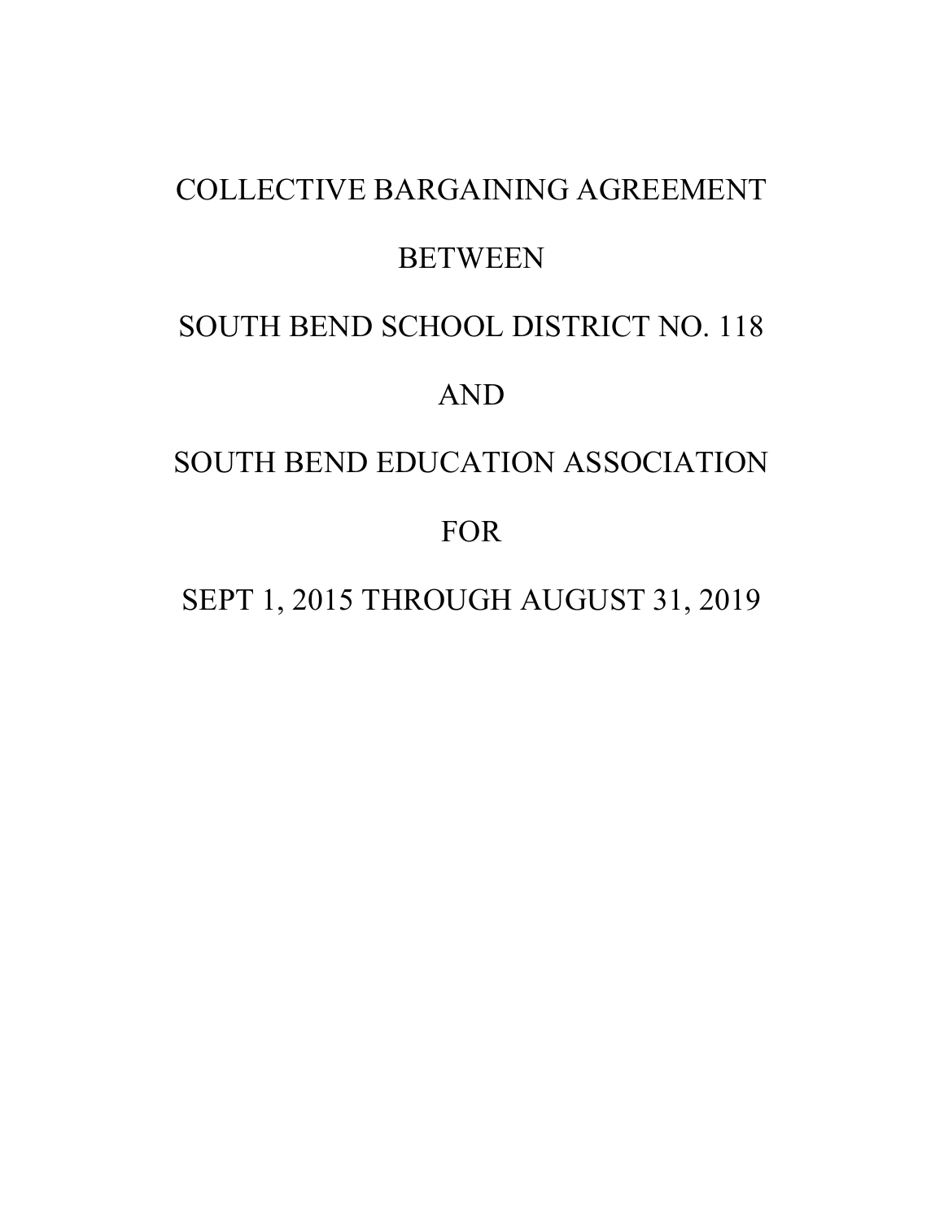# COLLECTIVE BARGAINING AGREEMENT

# BETWEEN

# SOUTH BEND SCHOOL DISTRICT NO. 118

# AND

# SOUTH BEND EDUCATION ASSOCIATION

# FOR

# SEPT 1, 2015 THROUGH AUGUST 31, 2019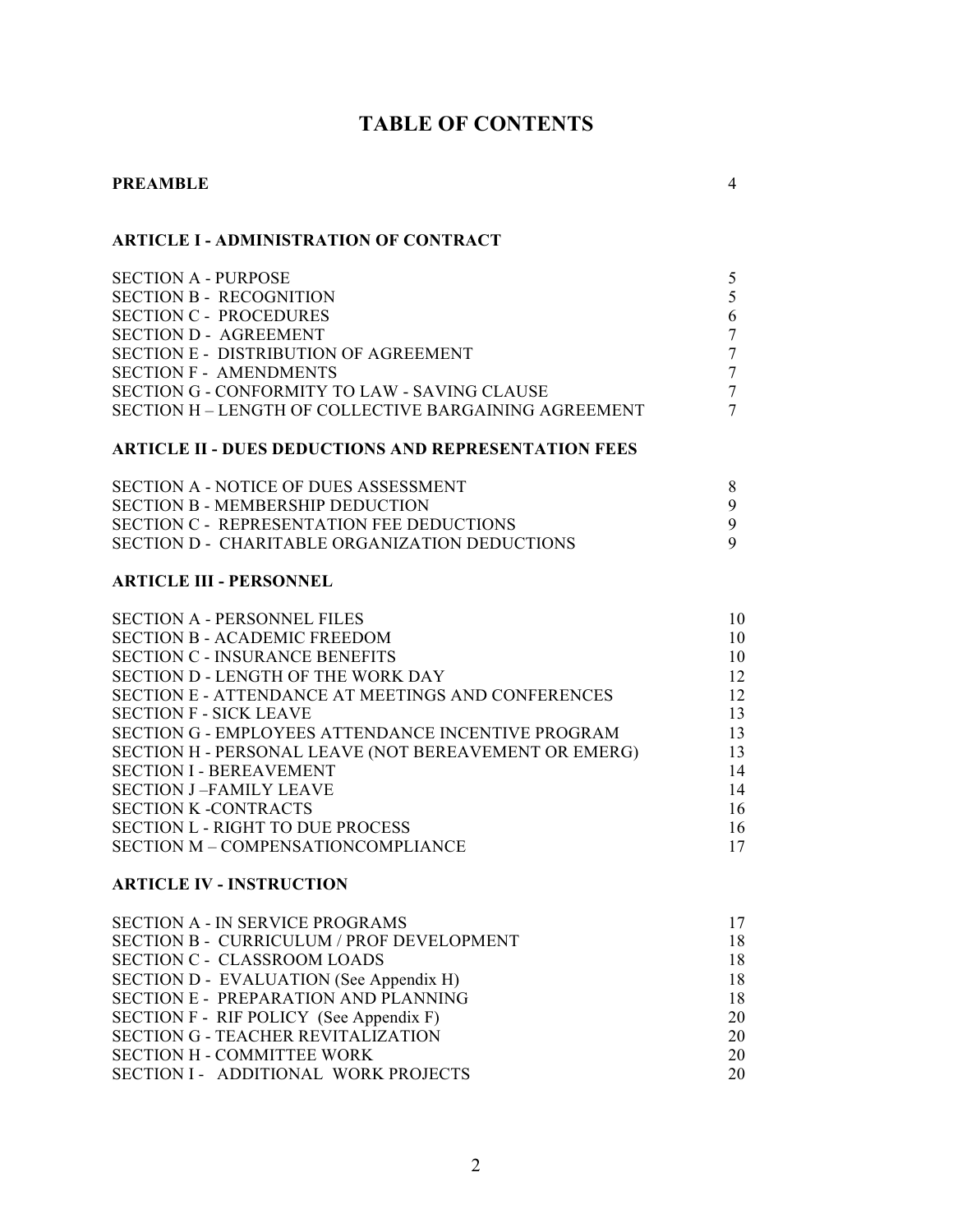# TABLE OF CONTENTS

| | |
|---|---|
| **PREAMBLE** | 4 |
| | |
| **ARTICLE I - ADMINISTRATION OF CONTRACT** | |
| SECTION A - PURPOSE | 5 |
| SECTION B - RECOGNITION | 5 |
| SECTION C - PROCEDURES | 6 |
| SECTION D - AGREEMENT | 7 |
| SECTION E - DISTRIBUTION OF AGREEMENT | 7 |
| SECTION F - AMENDMENTS | 7 |
| SECTION G - CONFORMITY TO LAW - SAVING CLAUSE | 7 |
| SECTION H – LENGTH OF COLLECTIVE BARGAINING AGREEMENT | 7 |
| | |
| **ARTICLE II - DUES DEDUCTIONS AND REPRESENTATION FEES** | |
| SECTION A - NOTICE OF DUES ASSESSMENT | 8 |
| SECTION B - MEMBERSHIP DEDUCTION | 9 |
| SECTION C - REPRESENTATION FEE DEDUCTIONS | 9 |
| SECTION D - CHARITABLE ORGANIZATION DEDUCTIONS | 9 |
| | |
| **ARTICLE III - PERSONNEL** | |
| SECTION A - PERSONNEL FILES | 10 |
| SECTION B - ACADEMIC FREEDOM | 10 |
| SECTION C - INSURANCE BENEFITS | 10 |
| SECTION D - LENGTH OF THE WORK DAY | 12 |
| SECTION E - ATTENDANCE AT MEETINGS AND CONFERENCES | 12 |
| SECTION F - SICK LEAVE | 13 |
| SECTION G - EMPLOYEES ATTENDANCE INCENTIVE PROGRAM | 13 |
| SECTION H - PERSONAL LEAVE (NOT BEREAVEMENT OR EMERG) | 13 |
| SECTION I - BEREAVEMENT | 14 |
| SECTION J –FAMILY LEAVE | 14 |
| SECTION K -CONTRACTS | 16 |
| SECTION L - RIGHT TO DUE PROCESS | 16 |
| SECTION M – COMPENSATIONCOMPLIANCE | 17 |
| | |
| **ARTICLE IV - INSTRUCTION** | |
| SECTION A - IN SERVICE PROGRAMS | 17 |
| SECTION B - CURRICULUM / PROF DEVELOPMENT | 18 |
| SECTION C - CLASSROOM LOADS | 18 |
| SECTION D - EVALUATION (See Appendix H) | 18 |
| SECTION E - PREPARATION AND PLANNING | 18 |
| SECTION F - RIF POLICY (See Appendix F) | 20 |
| SECTION G - TEACHER REVITALIZATION | 20 |
| SECTION H - COMMITTEE WORK | 20 |
| SECTION I - ADDITIONAL WORK PROJECTS | 20 |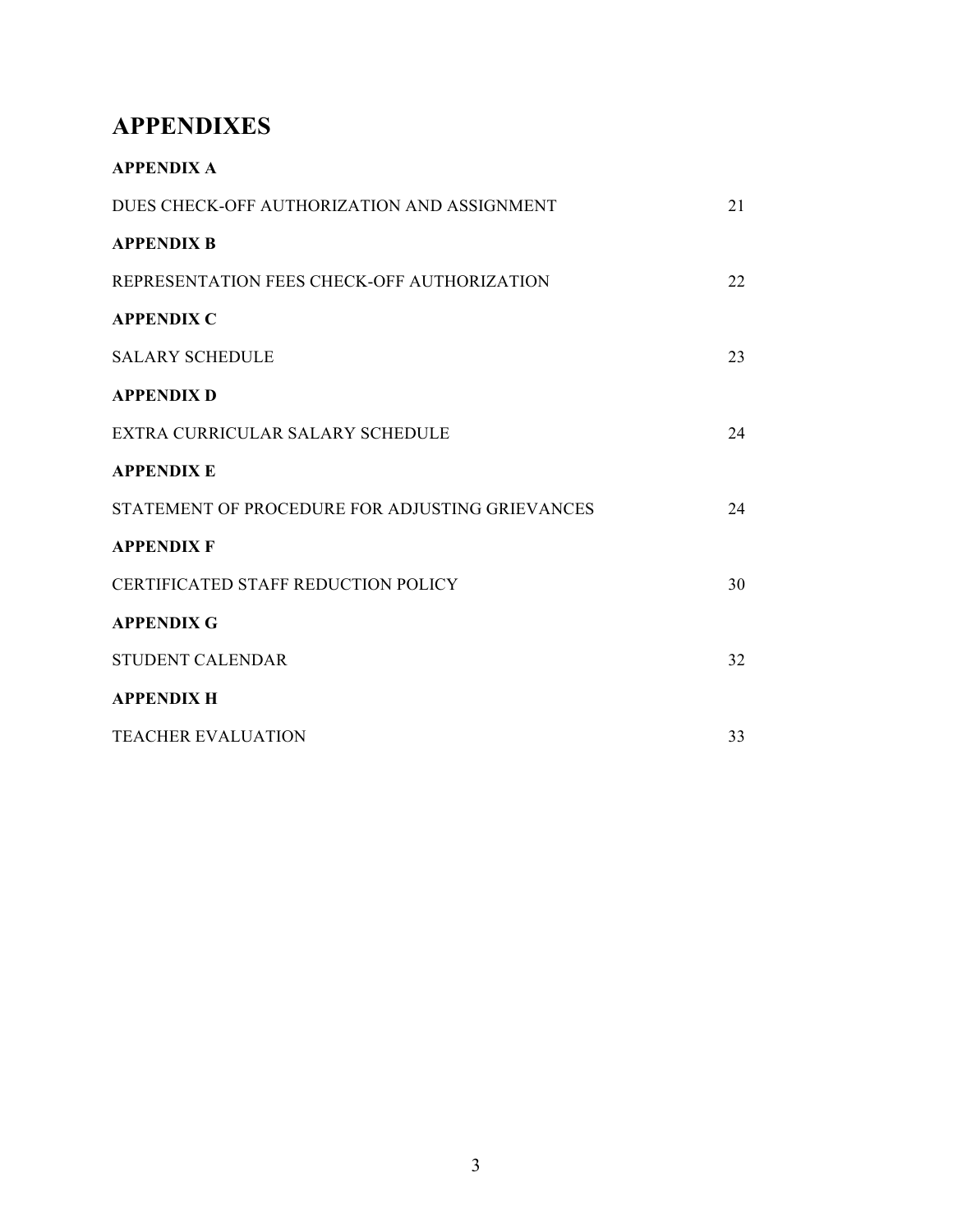# APPENDIXES

**APPENDIX A**

DUES CHECK-OFF AUTHORIZATION AND ASSIGNMENT 21

**APPENDIX B**

REPRESENTATION FEES CHECK-OFF AUTHORIZATION 22

**APPENDIX C**

SALARY SCHEDULE 23

**APPENDIX D**

EXTRA CURRICULAR SALARY SCHEDULE 24

**APPENDIX E**

STATEMENT OF PROCEDURE FOR ADJUSTING GRIEVANCES 24

**APPENDIX F**

CERTIFICATED STAFF REDUCTION POLICY 30

**APPENDIX G**

STUDENT CALENDAR 32

**APPENDIX H**

TEACHER EVALUATION 33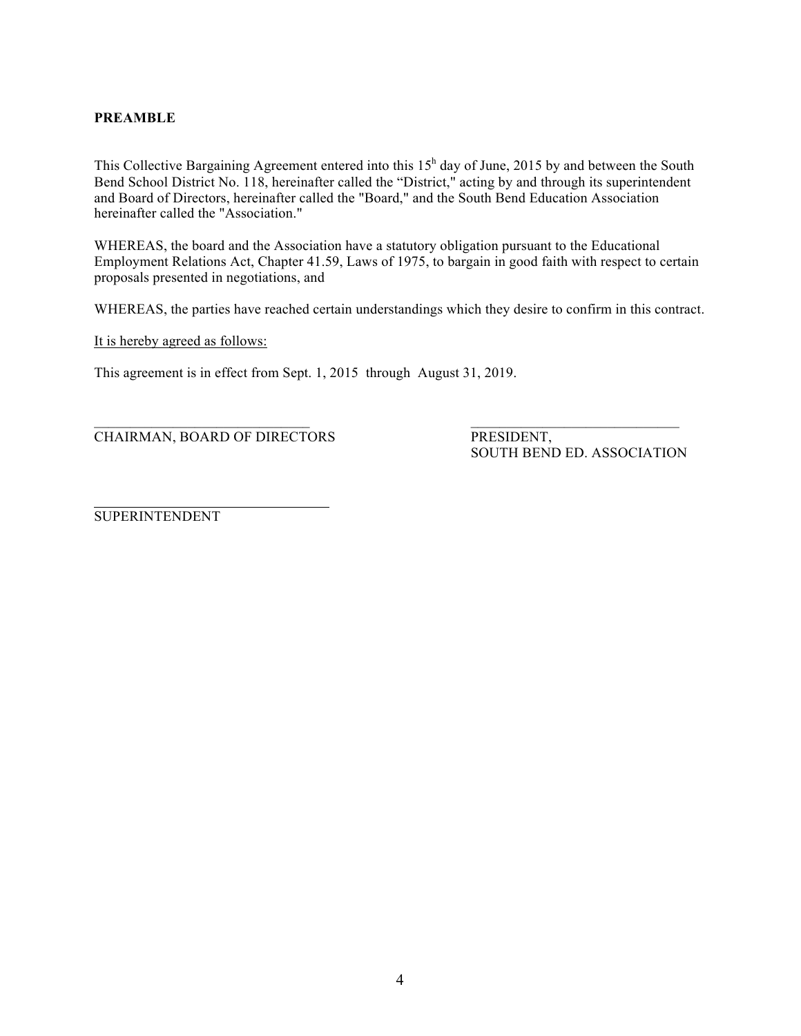**PREAMBLE**

This Collective Bargaining Agreement entered into this 15[h] day of June, 2015 by and between the South Bend School District No. 118, hereinafter called the "District," acting by and through its superintendent and Board of Directors, hereinafter called the "Board," and the South Bend Education Association hereinafter called the "Association."

WHEREAS, the board and the Association have a statutory obligation pursuant to the Educational Employment Relations Act, Chapter 41.59, Laws of 1975, to bargain in good faith with respect to certain proposals presented in negotiations, and

WHEREAS, the parties have reached certain understandings which they desire to confirm in this contract.

<u>It is hereby agreed as follows:</u>

This agreement is in effect from Sept. 1, 2015 through August 31, 2019.

\_\_\_\_\_\_\_\_\_\_\_\_\_\_\_\_\_\_\_\_\_\_\_\_\_\_\_\_\_\_
CHAIRMAN, BOARD OF DIRECTORS

\_\_\_\_\_\_\_\_\_\_\_\_\_\_\_\_\_\_\_\_\_\_\_\_\_\_\_\_\_\_
PRESIDENT,
SOUTH BEND ED. ASSOCIATION

\_\_\_\_\_\_\_\_\_\_\_\_\_\_\_\_\_\_\_\_\_\_\_\_\_\_\_\_\_\_
SUPERINTENDENT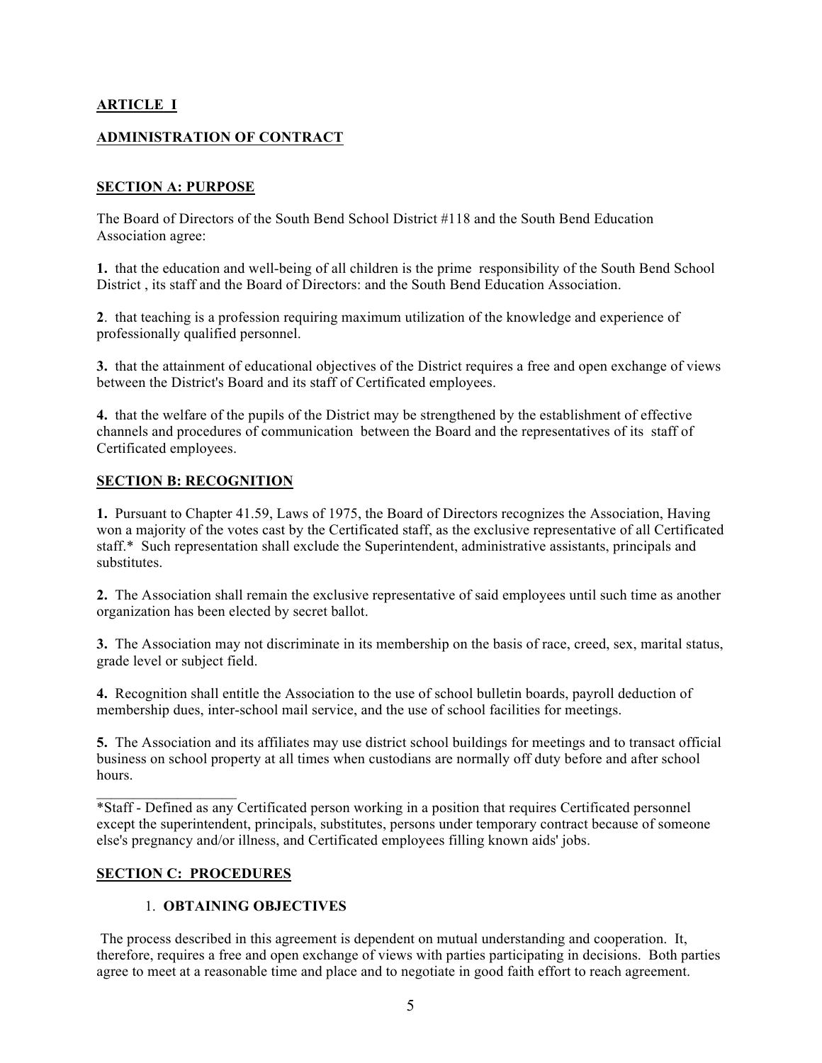## ARTICLE I

## ADMINISTRATION OF CONTRACT

### SECTION A: PURPOSE

The Board of Directors of the South Bend School District #118 and the South Bend Education Association agree:

**1.** that the education and well-being of all children is the prime responsibility of the South Bend School District , its staff and the Board of Directors: and the South Bend Education Association.

**2**. that teaching is a profession requiring maximum utilization of the knowledge and experience of professionally qualified personnel.

**3.** that the attainment of educational objectives of the District requires a free and open exchange of views between the District's Board and its staff of Certificated employees.

**4.** that the welfare of the pupils of the District may be strengthened by the establishment of effective channels and procedures of communication between the Board and the representatives of its staff of Certificated employees.

### SECTION B: RECOGNITION

**1.** Pursuant to Chapter 41.59, Laws of 1975, the Board of Directors recognizes the Association, Having won a majority of the votes cast by the Certificated staff, as the exclusive representative of all Certificated staff.* Such representation shall exclude the Superintendent, administrative assistants, principals and substitutes.

**2.** The Association shall remain the exclusive representative of said employees until such time as another organization has been elected by secret ballot.

**3.** The Association may not discriminate in its membership on the basis of race, creed, sex, marital status, grade level or subject field.

**4.** Recognition shall entitle the Association to the use of school bulletin boards, payroll deduction of membership dues, inter-school mail service, and the use of school facilities for meetings.

**5.** The Association and its affiliates may use district school buildings for meetings and to transact official business on school property at all times when custodians are normally off duty before and after school hours.

*Staff - Defined as any Certificated person working in a position that requires Certificated personnel except the superintendent, principals, substitutes, persons under temporary contract because of someone else's pregnancy and/or illness, and Certificated employees filling known aids' jobs.

### SECTION C: PROCEDURES

1. **OBTAINING OBJECTIVES**

The process described in this agreement is dependent on mutual understanding and cooperation. It, therefore, requires a free and open exchange of views with parties participating in decisions. Both parties agree to meet at a reasonable time and place and to negotiate in good faith effort to reach agreement.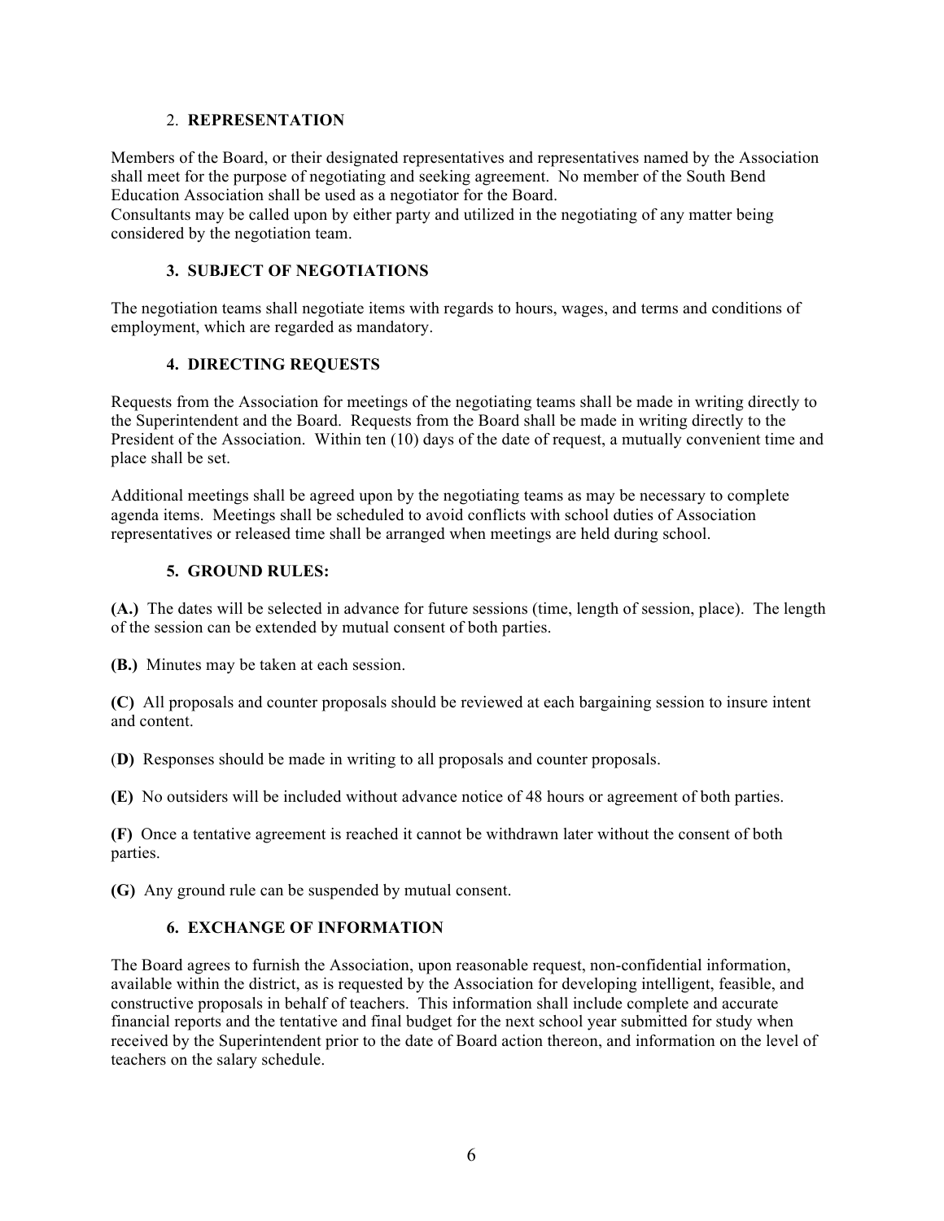### 2. **REPRESENTATION**

Members of the Board, or their designated representatives and representatives named by the Association shall meet for the purpose of negotiating and seeking agreement. No member of the South Bend Education Association shall be used as a negotiator for the Board.
Consultants may be called upon by either party and utilized in the negotiating of any matter being considered by the negotiation team.

### 3. SUBJECT OF NEGOTIATIONS

The negotiation teams shall negotiate items with regards to hours, wages, and terms and conditions of employment, which are regarded as mandatory.

### 4. DIRECTING REQUESTS

Requests from the Association for meetings of the negotiating teams shall be made in writing directly to the Superintendent and the Board. Requests from the Board shall be made in writing directly to the President of the Association. Within ten (10) days of the date of request, a mutually convenient time and place shall be set.

Additional meetings shall be agreed upon by the negotiating teams as may be necessary to complete agenda items. Meetings shall be scheduled to avoid conflicts with school duties of Association representatives or released time shall be arranged when meetings are held during school.

### 5. GROUND RULES:

**(A.)** The dates will be selected in advance for future sessions (time, length of session, place). The length of the session can be extended by mutual consent of both parties.

**(B.)** Minutes may be taken at each session.

**(C)** All proposals and counter proposals should be reviewed at each bargaining session to insure intent and content.

(**D)** Responses should be made in writing to all proposals and counter proposals.

**(E)** No outsiders will be included without advance notice of 48 hours or agreement of both parties.

**(F)** Once a tentative agreement is reached it cannot be withdrawn later without the consent of both parties.

**(G)** Any ground rule can be suspended by mutual consent.

### 6. EXCHANGE OF INFORMATION

The Board agrees to furnish the Association, upon reasonable request, non-confidential information, available within the district, as is requested by the Association for developing intelligent, feasible, and constructive proposals in behalf of teachers. This information shall include complete and accurate financial reports and the tentative and final budget for the next school year submitted for study when received by the Superintendent prior to the date of Board action thereon, and information on the level of teachers on the salary schedule.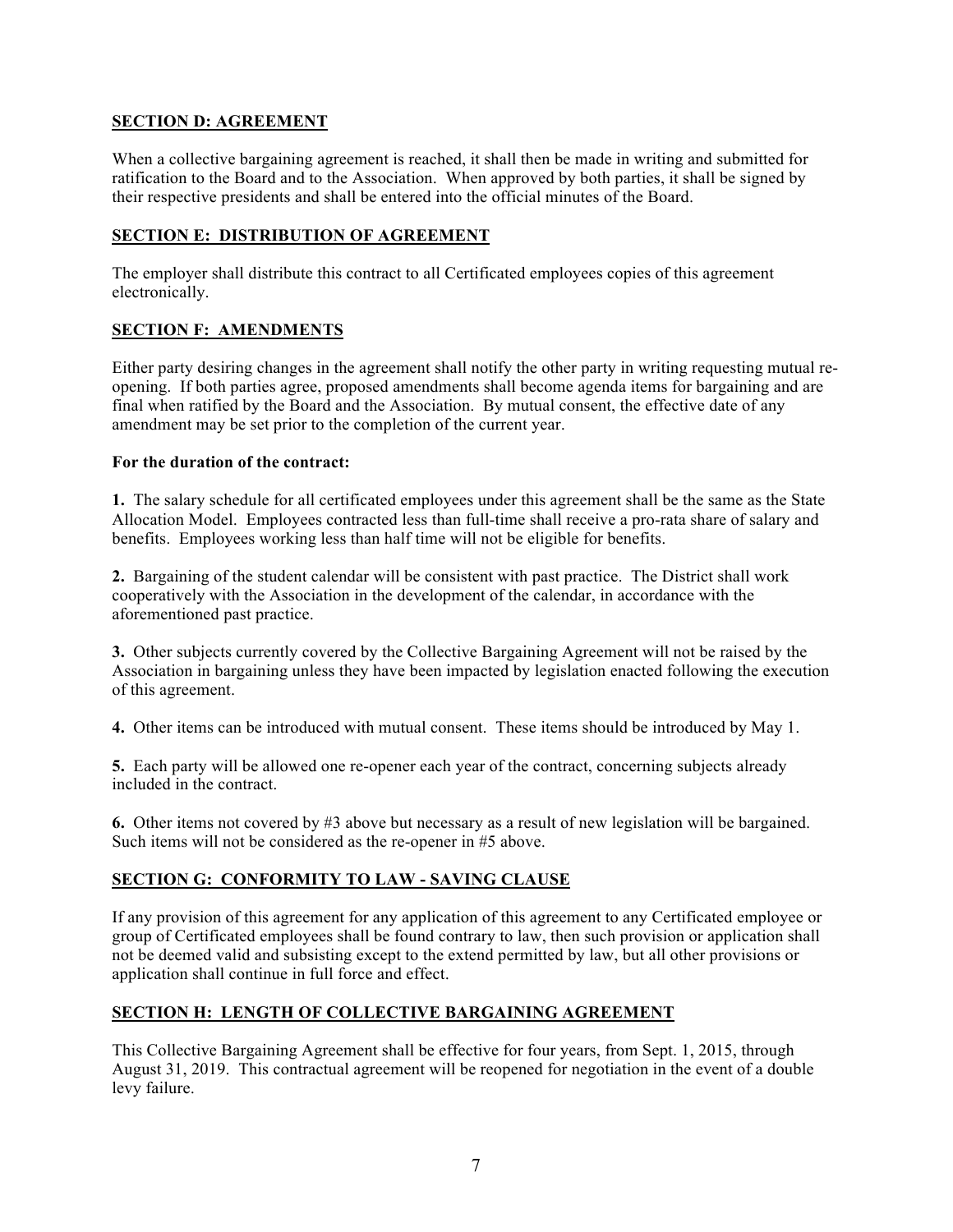## SECTION D: AGREEMENT

When a collective bargaining agreement is reached, it shall then be made in writing and submitted for ratification to the Board and to the Association. When approved by both parties, it shall be signed by their respective presidents and shall be entered into the official minutes of the Board.

## SECTION E: DISTRIBUTION OF AGREEMENT

The employer shall distribute this contract to all Certificated employees copies of this agreement electronically.

## SECTION F: AMENDMENTS

Either party desiring changes in the agreement shall notify the other party in writing requesting mutual re-opening. If both parties agree, proposed amendments shall become agenda items for bargaining and are final when ratified by the Board and the Association. By mutual consent, the effective date of any amendment may be set prior to the completion of the current year.

**For the duration of the contract:**

**1.** The salary schedule for all certificated employees under this agreement shall be the same as the State Allocation Model. Employees contracted less than full-time shall receive a pro-rata share of salary and benefits. Employees working less than half time will not be eligible for benefits.

**2.** Bargaining of the student calendar will be consistent with past practice. The District shall work cooperatively with the Association in the development of the calendar, in accordance with the aforementioned past practice.

**3.** Other subjects currently covered by the Collective Bargaining Agreement will not be raised by the Association in bargaining unless they have been impacted by legislation enacted following the execution of this agreement.

**4.** Other items can be introduced with mutual consent. These items should be introduced by May 1.

**5.** Each party will be allowed one re-opener each year of the contract, concerning subjects already included in the contract.

**6.** Other items not covered by #3 above but necessary as a result of new legislation will be bargained. Such items will not be considered as the re-opener in #5 above.

## SECTION G: CONFORMITY TO LAW - SAVING CLAUSE

If any provision of this agreement for any application of this agreement to any Certificated employee or group of Certificated employees shall be found contrary to law, then such provision or application shall not be deemed valid and subsisting except to the extend permitted by law, but all other provisions or application shall continue in full force and effect.

## SECTION H: LENGTH OF COLLECTIVE BARGAINING AGREEMENT

This Collective Bargaining Agreement shall be effective for four years, from Sept. 1, 2015, through August 31, 2019. This contractual agreement will be reopened for negotiation in the event of a double levy failure.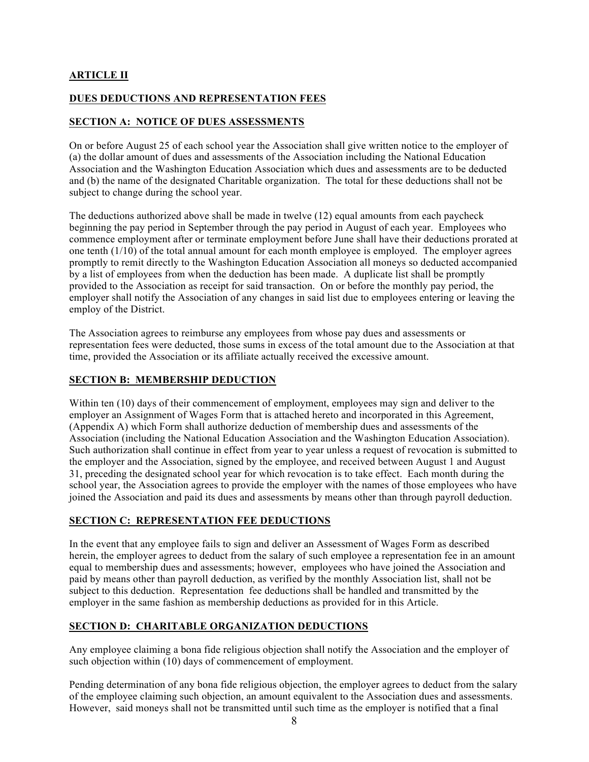## ARTICLE II

## DUES DEDUCTIONS AND REPRESENTATION FEES

### SECTION A: NOTICE OF DUES ASSESSMENTS

On or before August 25 of each school year the Association shall give written notice to the employer of (a) the dollar amount of dues and assessments of the Association including the National Education Association and the Washington Education Association which dues and assessments are to be deducted and (b) the name of the designated Charitable organization. The total for these deductions shall not be subject to change during the school year.

The deductions authorized above shall be made in twelve (12) equal amounts from each paycheck beginning the pay period in September through the pay period in August of each year. Employees who commence employment after or terminate employment before June shall have their deductions prorated at one tenth (1/10) of the total annual amount for each month employee is employed. The employer agrees promptly to remit directly to the Washington Education Association all moneys so deducted accompanied by a list of employees from when the deduction has been made. A duplicate list shall be promptly provided to the Association as receipt for said transaction. On or before the monthly pay period, the employer shall notify the Association of any changes in said list due to employees entering or leaving the employ of the District.

The Association agrees to reimburse any employees from whose pay dues and assessments or representation fees were deducted, those sums in excess of the total amount due to the Association at that time, provided the Association or its affiliate actually received the excessive amount.

### SECTION B: MEMBERSHIP DEDUCTION

Within ten (10) days of their commencement of employment, employees may sign and deliver to the employer an Assignment of Wages Form that is attached hereto and incorporated in this Agreement, (Appendix A) which Form shall authorize deduction of membership dues and assessments of the Association (including the National Education Association and the Washington Education Association). Such authorization shall continue in effect from year to year unless a request of revocation is submitted to the employer and the Association, signed by the employee, and received between August 1 and August 31, preceding the designated school year for which revocation is to take effect. Each month during the school year, the Association agrees to provide the employer with the names of those employees who have joined the Association and paid its dues and assessments by means other than through payroll deduction.

### SECTION C: REPRESENTATION FEE DEDUCTIONS

In the event that any employee fails to sign and deliver an Assessment of Wages Form as described herein, the employer agrees to deduct from the salary of such employee a representation fee in an amount equal to membership dues and assessments; however, employees who have joined the Association and paid by means other than payroll deduction, as verified by the monthly Association list, shall not be subject to this deduction. Representation fee deductions shall be handled and transmitted by the employer in the same fashion as membership deductions as provided for in this Article.

### SECTION D: CHARITABLE ORGANIZATION DEDUCTIONS

Any employee claiming a bona fide religious objection shall notify the Association and the employer of such objection within (10) days of commencement of employment.

Pending determination of any bona fide religious objection, the employer agrees to deduct from the salary of the employee claiming such objection, an amount equivalent to the Association dues and assessments. However, said moneys shall not be transmitted until such time as the employer is notified that a final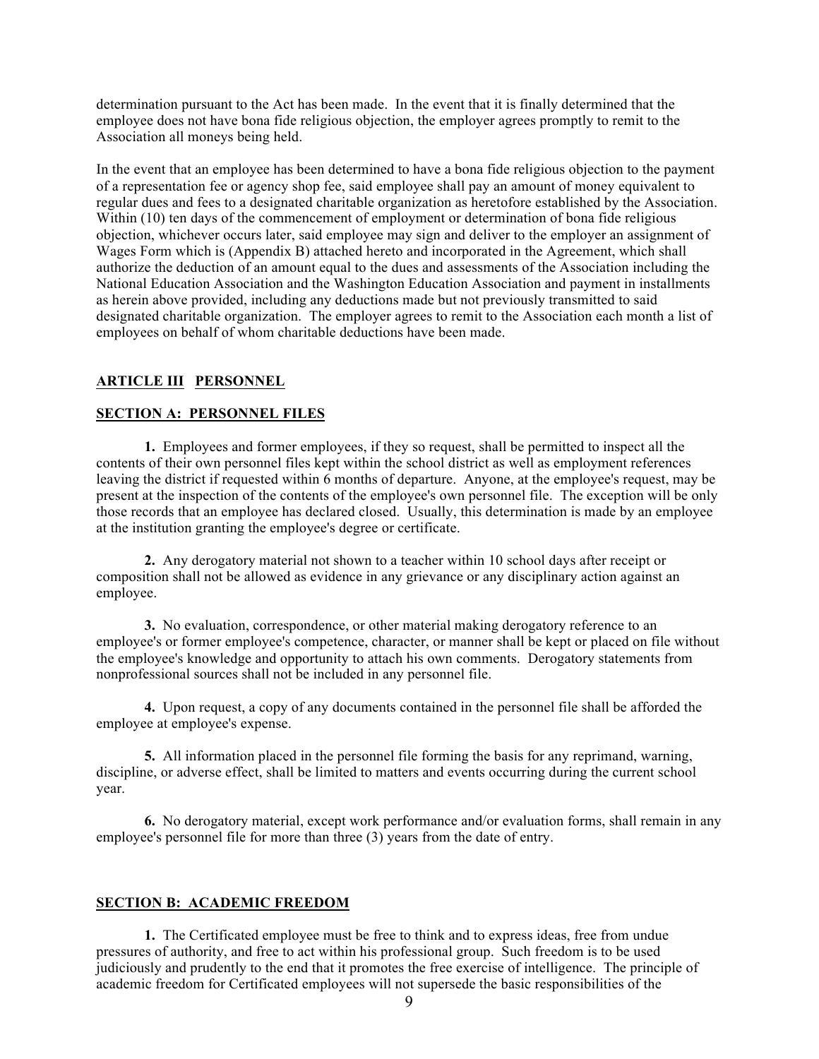determination pursuant to the Act has been made. In the event that it is finally determined that the employee does not have bona fide religious objection, the employer agrees promptly to remit to the Association all moneys being held.

In the event that an employee has been determined to have a bona fide religious objection to the payment of a representation fee or agency shop fee, said employee shall pay an amount of money equivalent to regular dues and fees to a designated charitable organization as heretofore established by the Association. Within (10) ten days of the commencement of employment or determination of bona fide religious objection, whichever occurs later, said employee may sign and deliver to the employer an assignment of Wages Form which is (Appendix B) attached hereto and incorporated in the Agreement, which shall authorize the deduction of an amount equal to the dues and assessments of the Association including the National Education Association and the Washington Education Association and payment in installments as herein above provided, including any deductions made but not previously transmitted to said designated charitable organization. The employer agrees to remit to the Association each month a list of employees on behalf of whom charitable deductions have been made.

## ARTICLE III PERSONNEL

### SECTION A: PERSONNEL FILES

**1.** Employees and former employees, if they so request, shall be permitted to inspect all the contents of their own personnel files kept within the school district as well as employment references leaving the district if requested within 6 months of departure. Anyone, at the employee's request, may be present at the inspection of the contents of the employee's own personnel file. The exception will be only those records that an employee has declared closed. Usually, this determination is made by an employee at the institution granting the employee's degree or certificate.

**2.** Any derogatory material not shown to a teacher within 10 school days after receipt or composition shall not be allowed as evidence in any grievance or any disciplinary action against an employee.

**3.** No evaluation, correspondence, or other material making derogatory reference to an employee's or former employee's competence, character, or manner shall be kept or placed on file without the employee's knowledge and opportunity to attach his own comments. Derogatory statements from nonprofessional sources shall not be included in any personnel file.

**4.** Upon request, a copy of any documents contained in the personnel file shall be afforded the employee at employee's expense.

**5.** All information placed in the personnel file forming the basis for any reprimand, warning, discipline, or adverse effect, shall be limited to matters and events occurring during the current school year.

**6.** No derogatory material, except work performance and/or evaluation forms, shall remain in any employee's personnel file for more than three (3) years from the date of entry.

### SECTION B: ACADEMIC FREEDOM

**1.** The Certificated employee must be free to think and to express ideas, free from undue pressures of authority, and free to act within his professional group. Such freedom is to be used judiciously and prudently to the end that it promotes the free exercise of intelligence. The principle of academic freedom for Certificated employees will not supersede the basic responsibilities of the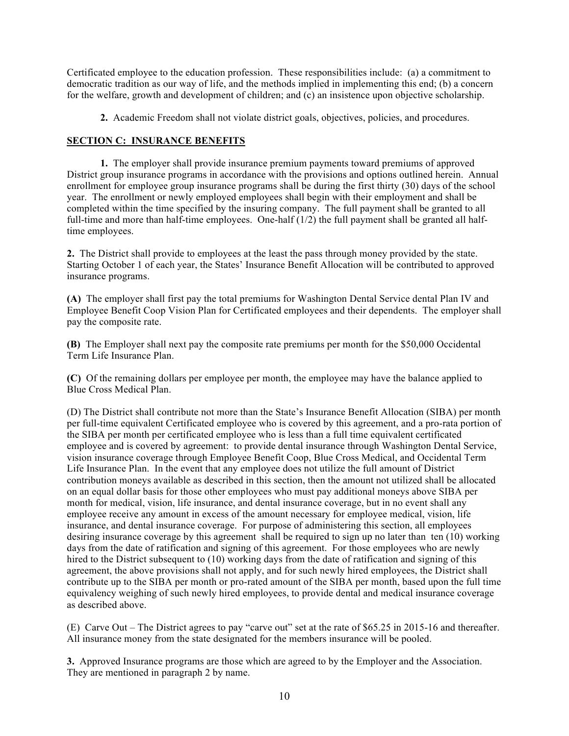Certificated employee to the education profession. These responsibilities include: (a) a commitment to democratic tradition as our way of life, and the methods implied in implementing this end; (b) a concern for the welfare, growth and development of children; and (c) an insistence upon objective scholarship.

**2.** Academic Freedom shall not violate district goals, objectives, policies, and procedures.

## SECTION C: INSURANCE BENEFITS

**1.** The employer shall provide insurance premium payments toward premiums of approved District group insurance programs in accordance with the provisions and options outlined herein. Annual enrollment for employee group insurance programs shall be during the first thirty (30) days of the school year. The enrollment or newly employed employees shall begin with their employment and shall be completed within the time specified by the insuring company. The full payment shall be granted to all full-time and more than half-time employees. One-half (1/2) the full payment shall be granted all half-time employees.

**2.** The District shall provide to employees at the least the pass through money provided by the state. Starting October 1 of each year, the States' Insurance Benefit Allocation will be contributed to approved insurance programs.

**(A)** The employer shall first pay the total premiums for Washington Dental Service dental Plan IV and Employee Benefit Coop Vision Plan for Certificated employees and their dependents. The employer shall pay the composite rate.

**(B)** The Employer shall next pay the composite rate premiums per month for the $50,000 Occidental Term Life Insurance Plan.

**(C)** Of the remaining dollars per employee per month, the employee may have the balance applied to Blue Cross Medical Plan.

(D) The District shall contribute not more than the State's Insurance Benefit Allocation (SIBA) per month per full-time equivalent Certificated employee who is covered by this agreement, and a pro-rata portion of the SIBA per month per certificated employee who is less than a full time equivalent certificated employee and is covered by agreement: to provide dental insurance through Washington Dental Service, vision insurance coverage through Employee Benefit Coop, Blue Cross Medical, and Occidental Term Life Insurance Plan. In the event that any employee does not utilize the full amount of District contribution moneys available as described in this section, then the amount not utilized shall be allocated on an equal dollar basis for those other employees who must pay additional moneys above SIBA per month for medical, vision, life insurance, and dental insurance coverage, but in no event shall any employee receive any amount in excess of the amount necessary for employee medical, vision, life insurance, and dental insurance coverage. For purpose of administering this section, all employees desiring insurance coverage by this agreement shall be required to sign up no later than ten (10) working days from the date of ratification and signing of this agreement. For those employees who are newly hired to the District subsequent to (10) working days from the date of ratification and signing of this agreement, the above provisions shall not apply, and for such newly hired employees, the District shall contribute up to the SIBA per month or pro-rated amount of the SIBA per month, based upon the full time equivalency weighing of such newly hired employees, to provide dental and medical insurance coverage as described above.

(E) Carve Out – The District agrees to pay "carve out" set at the rate of $65.25 in 2015-16 and thereafter. All insurance money from the state designated for the members insurance will be pooled.

**3.** Approved Insurance programs are those which are agreed to by the Employer and the Association. They are mentioned in paragraph 2 by name.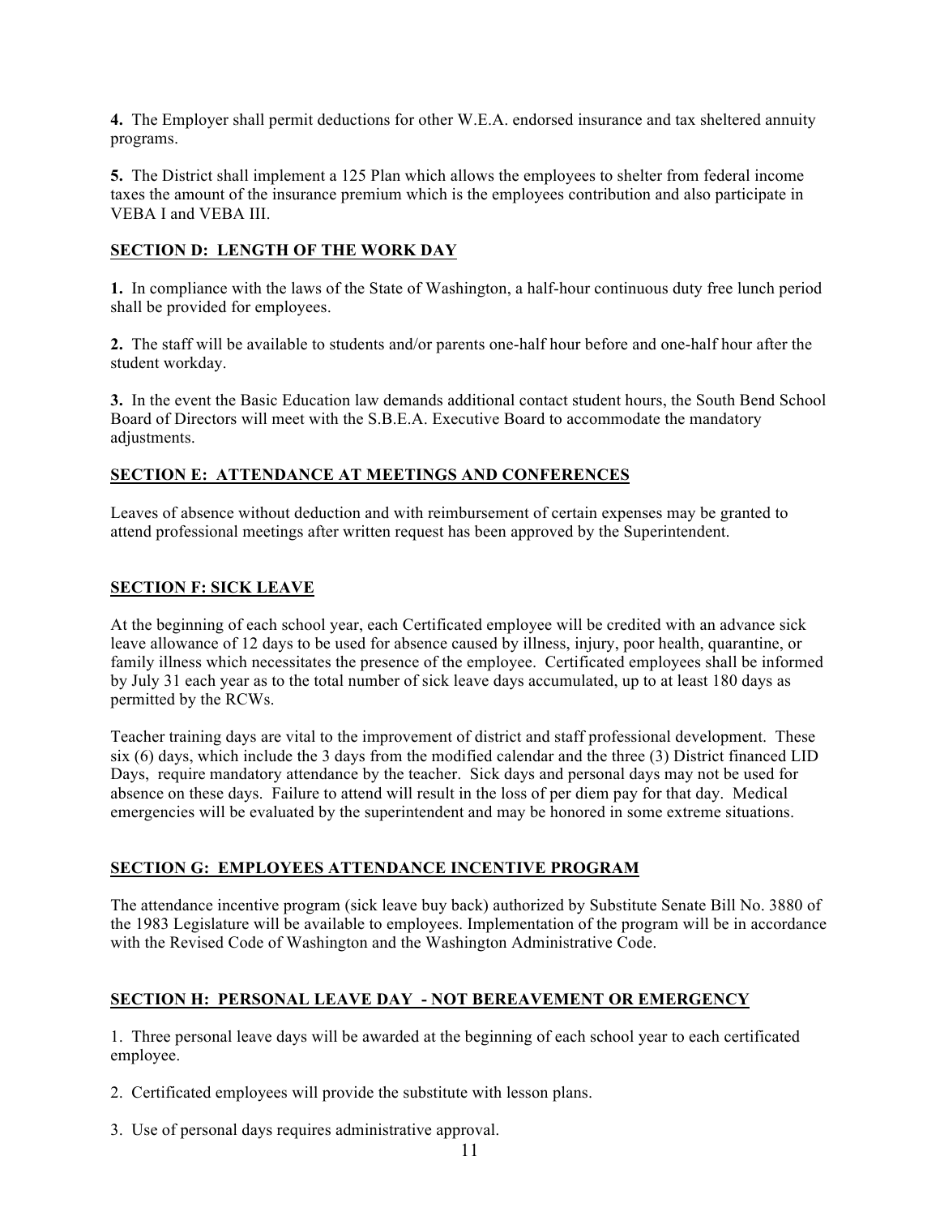**4.** The Employer shall permit deductions for other W.E.A. endorsed insurance and tax sheltered annuity programs.

**5.** The District shall implement a 125 Plan which allows the employees to shelter from federal income taxes the amount of the insurance premium which is the employees contribution and also participate in VEBA I and VEBA III.

**SECTION D: LENGTH OF THE WORK DAY**

**1.** In compliance with the laws of the State of Washington, a half-hour continuous duty free lunch period shall be provided for employees.

**2.** The staff will be available to students and/or parents one-half hour before and one-half hour after the student workday.

**3.** In the event the Basic Education law demands additional contact student hours, the South Bend School Board of Directors will meet with the S.B.E.A. Executive Board to accommodate the mandatory adjustments.

**SECTION E: ATTENDANCE AT MEETINGS AND CONFERENCES**

Leaves of absence without deduction and with reimbursement of certain expenses may be granted to attend professional meetings after written request has been approved by the Superintendent.

**SECTION F: SICK LEAVE**

At the beginning of each school year, each Certificated employee will be credited with an advance sick leave allowance of 12 days to be used for absence caused by illness, injury, poor health, quarantine, or family illness which necessitates the presence of the employee. Certificated employees shall be informed by July 31 each year as to the total number of sick leave days accumulated, up to at least 180 days as permitted by the RCWs.

Teacher training days are vital to the improvement of district and staff professional development. These six (6) days, which include the 3 days from the modified calendar and the three (3) District financed LID Days, require mandatory attendance by the teacher. Sick days and personal days may not be used for absence on these days. Failure to attend will result in the loss of per diem pay for that day. Medical emergencies will be evaluated by the superintendent and may be honored in some extreme situations.

**SECTION G: EMPLOYEES ATTENDANCE INCENTIVE PROGRAM**

The attendance incentive program (sick leave buy back) authorized by Substitute Senate Bill No. 3880 of the 1983 Legislature will be available to employees. Implementation of the program will be in accordance with the Revised Code of Washington and the Washington Administrative Code.

**SECTION H: PERSONAL LEAVE DAY - NOT BEREAVEMENT OR EMERGENCY**

1. Three personal leave days will be awarded at the beginning of each school year to each certificated employee.

2. Certificated employees will provide the substitute with lesson plans.

3. Use of personal days requires administrative approval.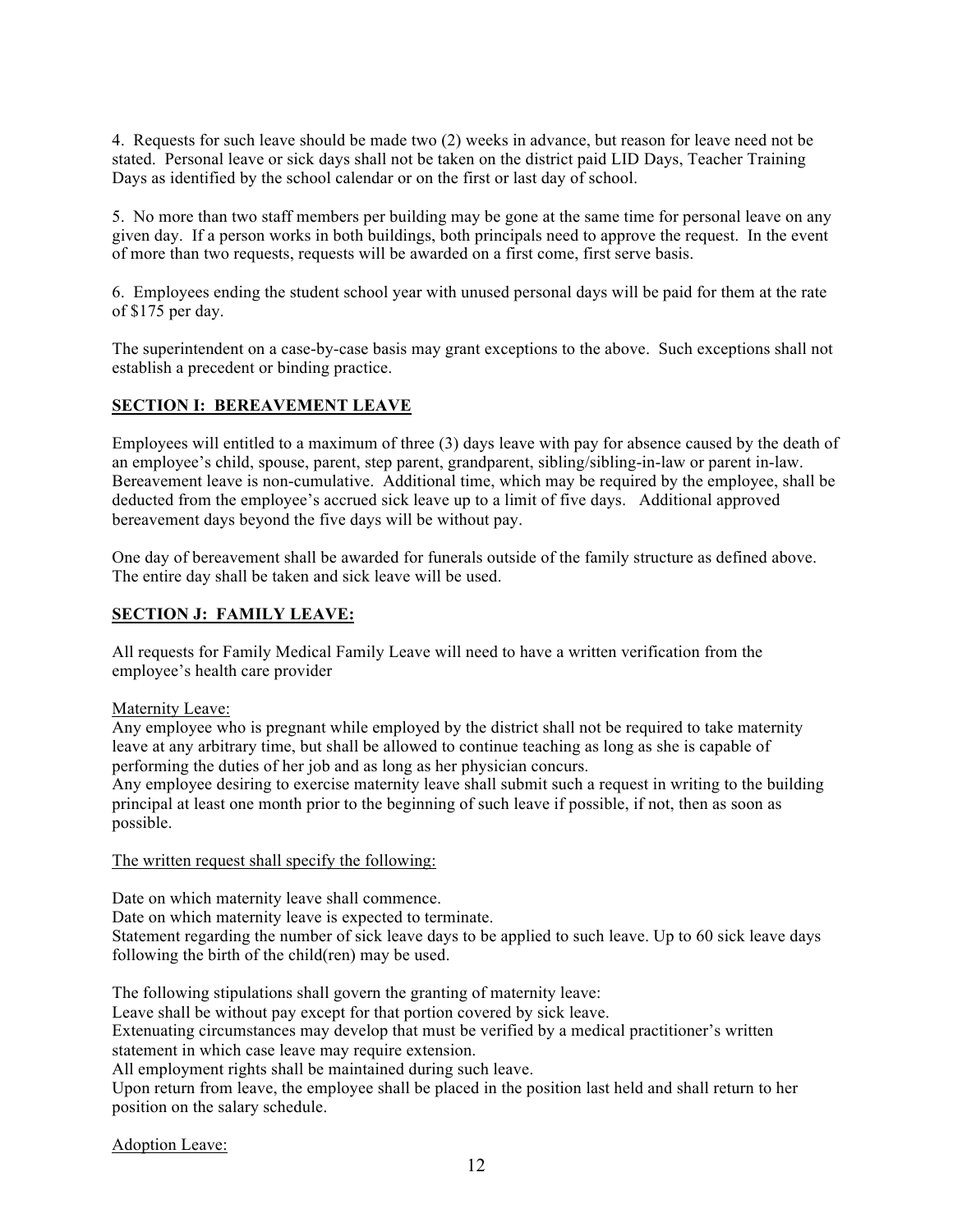4. Requests for such leave should be made two (2) weeks in advance, but reason for leave need not be stated. Personal leave or sick days shall not be taken on the district paid LID Days, Teacher Training Days as identified by the school calendar or on the first or last day of school.

5. No more than two staff members per building may be gone at the same time for personal leave on any given day. If a person works in both buildings, both principals need to approve the request. In the event of more than two requests, requests will be awarded on a first come, first serve basis.

6. Employees ending the student school year with unused personal days will be paid for them at the rate of $175 per day.

The superintendent on a case-by-case basis may grant exceptions to the above. Such exceptions shall not establish a precedent or binding practice.

## SECTION I: BEREAVEMENT LEAVE

Employees will entitled to a maximum of three (3) days leave with pay for absence caused by the death of an employee's child, spouse, parent, step parent, grandparent, sibling/sibling-in-law or parent in-law. Bereavement leave is non-cumulative. Additional time, which may be required by the employee, shall be deducted from the employee's accrued sick leave up to a limit of five days. Additional approved bereavement days beyond the five days will be without pay.

One day of bereavement shall be awarded for funerals outside of the family structure as defined above. The entire day shall be taken and sick leave will be used.

## SECTION J: FAMILY LEAVE:

All requests for Family Medical Family Leave will need to have a written verification from the employee's health care provider

Maternity Leave:

Any employee who is pregnant while employed by the district shall not be required to take maternity leave at any arbitrary time, but shall be allowed to continue teaching as long as she is capable of performing the duties of her job and as long as her physician concurs.

Any employee desiring to exercise maternity leave shall submit such a request in writing to the building principal at least one month prior to the beginning of such leave if possible, if not, then as soon as possible.

The written request shall specify the following:

Date on which maternity leave shall commence.

Date on which maternity leave is expected to terminate.

Statement regarding the number of sick leave days to be applied to such leave. Up to 60 sick leave days following the birth of the child(ren) may be used.

The following stipulations shall govern the granting of maternity leave:

Leave shall be without pay except for that portion covered by sick leave.

Extenuating circumstances may develop that must be verified by a medical practitioner's written statement in which case leave may require extension.

All employment rights shall be maintained during such leave.

Upon return from leave, the employee shall be placed in the position last held and shall return to her position on the salary schedule.

Adoption Leave: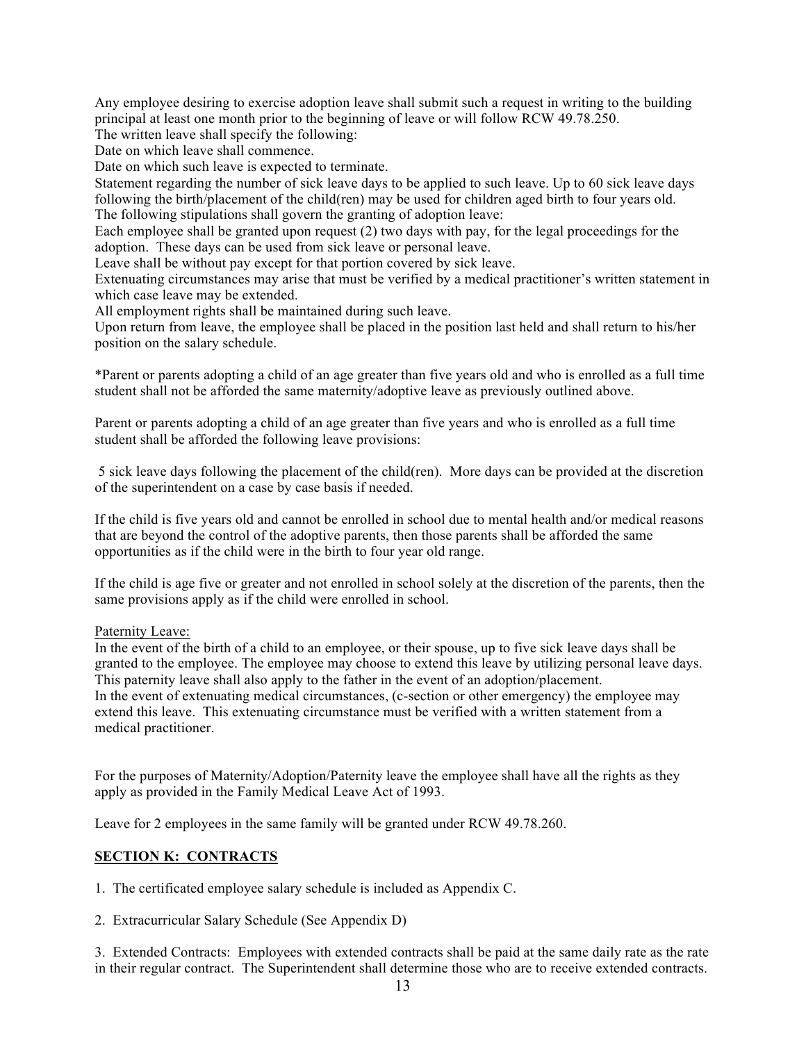Any employee desiring to exercise adoption leave shall submit such a request in writing to the building principal at least one month prior to the beginning of leave or will follow RCW 49.78.250.
The written leave shall specify the following:
Date on which leave shall commence.
Date on which such leave is expected to terminate.
Statement regarding the number of sick leave days to be applied to such leave. Up to 60 sick leave days following the birth/placement of the child(ren) may be used for children aged birth to four years old.
The following stipulations shall govern the granting of adoption leave:
Each employee shall be granted upon request (2) two days with pay, for the legal proceedings for the adoption. These days can be used from sick leave or personal leave.
Leave shall be without pay except for that portion covered by sick leave.
Extenuating circumstances may arise that must be verified by a medical practitioner's written statement in which case leave may be extended.
All employment rights shall be maintained during such leave.
Upon return from leave, the employee shall be placed in the position last held and shall return to his/her position on the salary schedule.

*Parent or parents adopting a child of an age greater than five years old and who is enrolled as a full time student shall not be afforded the same maternity/adoptive leave as previously outlined above.

Parent or parents adopting a child of an age greater than five years and who is enrolled as a full time student shall be afforded the following leave provisions:

5 sick leave days following the placement of the child(ren). More days can be provided at the discretion of the superintendent on a case by case basis if needed.

If the child is five years old and cannot be enrolled in school due to mental health and/or medical reasons that are beyond the control of the adoptive parents, then those parents shall be afforded the same opportunities as if the child were in the birth to four year old range.

If the child is age five or greater and not enrolled in school solely at the discretion of the parents, then the same provisions apply as if the child were enrolled in school.

Paternity Leave:
In the event of the birth of a child to an employee, or their spouse, up to five sick leave days shall be granted to the employee. The employee may choose to extend this leave by utilizing personal leave days. This paternity leave shall also apply to the father in the event of an adoption/placement.
In the event of extenuating medical circumstances, (c-section or other emergency) the employee may extend this leave. This extenuating circumstance must be verified with a written statement from a medical practitioner.

For the purposes of Maternity/Adoption/Paternity leave the employee shall have all the rights as they apply as provided in the Family Medical Leave Act of 1993.

Leave for 2 employees in the same family will be granted under RCW 49.78.260.

## SECTION K: CONTRACTS

1. The certificated employee salary schedule is included as Appendix C.

2. Extracurricular Salary Schedule (See Appendix D)

3. Extended Contracts: Employees with extended contracts shall be paid at the same daily rate as the rate in their regular contract. The Superintendent shall determine those who are to receive extended contracts.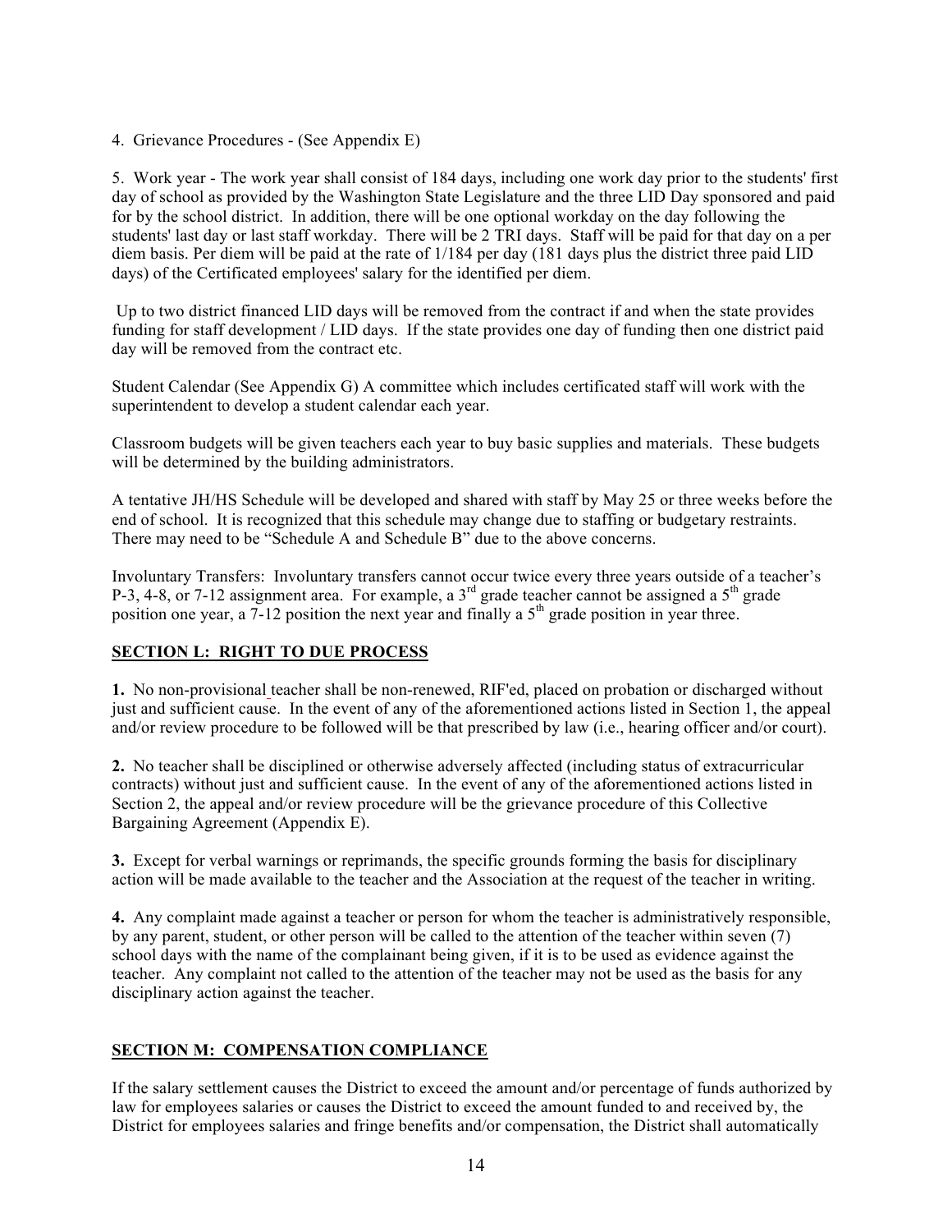4. Grievance Procedures - (See Appendix E)

5. Work year - The work year shall consist of 184 days, including one work day prior to the students' first day of school as provided by the Washington State Legislature and the three LID Day sponsored and paid for by the school district. In addition, there will be one optional workday on the day following the students' last day or last staff workday. There will be 2 TRI days. Staff will be paid for that day on a per diem basis. Per diem will be paid at the rate of 1/184 per day (181 days plus the district three paid LID days) of the Certificated employees' salary for the identified per diem.

Up to two district financed LID days will be removed from the contract if and when the state provides funding for staff development / LID days. If the state provides one day of funding then one district paid day will be removed from the contract etc.

Student Calendar (See Appendix G) A committee which includes certificated staff will work with the superintendent to develop a student calendar each year.

Classroom budgets will be given teachers each year to buy basic supplies and materials. These budgets will be determined by the building administrators.

A tentative JH/HS Schedule will be developed and shared with staff by May 25 or three weeks before the end of school. It is recognized that this schedule may change due to staffing or budgetary restraints. There may need to be "Schedule A and Schedule B" due to the above concerns.

Involuntary Transfers: Involuntary transfers cannot occur twice every three years outside of a teacher's P-3, 4-8, or 7-12 assignment area. For example, a 3rd grade teacher cannot be assigned a 5th grade position one year, a 7-12 position the next year and finally a 5th grade position in year three.

## SECTION L: RIGHT TO DUE PROCESS

**1.** No non-provisional teacher shall be non-renewed, RIF'ed, placed on probation or discharged without just and sufficient cause. In the event of any of the aforementioned actions listed in Section 1, the appeal and/or review procedure to be followed will be that prescribed by law (i.e., hearing officer and/or court).

**2.** No teacher shall be disciplined or otherwise adversely affected (including status of extracurricular contracts) without just and sufficient cause. In the event of any of the aforementioned actions listed in Section 2, the appeal and/or review procedure will be the grievance procedure of this Collective Bargaining Agreement (Appendix E).

**3.** Except for verbal warnings or reprimands, the specific grounds forming the basis for disciplinary action will be made available to the teacher and the Association at the request of the teacher in writing.

**4.** Any complaint made against a teacher or person for whom the teacher is administratively responsible, by any parent, student, or other person will be called to the attention of the teacher within seven (7) school days with the name of the complainant being given, if it is to be used as evidence against the teacher. Any complaint not called to the attention of the teacher may not be used as the basis for any disciplinary action against the teacher.

## SECTION M: COMPENSATION COMPLIANCE

If the salary settlement causes the District to exceed the amount and/or percentage of funds authorized by law for employees salaries or causes the District to exceed the amount funded to and received by, the District for employees salaries and fringe benefits and/or compensation, the District shall automatically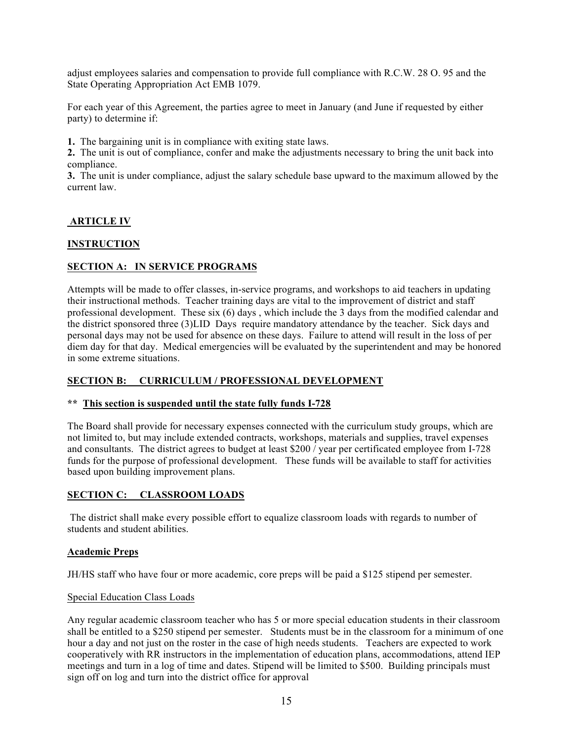adjust employees salaries and compensation to provide full compliance with R.C.W. 28 O. 95 and the State Operating Appropriation Act EMB 1079.

For each year of this Agreement, the parties agree to meet in January (and June if requested by either party) to determine if:

**1.** The bargaining unit is in compliance with exiting state laws.
**2.** The unit is out of compliance, confer and make the adjustments necessary to bring the unit back into compliance.
**3.** The unit is under compliance, adjust the salary schedule base upward to the maximum allowed by the current law.

## ARTICLE IV

## INSTRUCTION

### SECTION A: IN SERVICE PROGRAMS

Attempts will be made to offer classes, in-service programs, and workshops to aid teachers in updating their instructional methods. Teacher training days are vital to the improvement of district and staff professional development. These six (6) days , which include the 3 days from the modified calendar and the district sponsored three (3)LID Days require mandatory attendance by the teacher. Sick days and personal days may not be used for absence on these days. Failure to attend will result in the loss of per diem day for that day. Medical emergencies will be evaluated by the superintendent and may be honored in some extreme situations.

### SECTION B: CURRICULUM / PROFESSIONAL DEVELOPMENT

**** This section is suspended until the state fully funds I-728**

The Board shall provide for necessary expenses connected with the curriculum study groups, which are not limited to, but may include extended contracts, workshops, materials and supplies, travel expenses and consultants. The district agrees to budget at least $200 / year per certificated employee from I-728 funds for the purpose of professional development. These funds will be available to staff for activities based upon building improvement plans.

### SECTION C: CLASSROOM LOADS

The district shall make every possible effort to equalize classroom loads with regards to number of students and student abilities.

**Academic Preps**

JH/HS staff who have four or more academic, core preps will be paid a $125 stipend per semester.

Special Education Class Loads

Any regular academic classroom teacher who has 5 or more special education students in their classroom shall be entitled to a $250 stipend per semester. Students must be in the classroom for a minimum of one hour a day and not just on the roster in the case of high needs students. Teachers are expected to work cooperatively with RR instructors in the implementation of education plans, accommodations, attend IEP meetings and turn in a log of time and dates. Stipend will be limited to $500. Building principals must sign off on log and turn into the district office for approval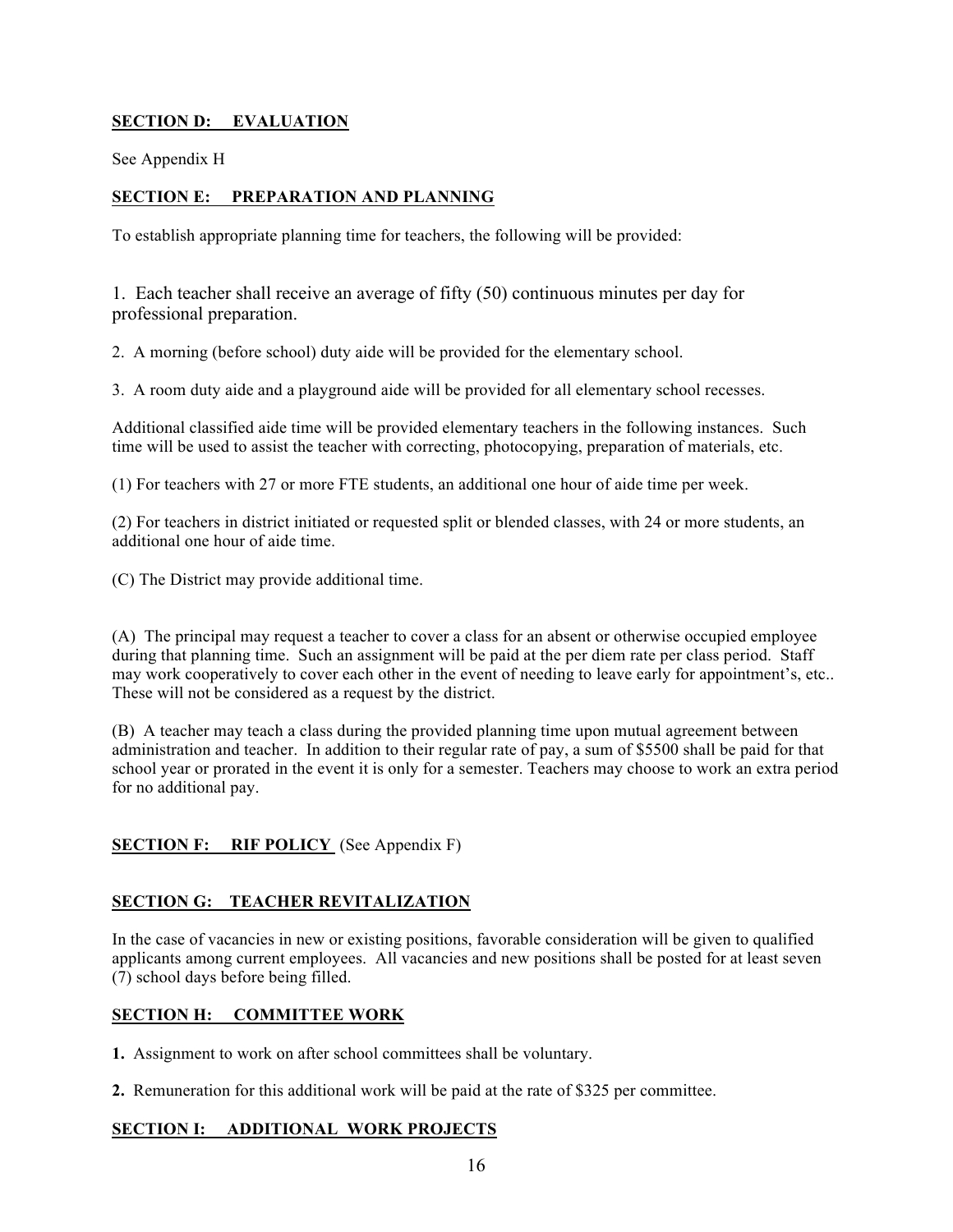**SECTION D: EVALUATION**

See Appendix H

**SECTION E: PREPARATION AND PLANNING**

To establish appropriate planning time for teachers, the following will be provided:

1. Each teacher shall receive an average of fifty (50) continuous minutes per day for professional preparation.

2. A morning (before school) duty aide will be provided for the elementary school.

3. A room duty aide and a playground aide will be provided for all elementary school recesses.

Additional classified aide time will be provided elementary teachers in the following instances. Such time will be used to assist the teacher with correcting, photocopying, preparation of materials, etc.

(1) For teachers with 27 or more FTE students, an additional one hour of aide time per week.

(2) For teachers in district initiated or requested split or blended classes, with 24 or more students, an additional one hour of aide time.

(C) The District may provide additional time.

(A) The principal may request a teacher to cover a class for an absent or otherwise occupied employee during that planning time. Such an assignment will be paid at the per diem rate per class period. Staff may work cooperatively to cover each other in the event of needing to leave early for appointment's, etc.. These will not be considered as a request by the district.

(B) A teacher may teach a class during the provided planning time upon mutual agreement between administration and teacher. In addition to their regular rate of pay, a sum of $5500 shall be paid for that school year or prorated in the event it is only for a semester. Teachers may choose to work an extra period for no additional pay.

**SECTION F: RIF POLICY** (See Appendix F)

**SECTION G: TEACHER REVITALIZATION**

In the case of vacancies in new or existing positions, favorable consideration will be given to qualified applicants among current employees. All vacancies and new positions shall be posted for at least seven (7) school days before being filled.

**SECTION H: COMMITTEE WORK**

**1.** Assignment to work on after school committees shall be voluntary.

**2.** Remuneration for this additional work will be paid at the rate of $325 per committee.

**SECTION I: ADDITIONAL WORK PROJECTS**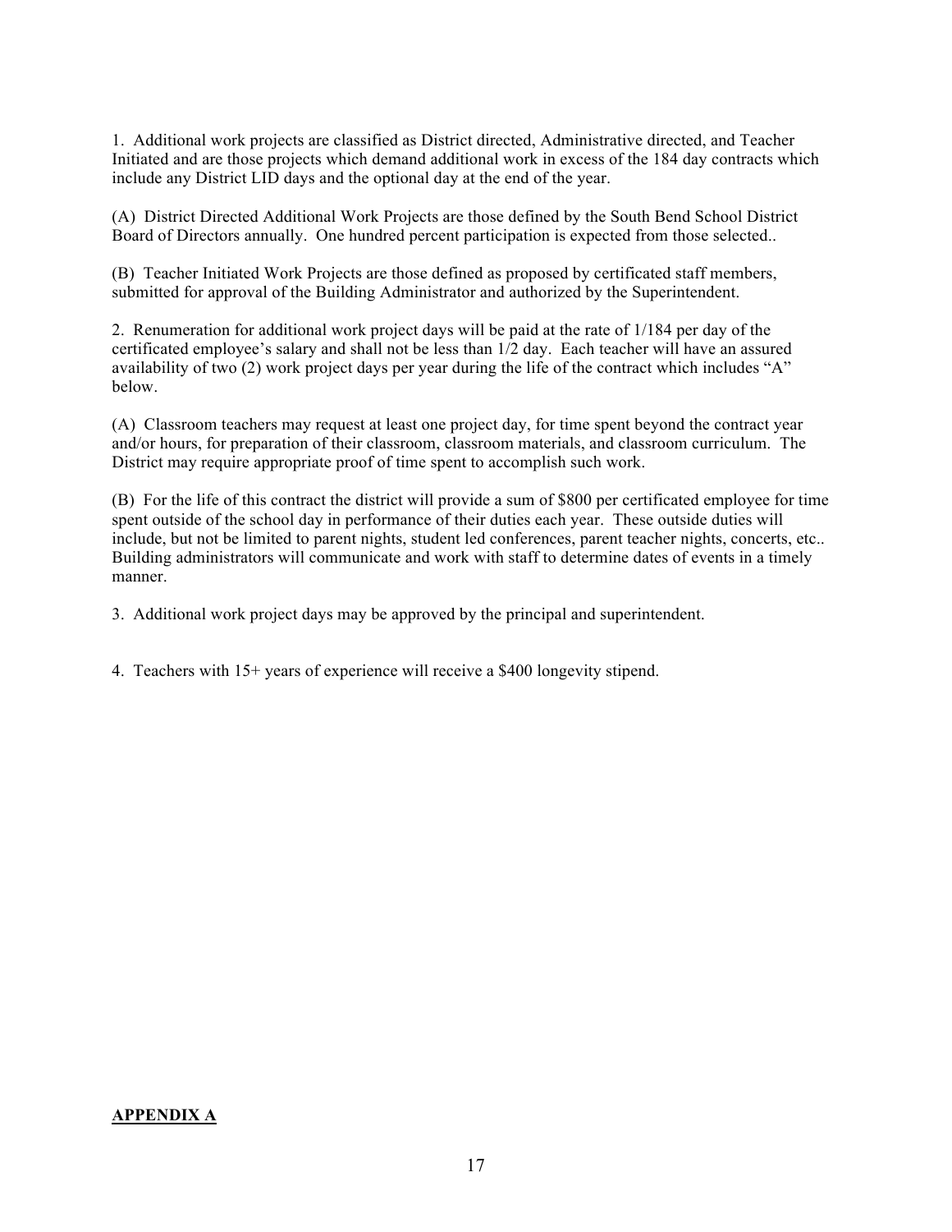1. Additional work projects are classified as District directed, Administrative directed, and Teacher Initiated and are those projects which demand additional work in excess of the 184 day contracts which include any District LID days and the optional day at the end of the year.

(A) District Directed Additional Work Projects are those defined by the South Bend School District Board of Directors annually. One hundred percent participation is expected from those selected..

(B) Teacher Initiated Work Projects are those defined as proposed by certificated staff members, submitted for approval of the Building Administrator and authorized by the Superintendent.

2. Renumeration for additional work project days will be paid at the rate of 1/184 per day of the certificated employee's salary and shall not be less than 1/2 day. Each teacher will have an assured availability of two (2) work project days per year during the life of the contract which includes "A" below.

(A) Classroom teachers may request at least one project day, for time spent beyond the contract year and/or hours, for preparation of their classroom, classroom materials, and classroom curriculum. The District may require appropriate proof of time spent to accomplish such work.

(B) For the life of this contract the district will provide a sum of $800 per certificated employee for time spent outside of the school day in performance of their duties each year. These outside duties will include, but not be limited to parent nights, student led conferences, parent teacher nights, concerts, etc.. Building administrators will communicate and work with staff to determine dates of events in a timely manner.

3. Additional work project days may be approved by the principal and superintendent.

4. Teachers with 15+ years of experience will receive a $400 longevity stipend.

**APPENDIX A**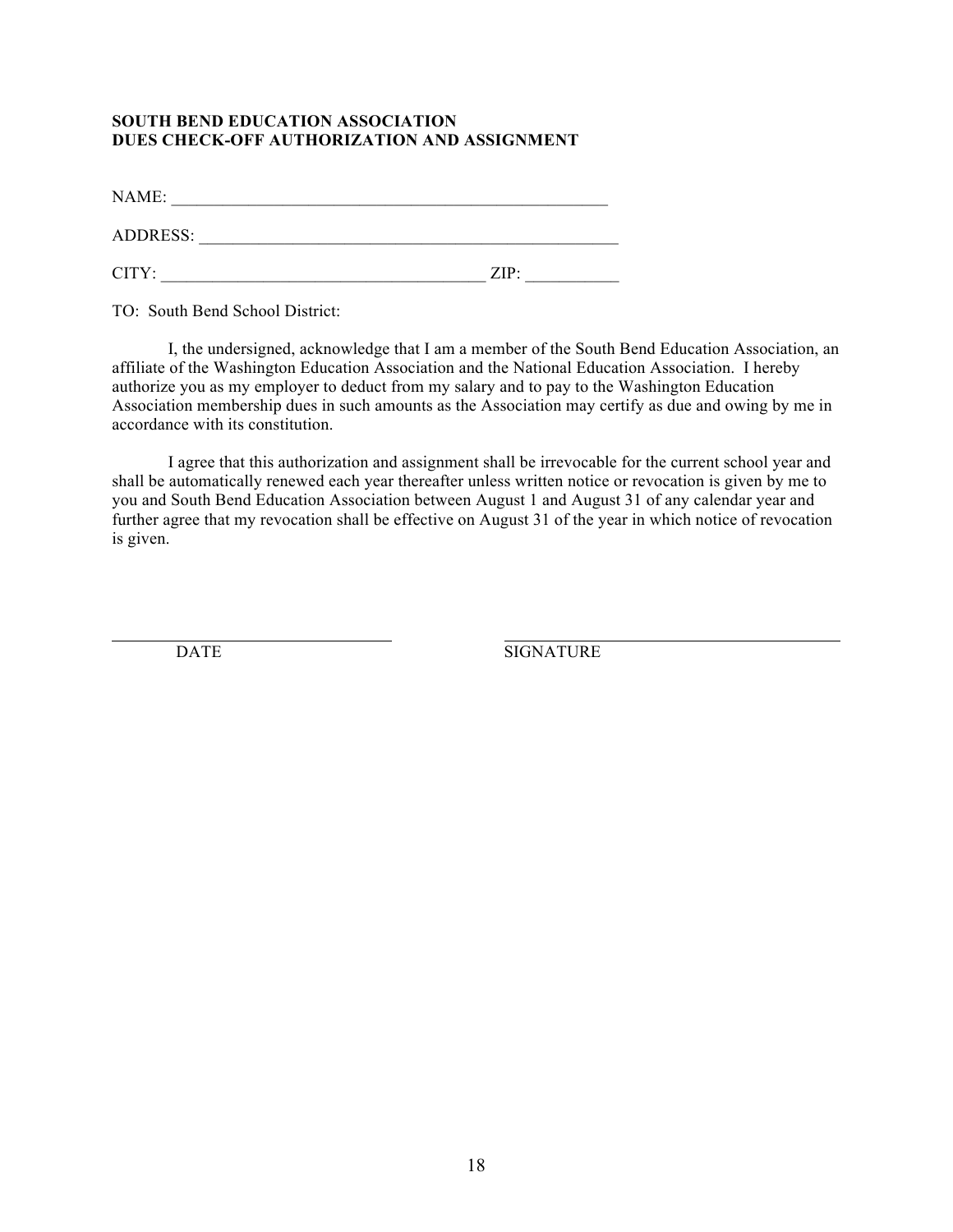**SOUTH BEND EDUCATION ASSOCIATION**
**DUES CHECK-OFF AUTHORIZATION AND ASSIGNMENT**

NAME: _____________________________________________________

ADDRESS: ___________________________________________________

CITY: ______________________________________ ZIP: ___________

TO: South Bend School District:

I, the undersigned, acknowledge that I am a member of the South Bend Education Association, an affiliate of the Washington Education Association and the National Education Association. I hereby authorize you as my employer to deduct from my salary and to pay to the Washington Education Association membership dues in such amounts as the Association may certify as due and owing by me in accordance with its constitution.

I agree that this authorization and assignment shall be irrevocable for the current school year and shall be automatically renewed each year thereafter unless written notice or revocation is given by me to you and South Bend Education Association between August 1 and August 31 of any calendar year and further agree that my revocation shall be effective on August 31 of the year in which notice of revocation is given.

_________________________________ _______________________________________

DATE SIGNATURE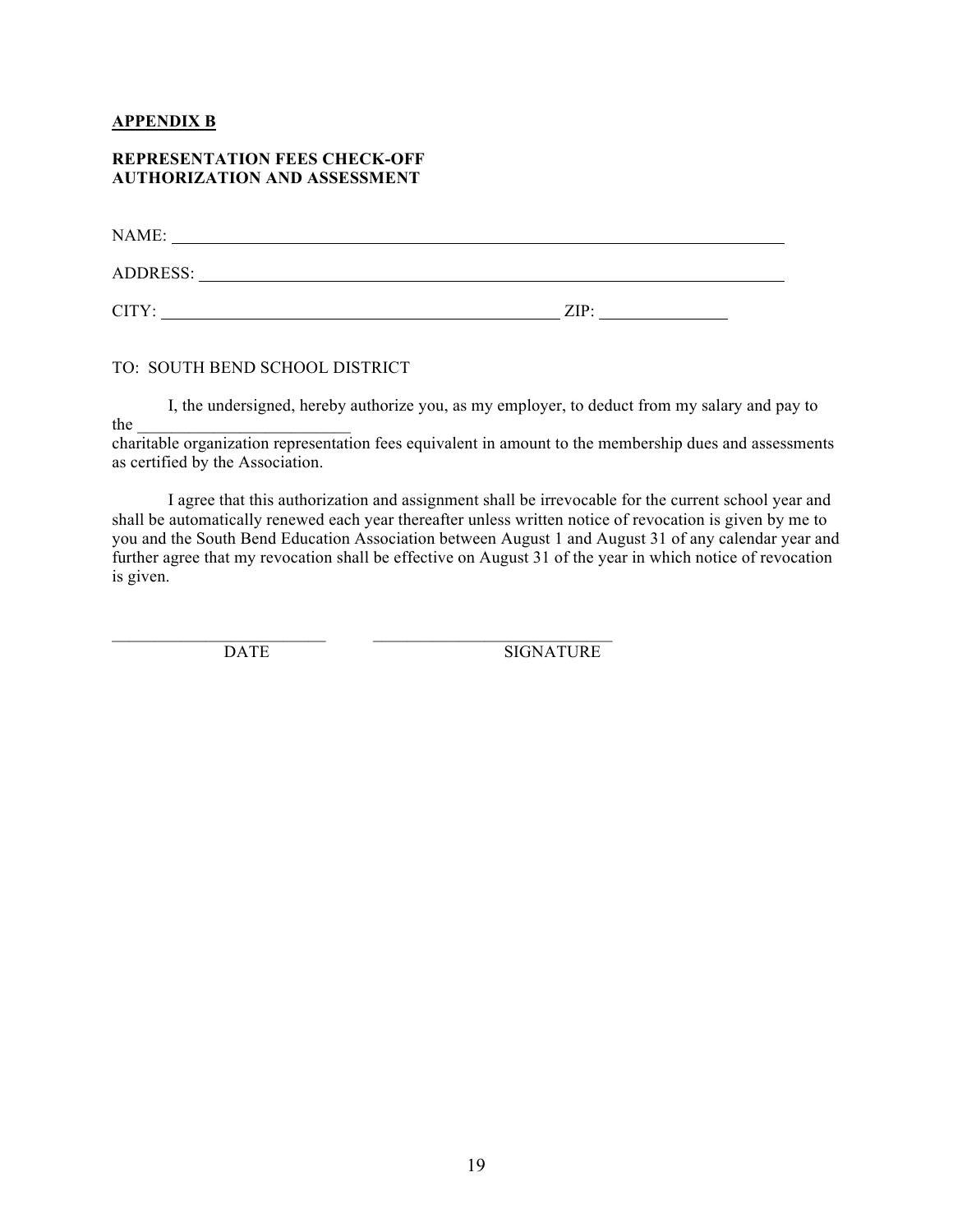**APPENDIX B**

**REPRESENTATION FEES CHECK-OFF AUTHORIZATION AND ASSESSMENT**

NAME: ___________________________________________________________________________

ADDRESS: ________________________________________________________________________

CITY: _____________________________________________ ZIP: ______________

TO: SOUTH BEND SCHOOL DISTRICT

I, the undersigned, hereby authorize you, as my employer, to deduct from my salary and pay to the _________________________ charitable organization representation fees equivalent in amount to the membership dues and assessments as certified by the Association.

I agree that this authorization and assignment shall be irrevocable for the current school year and shall be automatically renewed each year thereafter unless written notice of revocation is given by me to you and the South Bend Education Association between August 1 and August 31 of any calendar year and further agree that my revocation shall be effective on August 31 of the year in which notice of revocation is given.

_________________________ ____________________________

DATE SIGNATURE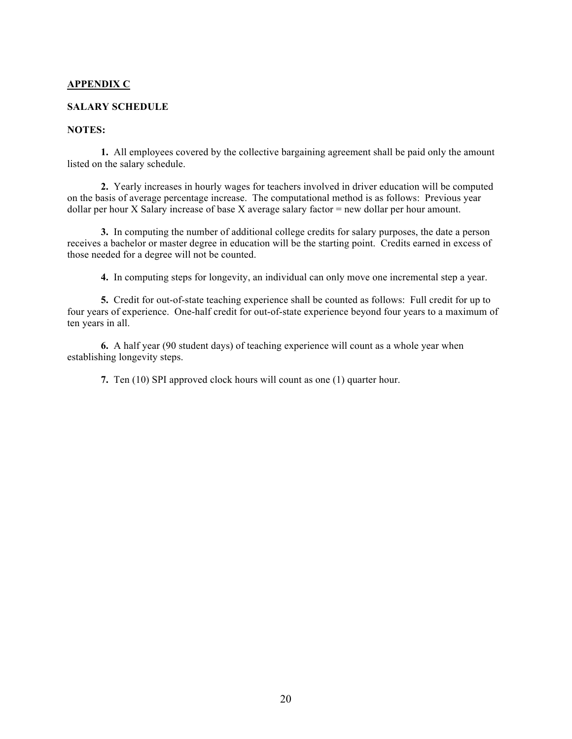## APPENDIX C

**SALARY SCHEDULE**

**NOTES:**

**1.** All employees covered by the collective bargaining agreement shall be paid only the amount listed on the salary schedule.

**2.** Yearly increases in hourly wages for teachers involved in driver education will be computed on the basis of average percentage increase. The computational method is as follows: Previous year dollar per hour X Salary increase of base X average salary factor = new dollar per hour amount.

**3.** In computing the number of additional college credits for salary purposes, the date a person receives a bachelor or master degree in education will be the starting point. Credits earned in excess of those needed for a degree will not be counted.

**4.** In computing steps for longevity, an individual can only move one incremental step a year.

**5.** Credit for out-of-state teaching experience shall be counted as follows: Full credit for up to four years of experience. One-half credit for out-of-state experience beyond four years to a maximum of ten years in all.

**6.** A half year (90 student days) of teaching experience will count as a whole year when establishing longevity steps.

**7.** Ten (10) SPI approved clock hours will count as one (1) quarter hour.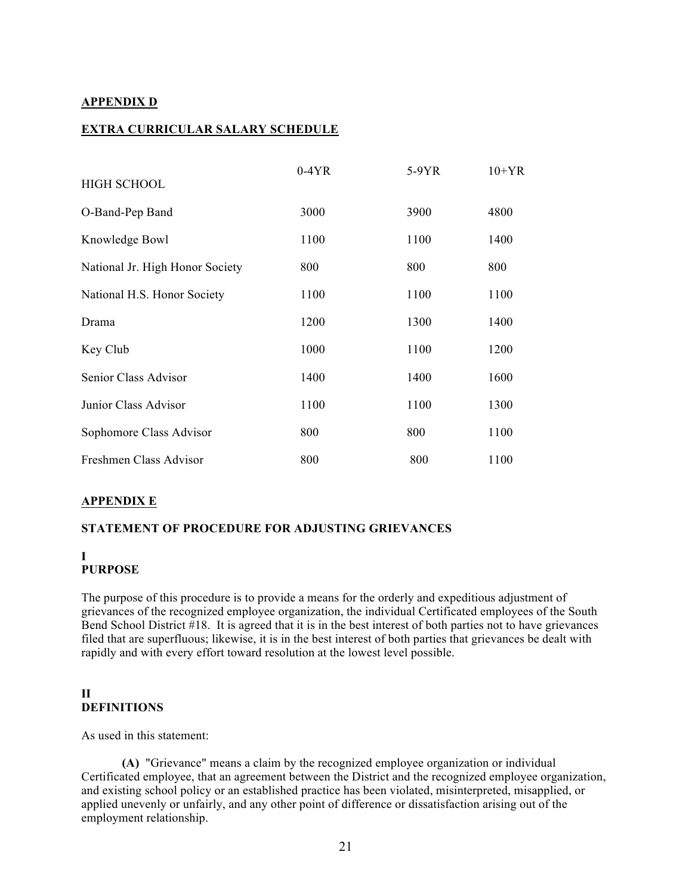**APPENDIX D**

**EXTRA CURRICULAR SALARY SCHEDULE**

| HIGH SCHOOL | 0-4YR | 5-9YR | 10+YR |
|---|---|---|---|
| O-Band-Pep Band | 3000 | 3900 | 4800 |
| Knowledge Bowl | 1100 | 1100 | 1400 |
| National Jr. High Honor Society | 800 | 800 | 800 |
| National H.S. Honor Society | 1100 | 1100 | 1100 |
| Drama | 1200 | 1300 | 1400 |
| Key Club | 1000 | 1100 | 1200 |
| Senior Class Advisor | 1400 | 1400 | 1600 |
| Junior Class Advisor | 1100 | 1100 | 1300 |
| Sophomore Class Advisor | 800 | 800 | 1100 |
| Freshmen Class Advisor | 800 | 800 | 1100 |

**APPENDIX E**

**STATEMENT OF PROCEDURE FOR ADJUSTING GRIEVANCES**

**I**
**PURPOSE**

The purpose of this procedure is to provide a means for the orderly and expeditious adjustment of grievances of the recognized employee organization, the individual Certificated employees of the South Bend School District #18. It is agreed that it is in the best interest of both parties not to have grievances filed that are superfluous; likewise, it is in the best interest of both parties that grievances be dealt with rapidly and with every effort toward resolution at the lowest level possible.

**II**
**DEFINITIONS**

As used in this statement:

**(A)** "Grievance" means a claim by the recognized employee organization or individual Certificated employee, that an agreement between the District and the recognized employee organization, and existing school policy or an established practice has been violated, misinterpreted, misapplied, or applied unevenly or unfairly, and any other point of difference or dissatisfaction arising out of the employment relationship.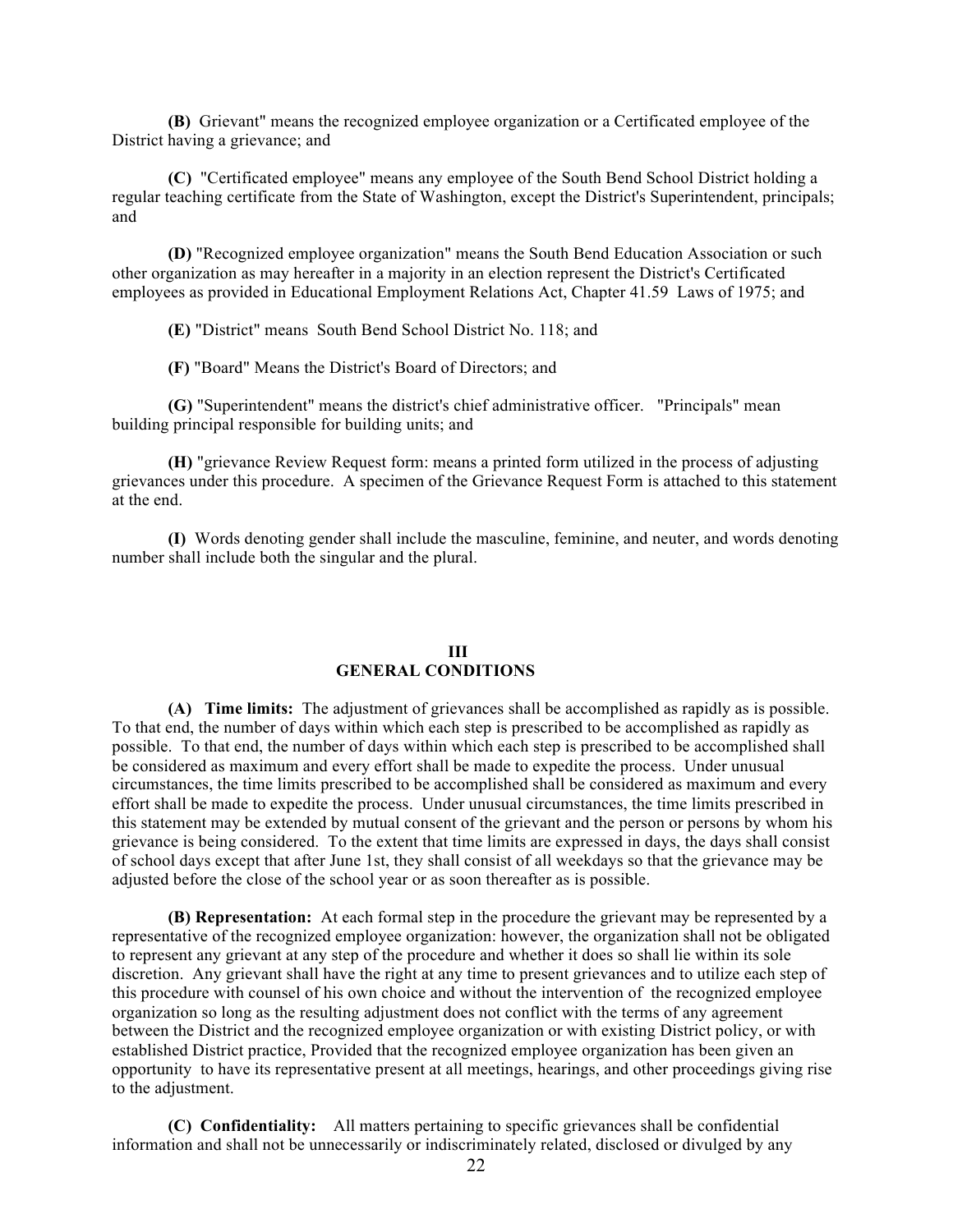**(B)** Grievant" means the recognized employee organization or a Certificated employee of the District having a grievance; and

**(C)** "Certificated employee" means any employee of the South Bend School District holding a regular teaching certificate from the State of Washington, except the District's Superintendent, principals; and

**(D)** "Recognized employee organization" means the South Bend Education Association or such other organization as may hereafter in a majority in an election represent the District's Certificated employees as provided in Educational Employment Relations Act, Chapter 41.59 Laws of 1975; and

**(E)** "District" means South Bend School District No. 118; and

**(F)** "Board" Means the District's Board of Directors; and

**(G)** "Superintendent" means the district's chief administrative officer. "Principals" mean building principal responsible for building units; and

**(H)** "grievance Review Request form: means a printed form utilized in the process of adjusting grievances under this procedure. A specimen of the Grievance Request Form is attached to this statement at the end.

**(I)** Words denoting gender shall include the masculine, feminine, and neuter, and words denoting number shall include both the singular and the plural.

## III
## GENERAL CONDITIONS

**(A) Time limits:** The adjustment of grievances shall be accomplished as rapidly as is possible. To that end, the number of days within which each step is prescribed to be accomplished as rapidly as possible. To that end, the number of days within which each step is prescribed to be accomplished shall be considered as maximum and every effort shall be made to expedite the process. Under unusual circumstances, the time limits prescribed to be accomplished shall be considered as maximum and every effort shall be made to expedite the process. Under unusual circumstances, the time limits prescribed in this statement may be extended by mutual consent of the grievant and the person or persons by whom his grievance is being considered. To the extent that time limits are expressed in days, the days shall consist of school days except that after June 1st, they shall consist of all weekdays so that the grievance may be adjusted before the close of the school year or as soon thereafter as is possible.

**(B) Representation:** At each formal step in the procedure the grievant may be represented by a representative of the recognized employee organization: however, the organization shall not be obligated to represent any grievant at any step of the procedure and whether it does so shall lie within its sole discretion. Any grievant shall have the right at any time to present grievances and to utilize each step of this procedure with counsel of his own choice and without the intervention of the recognized employee organization so long as the resulting adjustment does not conflict with the terms of any agreement between the District and the recognized employee organization or with existing District policy, or with established District practice, Provided that the recognized employee organization has been given an opportunity to have its representative present at all meetings, hearings, and other proceedings giving rise to the adjustment.

**(C) Confidentiality:** All matters pertaining to specific grievances shall be confidential information and shall not be unnecessarily or indiscriminately related, disclosed or divulged by any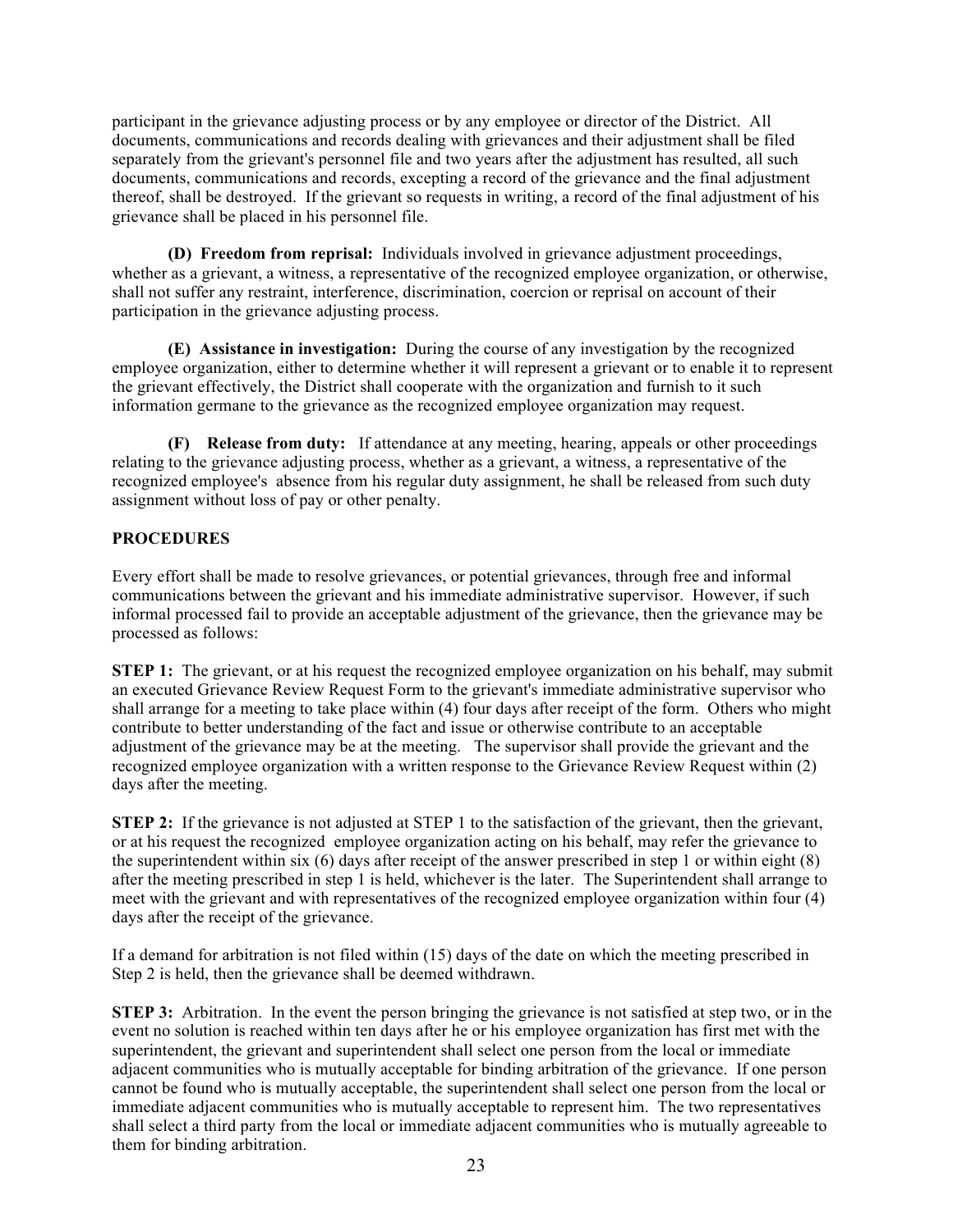participant in the grievance adjusting process or by any employee or director of the District. All documents, communications and records dealing with grievances and their adjustment shall be filed separately from the grievant's personnel file and two years after the adjustment has resulted, all such documents, communications and records, excepting a record of the grievance and the final adjustment thereof, shall be destroyed. If the grievant so requests in writing, a record of the final adjustment of his grievance shall be placed in his personnel file.

**(D) Freedom from reprisal:** Individuals involved in grievance adjustment proceedings, whether as a grievant, a witness, a representative of the recognized employee organization, or otherwise, shall not suffer any restraint, interference, discrimination, coercion or reprisal on account of their participation in the grievance adjusting process.

**(E) Assistance in investigation:** During the course of any investigation by the recognized employee organization, either to determine whether it will represent a grievant or to enable it to represent the grievant effectively, the District shall cooperate with the organization and furnish to it such information germane to the grievance as the recognized employee organization may request.

**(F) Release from duty:** If attendance at any meeting, hearing, appeals or other proceedings relating to the grievance adjusting process, whether as a grievant, a witness, a representative of the recognized employee's absence from his regular duty assignment, he shall be released from such duty assignment without loss of pay or other penalty.

**PROCEDURES**

Every effort shall be made to resolve grievances, or potential grievances, through free and informal communications between the grievant and his immediate administrative supervisor. However, if such informal processed fail to provide an acceptable adjustment of the grievance, then the grievance may be processed as follows:

**STEP 1:** The grievant, or at his request the recognized employee organization on his behalf, may submit an executed Grievance Review Request Form to the grievant's immediate administrative supervisor who shall arrange for a meeting to take place within (4) four days after receipt of the form. Others who might contribute to better understanding of the fact and issue or otherwise contribute to an acceptable adjustment of the grievance may be at the meeting. The supervisor shall provide the grievant and the recognized employee organization with a written response to the Grievance Review Request within (2) days after the meeting.

**STEP 2:** If the grievance is not adjusted at STEP 1 to the satisfaction of the grievant, then the grievant, or at his request the recognized employee organization acting on his behalf, may refer the grievance to the superintendent within six (6) days after receipt of the answer prescribed in step 1 or within eight (8) after the meeting prescribed in step 1 is held, whichever is the later. The Superintendent shall arrange to meet with the grievant and with representatives of the recognized employee organization within four (4) days after the receipt of the grievance.

If a demand for arbitration is not filed within (15) days of the date on which the meeting prescribed in Step 2 is held, then the grievance shall be deemed withdrawn.

**STEP 3:** Arbitration. In the event the person bringing the grievance is not satisfied at step two, or in the event no solution is reached within ten days after he or his employee organization has first met with the superintendent, the grievant and superintendent shall select one person from the local or immediate adjacent communities who is mutually acceptable for binding arbitration of the grievance. If one person cannot be found who is mutually acceptable, the superintendent shall select one person from the local or immediate adjacent communities who is mutually acceptable to represent him. The two representatives shall select a third party from the local or immediate adjacent communities who is mutually agreeable to them for binding arbitration.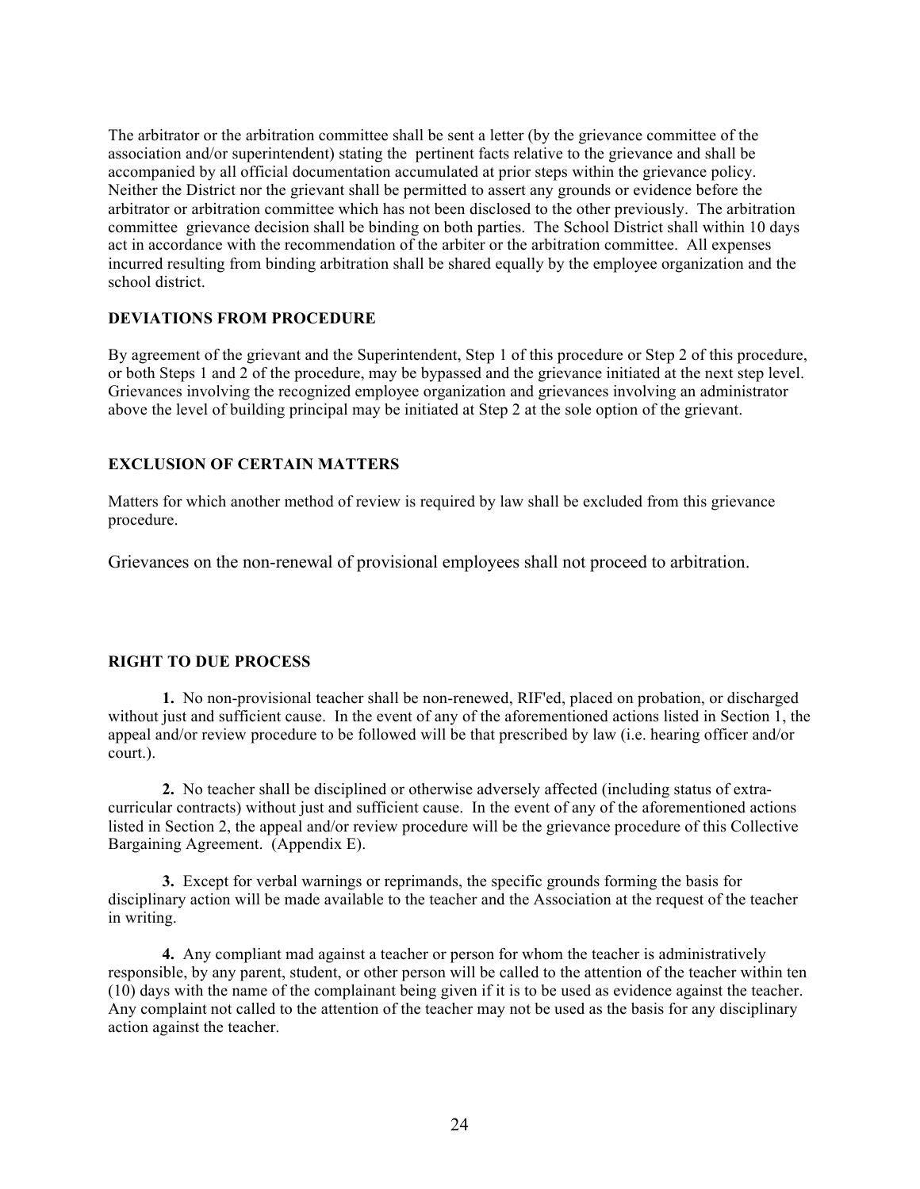The arbitrator or the arbitration committee shall be sent a letter (by the grievance committee of the association and/or superintendent) stating the pertinent facts relative to the grievance and shall be accompanied by all official documentation accumulated at prior steps within the grievance policy. Neither the District nor the grievant shall be permitted to assert any grounds or evidence before the arbitrator or arbitration committee which has not been disclosed to the other previously. The arbitration committee grievance decision shall be binding on both parties. The School District shall within 10 days act in accordance with the recommendation of the arbiter or the arbitration committee. All expenses incurred resulting from binding arbitration shall be shared equally by the employee organization and the school district.

**DEVIATIONS FROM PROCEDURE**

By agreement of the grievant and the Superintendent, Step 1 of this procedure or Step 2 of this procedure, or both Steps 1 and 2 of the procedure, may be bypassed and the grievance initiated at the next step level. Grievances involving the recognized employee organization and grievances involving an administrator above the level of building principal may be initiated at Step 2 at the sole option of the grievant.

**EXCLUSION OF CERTAIN MATTERS**

Matters for which another method of review is required by law shall be excluded from this grievance procedure.

Grievances on the non-renewal of provisional employees shall not proceed to arbitration.

**RIGHT TO DUE PROCESS**

**1.** No non-provisional teacher shall be non-renewed, RIF'ed, placed on probation, or discharged without just and sufficient cause. In the event of any of the aforementioned actions listed in Section 1, the appeal and/or review procedure to be followed will be that prescribed by law (i.e. hearing officer and/or court.).

**2.** No teacher shall be disciplined or otherwise adversely affected (including status of extra-curricular contracts) without just and sufficient cause. In the event of any of the aforementioned actions listed in Section 2, the appeal and/or review procedure will be the grievance procedure of this Collective Bargaining Agreement. (Appendix E).

**3.** Except for verbal warnings or reprimands, the specific grounds forming the basis for disciplinary action will be made available to the teacher and the Association at the request of the teacher in writing.

**4.** Any compliant mad against a teacher or person for whom the teacher is administratively responsible, by any parent, student, or other person will be called to the attention of the teacher within ten (10) days with the name of the complainant being given if it is to be used as evidence against the teacher. Any complaint not called to the attention of the teacher may not be used as the basis for any disciplinary action against the teacher.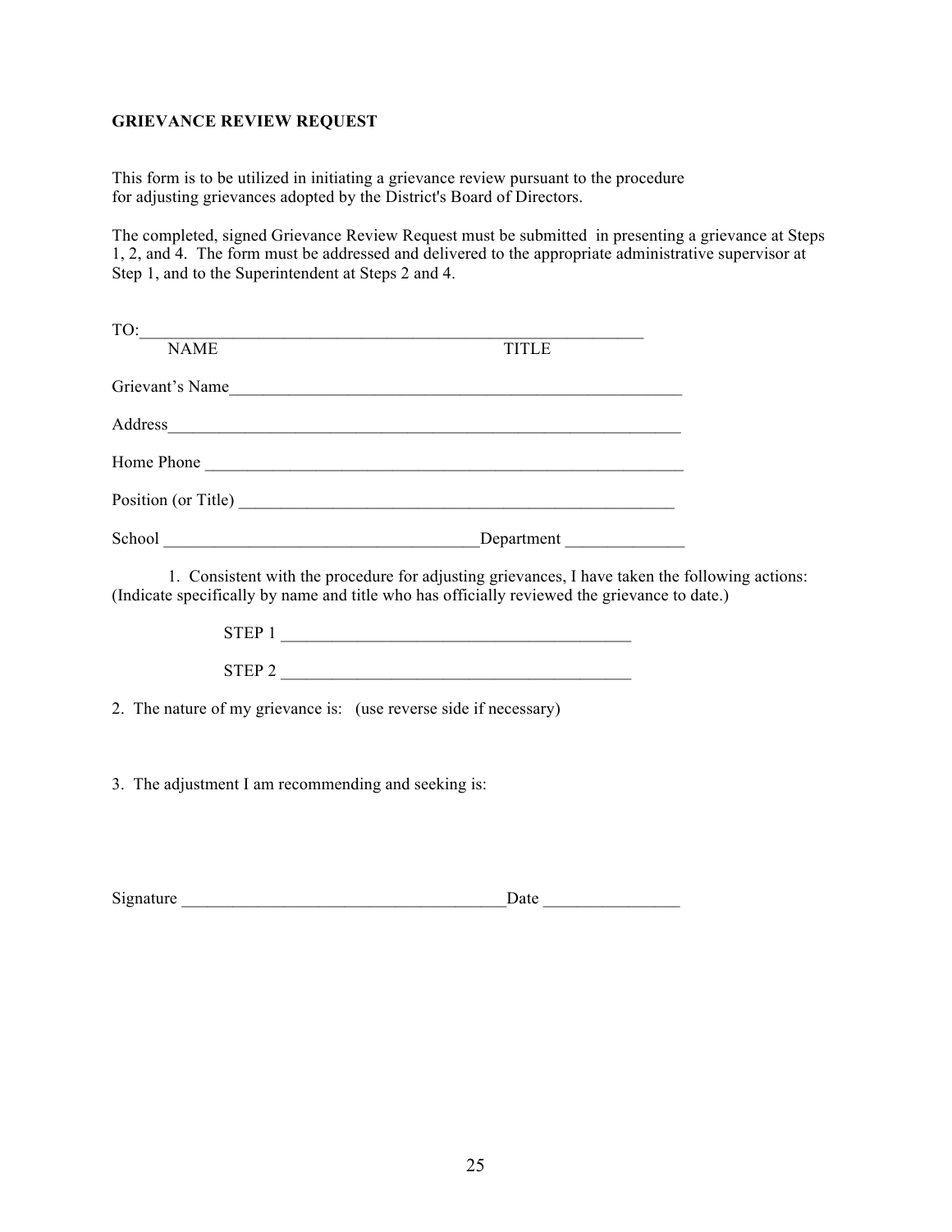**GRIEVANCE REVIEW REQUEST**

This form is to be utilized in initiating a grievance review pursuant to the procedure for adjusting grievances adopted by the District's Board of Directors.

The completed, signed Grievance Review Request must be submitted in presenting a grievance at Steps 1, 2, and 4. The form must be addressed and delivered to the appropriate administrative supervisor at Step 1, and to the Superintendent at Steps 2 and 4.

TO:_____________________________________________________________
NAME                                                                                    TITLE

Grievant's Name_______________________________________________________

Address______________________________________________________________

Home Phone __________________________________________________________

Position (or Title) ____________________________________________________

School ____________________________________Department ______________

1. Consistent with the procedure for adjusting grievances, I have taken the following actions: (Indicate specifically by name and title who has officially reviewed the grievance to date.)

STEP 1 __________________________________________

STEP 2 __________________________________________

2. The nature of my grievance is: (use reverse side if necessary)

3. The adjustment I am recommending and seeking is:

Signature ______________________________________Date ________________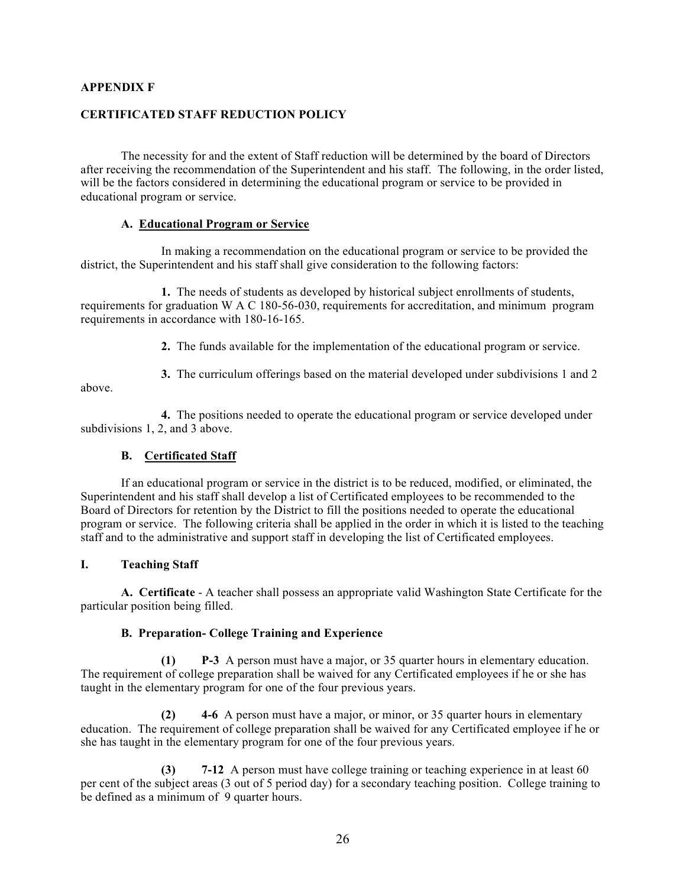**APPENDIX F**

**CERTIFICATED STAFF REDUCTION POLICY**

The necessity for and the extent of Staff reduction will be determined by the board of Directors after receiving the recommendation of the Superintendent and his staff. The following, in the order listed, will be the factors considered in determining the educational program or service to be provided in educational program or service.

**A. Educational Program or Service**

In making a recommendation on the educational program or service to be provided the district, the Superintendent and his staff shall give consideration to the following factors:

**1.** The needs of students as developed by historical subject enrollments of students, requirements for graduation W A C 180-56-030, requirements for accreditation, and minimum program requirements in accordance with 180-16-165.

**2.** The funds available for the implementation of the educational program or service.

**3.** The curriculum offerings based on the material developed under subdivisions 1 and 2 above.

**4.** The positions needed to operate the educational program or service developed under subdivisions 1, 2, and 3 above.

**B. Certificated Staff**

If an educational program or service in the district is to be reduced, modified, or eliminated, the Superintendent and his staff shall develop a list of Certificated employees to be recommended to the Board of Directors for retention by the District to fill the positions needed to operate the educational program or service. The following criteria shall be applied in the order in which it is listed to the teaching staff and to the administrative and support staff in developing the list of Certificated employees.

**I. Teaching Staff**

**A. Certificate** - A teacher shall possess an appropriate valid Washington State Certificate for the particular position being filled.

**B. Preparation- College Training and Experience**

**(1) P-3** A person must have a major, or 35 quarter hours in elementary education. The requirement of college preparation shall be waived for any Certificated employees if he or she has taught in the elementary program for one of the four previous years.

**(2) 4-6** A person must have a major, or minor, or 35 quarter hours in elementary education. The requirement of college preparation shall be waived for any Certificated employee if he or she has taught in the elementary program for one of the four previous years.

**(3) 7-12** A person must have college training or teaching experience in at least 60 per cent of the subject areas (3 out of 5 period day) for a secondary teaching position. College training to be defined as a minimum of 9 quarter hours.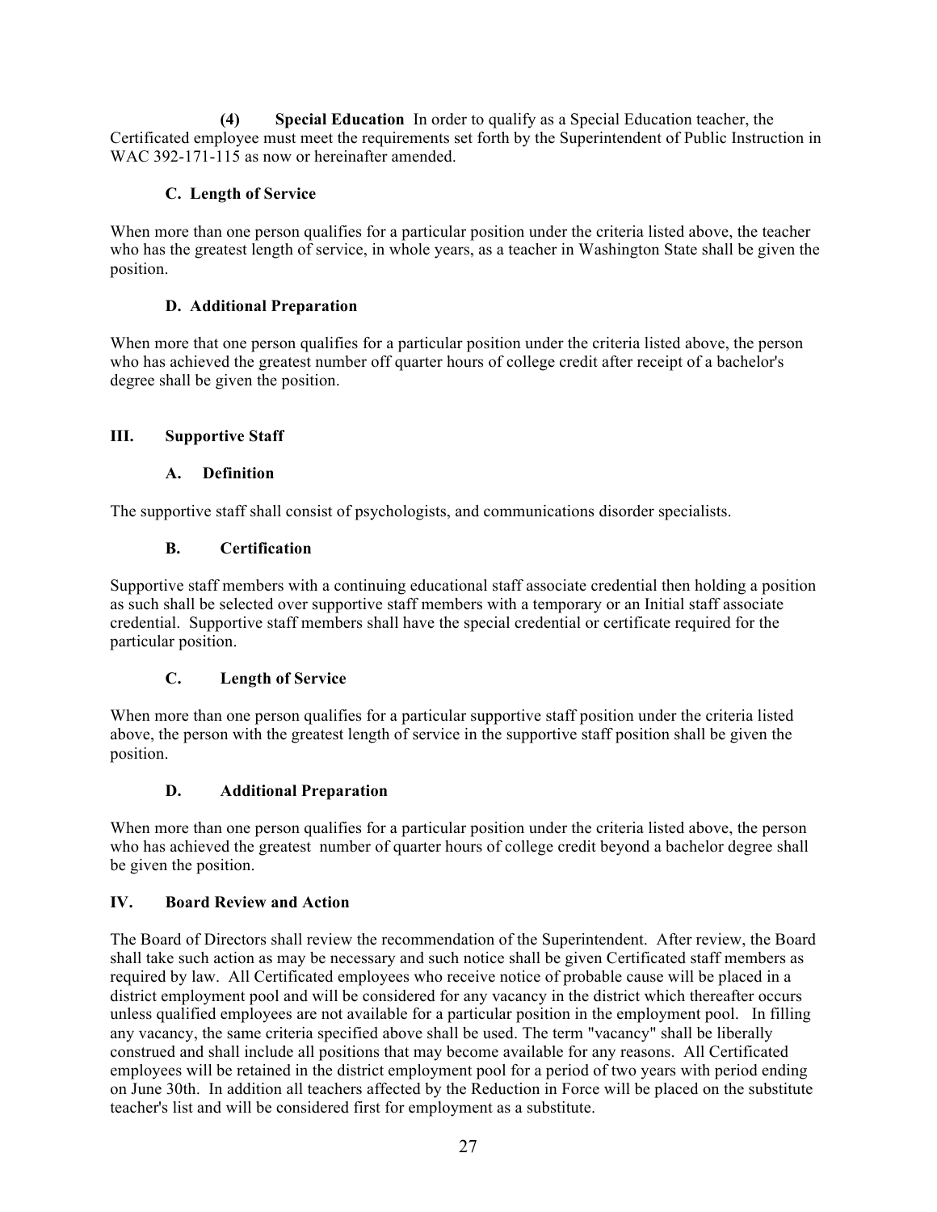**(4) Special Education** In order to qualify as a Special Education teacher, the Certificated employee must meet the requirements set forth by the Superintendent of Public Instruction in WAC 392-171-115 as now or hereinafter amended.

### C. Length of Service

When more than one person qualifies for a particular position under the criteria listed above, the teacher who has the greatest length of service, in whole years, as a teacher in Washington State shall be given the position.

### D. Additional Preparation

When more that one person qualifies for a particular position under the criteria listed above, the person who has achieved the greatest number off quarter hours of college credit after receipt of a bachelor's degree shall be given the position.

## III. Supportive Staff

### A. Definition

The supportive staff shall consist of psychologists, and communications disorder specialists.

### B. Certification

Supportive staff members with a continuing educational staff associate credential then holding a position as such shall be selected over supportive staff members with a temporary or an Initial staff associate credential. Supportive staff members shall have the special credential or certificate required for the particular position.

### C. Length of Service

When more than one person qualifies for a particular supportive staff position under the criteria listed above, the person with the greatest length of service in the supportive staff position shall be given the position.

### D. Additional Preparation

When more than one person qualifies for a particular position under the criteria listed above, the person who has achieved the greatest number of quarter hours of college credit beyond a bachelor degree shall be given the position.

## IV. Board Review and Action

The Board of Directors shall review the recommendation of the Superintendent. After review, the Board shall take such action as may be necessary and such notice shall be given Certificated staff members as required by law. All Certificated employees who receive notice of probable cause will be placed in a district employment pool and will be considered for any vacancy in the district which thereafter occurs unless qualified employees are not available for a particular position in the employment pool. In filling any vacancy, the same criteria specified above shall be used. The term "vacancy" shall be liberally construed and shall include all positions that may become available for any reasons. All Certificated employees will be retained in the district employment pool for a period of two years with period ending on June 30th. In addition all teachers affected by the Reduction in Force will be placed on the substitute teacher's list and will be considered first for employment as a substitute.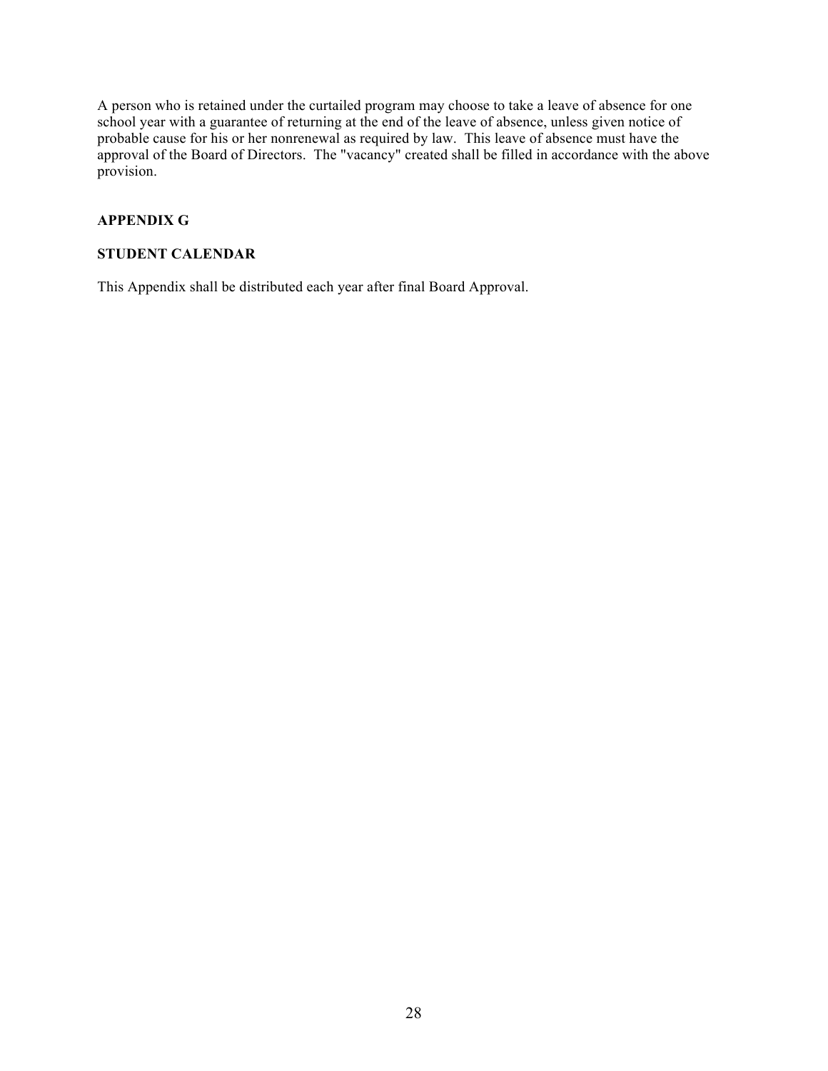A person who is retained under the curtailed program may choose to take a leave of absence for one school year with a guarantee of returning at the end of the leave of absence, unless given notice of probable cause for his or her nonrenewal as required by law. This leave of absence must have the approval of the Board of Directors. The "vacancy" created shall be filled in accordance with the above provision.

## APPENDIX G

## STUDENT CALENDAR

This Appendix shall be distributed each year after final Board Approval.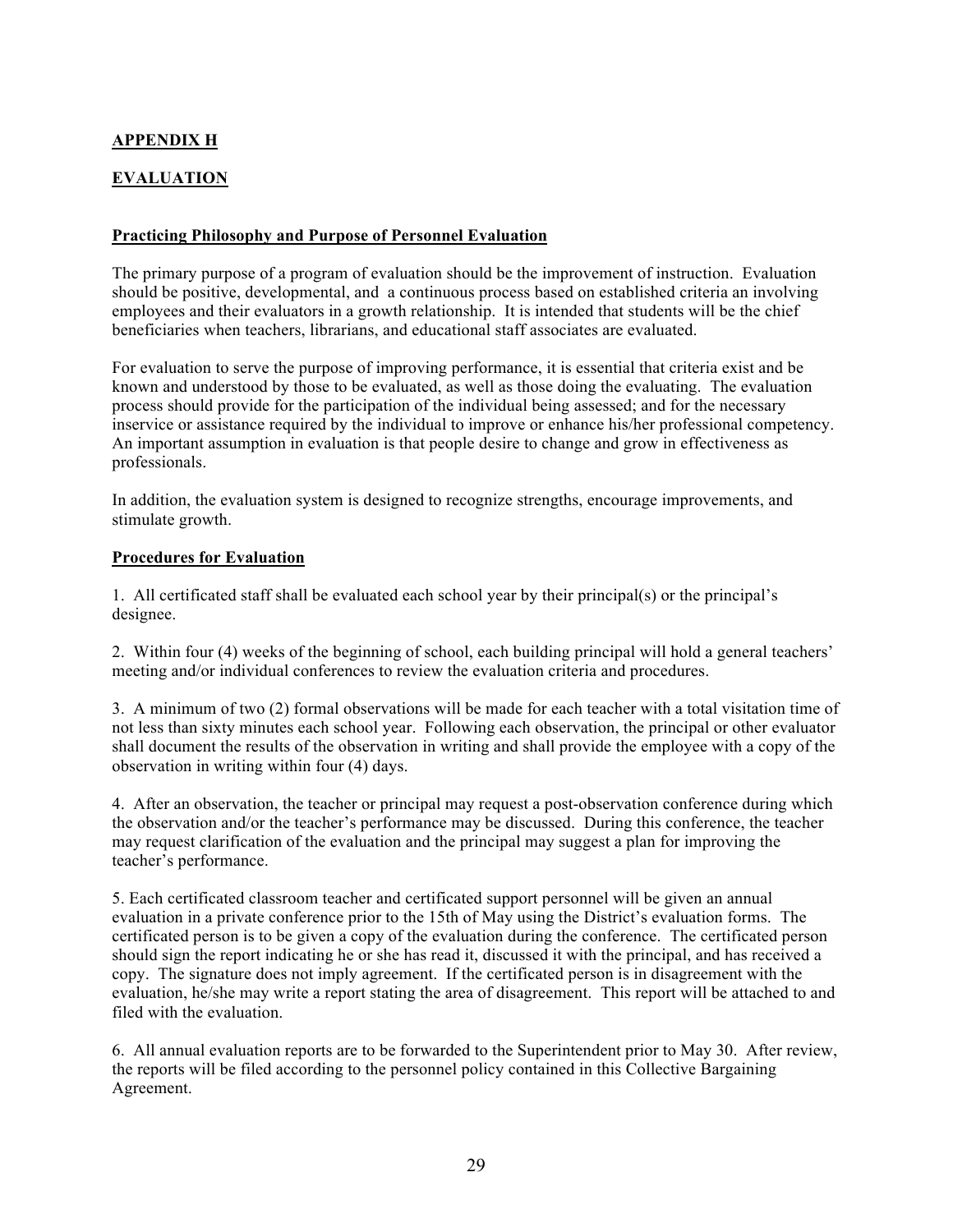## APPENDIX H

## EVALUATION

### Practicing Philosophy and Purpose of Personnel Evaluation

The primary purpose of a program of evaluation should be the improvement of instruction. Evaluation should be positive, developmental, and a continuous process based on established criteria an involving employees and their evaluators in a growth relationship. It is intended that students will be the chief beneficiaries when teachers, librarians, and educational staff associates are evaluated.

For evaluation to serve the purpose of improving performance, it is essential that criteria exist and be known and understood by those to be evaluated, as well as those doing the evaluating. The evaluation process should provide for the participation of the individual being assessed; and for the necessary inservice or assistance required by the individual to improve or enhance his/her professional competency. An important assumption in evaluation is that people desire to change and grow in effectiveness as professionals.

In addition, the evaluation system is designed to recognize strengths, encourage improvements, and stimulate growth.

### Procedures for Evaluation

1. All certificated staff shall be evaluated each school year by their principal(s) or the principal's designee.

2. Within four (4) weeks of the beginning of school, each building principal will hold a general teachers' meeting and/or individual conferences to review the evaluation criteria and procedures.

3. A minimum of two (2) formal observations will be made for each teacher with a total visitation time of not less than sixty minutes each school year. Following each observation, the principal or other evaluator shall document the results of the observation in writing and shall provide the employee with a copy of the observation in writing within four (4) days.

4. After an observation, the teacher or principal may request a post-observation conference during which the observation and/or the teacher's performance may be discussed. During this conference, the teacher may request clarification of the evaluation and the principal may suggest a plan for improving the teacher's performance.

5. Each certificated classroom teacher and certificated support personnel will be given an annual evaluation in a private conference prior to the 15th of May using the District's evaluation forms. The certificated person is to be given a copy of the evaluation during the conference. The certificated person should sign the report indicating he or she has read it, discussed it with the principal, and has received a copy. The signature does not imply agreement. If the certificated person is in disagreement with the evaluation, he/she may write a report stating the area of disagreement. This report will be attached to and filed with the evaluation.

6. All annual evaluation reports are to be forwarded to the Superintendent prior to May 30. After review, the reports will be filed according to the personnel policy contained in this Collective Bargaining Agreement.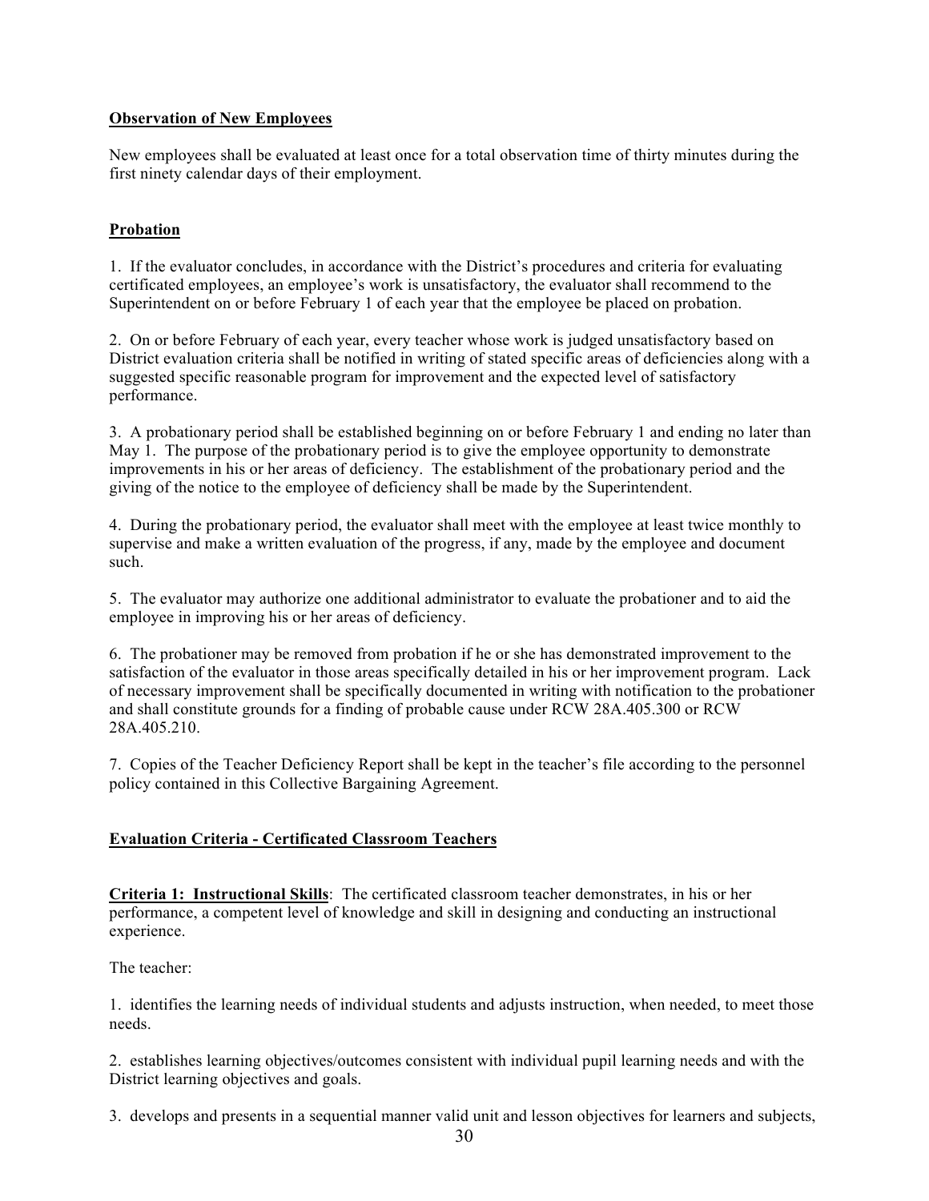**Observation of New Employees**

New employees shall be evaluated at least once for a total observation time of thirty minutes during the first ninety calendar days of their employment.

**Probation**

1. If the evaluator concludes, in accordance with the District's procedures and criteria for evaluating certificated employees, an employee's work is unsatisfactory, the evaluator shall recommend to the Superintendent on or before February 1 of each year that the employee be placed on probation.

2. On or before February of each year, every teacher whose work is judged unsatisfactory based on District evaluation criteria shall be notified in writing of stated specific areas of deficiencies along with a suggested specific reasonable program for improvement and the expected level of satisfactory performance.

3. A probationary period shall be established beginning on or before February 1 and ending no later than May 1. The purpose of the probationary period is to give the employee opportunity to demonstrate improvements in his or her areas of deficiency. The establishment of the probationary period and the giving of the notice to the employee of deficiency shall be made by the Superintendent.

4. During the probationary period, the evaluator shall meet with the employee at least twice monthly to supervise and make a written evaluation of the progress, if any, made by the employee and document such.

5. The evaluator may authorize one additional administrator to evaluate the probationer and to aid the employee in improving his or her areas of deficiency.

6. The probationer may be removed from probation if he or she has demonstrated improvement to the satisfaction of the evaluator in those areas specifically detailed in his or her improvement program. Lack of necessary improvement shall be specifically documented in writing with notification to the probationer and shall constitute grounds for a finding of probable cause under RCW 28A.405.300 or RCW 28A.405.210.

7. Copies of the Teacher Deficiency Report shall be kept in the teacher's file according to the personnel policy contained in this Collective Bargaining Agreement.

**Evaluation Criteria - Certificated Classroom Teachers**

**Criteria 1: Instructional Skills**: The certificated classroom teacher demonstrates, in his or her performance, a competent level of knowledge and skill in designing and conducting an instructional experience.

The teacher:

1. identifies the learning needs of individual students and adjusts instruction, when needed, to meet those needs.

2. establishes learning objectives/outcomes consistent with individual pupil learning needs and with the District learning objectives and goals.

3. develops and presents in a sequential manner valid unit and lesson objectives for learners and subjects,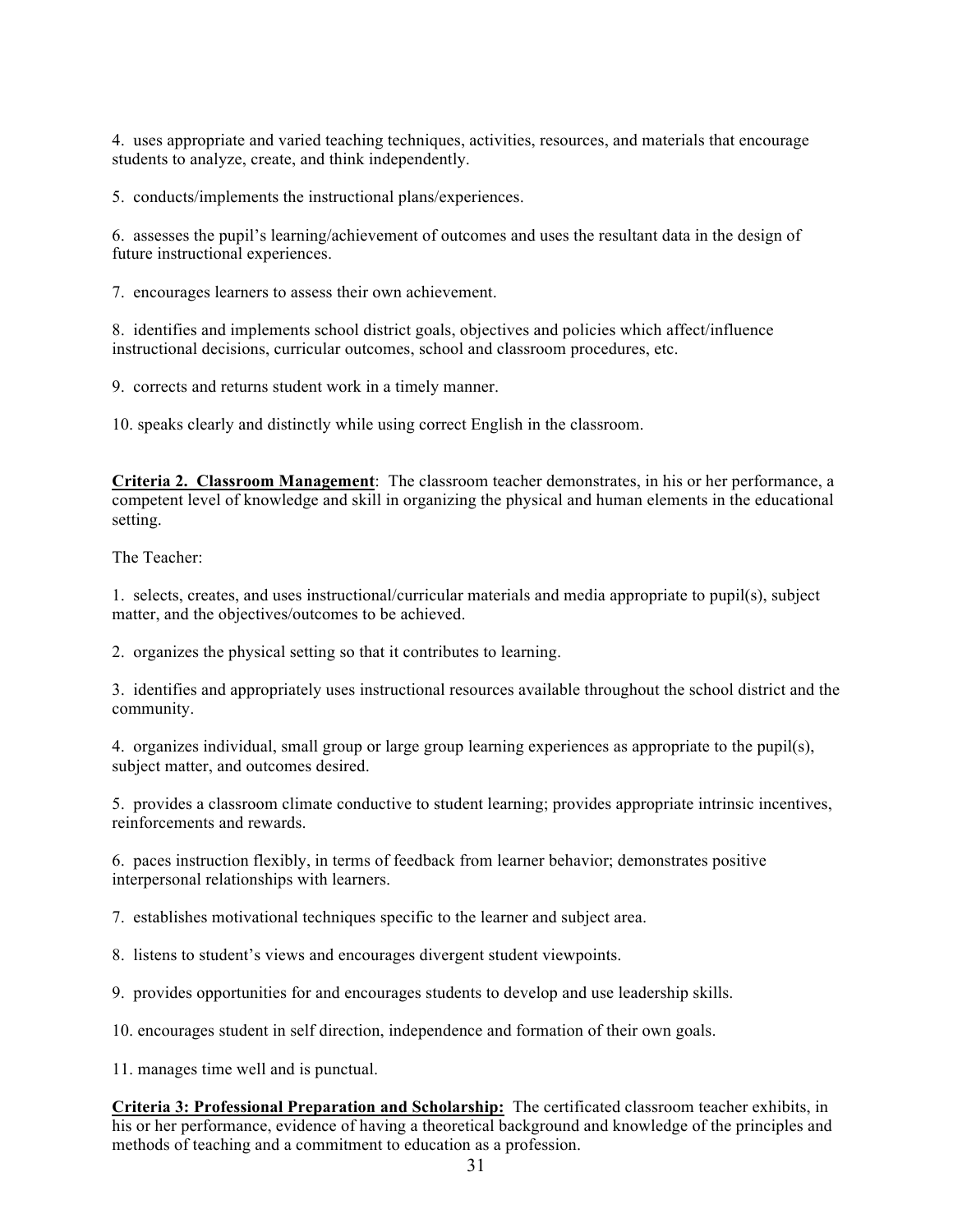4. uses appropriate and varied teaching techniques, activities, resources, and materials that encourage students to analyze, create, and think independently.

5. conducts/implements the instructional plans/experiences.

6. assesses the pupil's learning/achievement of outcomes and uses the resultant data in the design of future instructional experiences.

7. encourages learners to assess their own achievement.

8. identifies and implements school district goals, objectives and policies which affect/influence instructional decisions, curricular outcomes, school and classroom procedures, etc.

9. corrects and returns student work in a timely manner.

10. speaks clearly and distinctly while using correct English in the classroom.

**Criteria 2. Classroom Management**: The classroom teacher demonstrates, in his or her performance, a competent level of knowledge and skill in organizing the physical and human elements in the educational setting.

The Teacher:

1. selects, creates, and uses instructional/curricular materials and media appropriate to pupil(s), subject matter, and the objectives/outcomes to be achieved.

2. organizes the physical setting so that it contributes to learning.

3. identifies and appropriately uses instructional resources available throughout the school district and the community.

4. organizes individual, small group or large group learning experiences as appropriate to the pupil(s), subject matter, and outcomes desired.

5. provides a classroom climate conductive to student learning; provides appropriate intrinsic incentives, reinforcements and rewards.

6. paces instruction flexibly, in terms of feedback from learner behavior; demonstrates positive interpersonal relationships with learners.

7. establishes motivational techniques specific to the learner and subject area.

8. listens to student's views and encourages divergent student viewpoints.

9. provides opportunities for and encourages students to develop and use leadership skills.

10. encourages student in self direction, independence and formation of their own goals.

11. manages time well and is punctual.

**Criteria 3: Professional Preparation and Scholarship:** The certificated classroom teacher exhibits, in his or her performance, evidence of having a theoretical background and knowledge of the principles and methods of teaching and a commitment to education as a profession.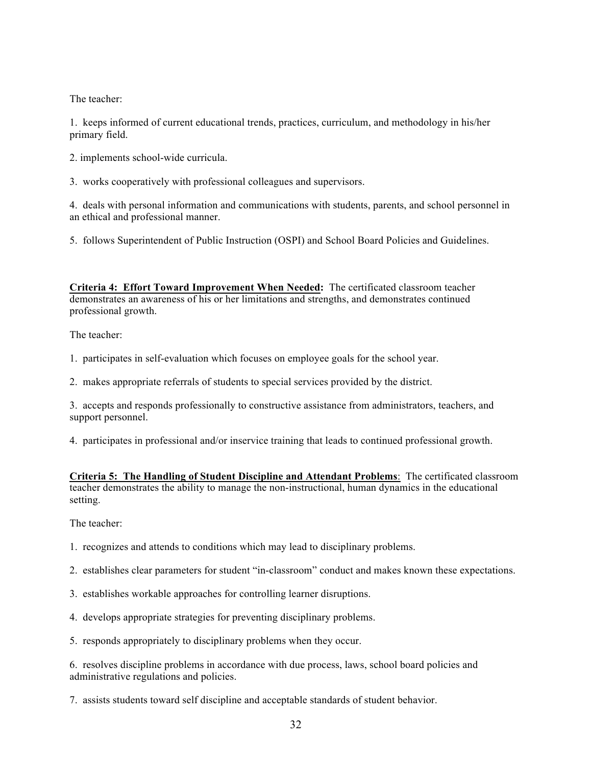The teacher:

1. keeps informed of current educational trends, practices, curriculum, and methodology in his/her primary field.

2. implements school-wide curricula.

3. works cooperatively with professional colleagues and supervisors.

4. deals with personal information and communications with students, parents, and school personnel in an ethical and professional manner.

5. follows Superintendent of Public Instruction (OSPI) and School Board Policies and Guidelines.

**Criteria 4: Effort Toward Improvement When Needed:** The certificated classroom teacher demonstrates an awareness of his or her limitations and strengths, and demonstrates continued professional growth.

The teacher:

1. participates in self-evaluation which focuses on employee goals for the school year.

2. makes appropriate referrals of students to special services provided by the district.

3. accepts and responds professionally to constructive assistance from administrators, teachers, and support personnel.

4. participates in professional and/or inservice training that leads to continued professional growth.

**Criteria 5: The Handling of Student Discipline and Attendant Problems**: The certificated classroom teacher demonstrates the ability to manage the non-instructional, human dynamics in the educational setting.

The teacher:

1. recognizes and attends to conditions which may lead to disciplinary problems.

2. establishes clear parameters for student "in-classroom" conduct and makes known these expectations.

3. establishes workable approaches for controlling learner disruptions.

4. develops appropriate strategies for preventing disciplinary problems.

5. responds appropriately to disciplinary problems when they occur.

6. resolves discipline problems in accordance with due process, laws, school board policies and administrative regulations and policies.

7. assists students toward self discipline and acceptable standards of student behavior.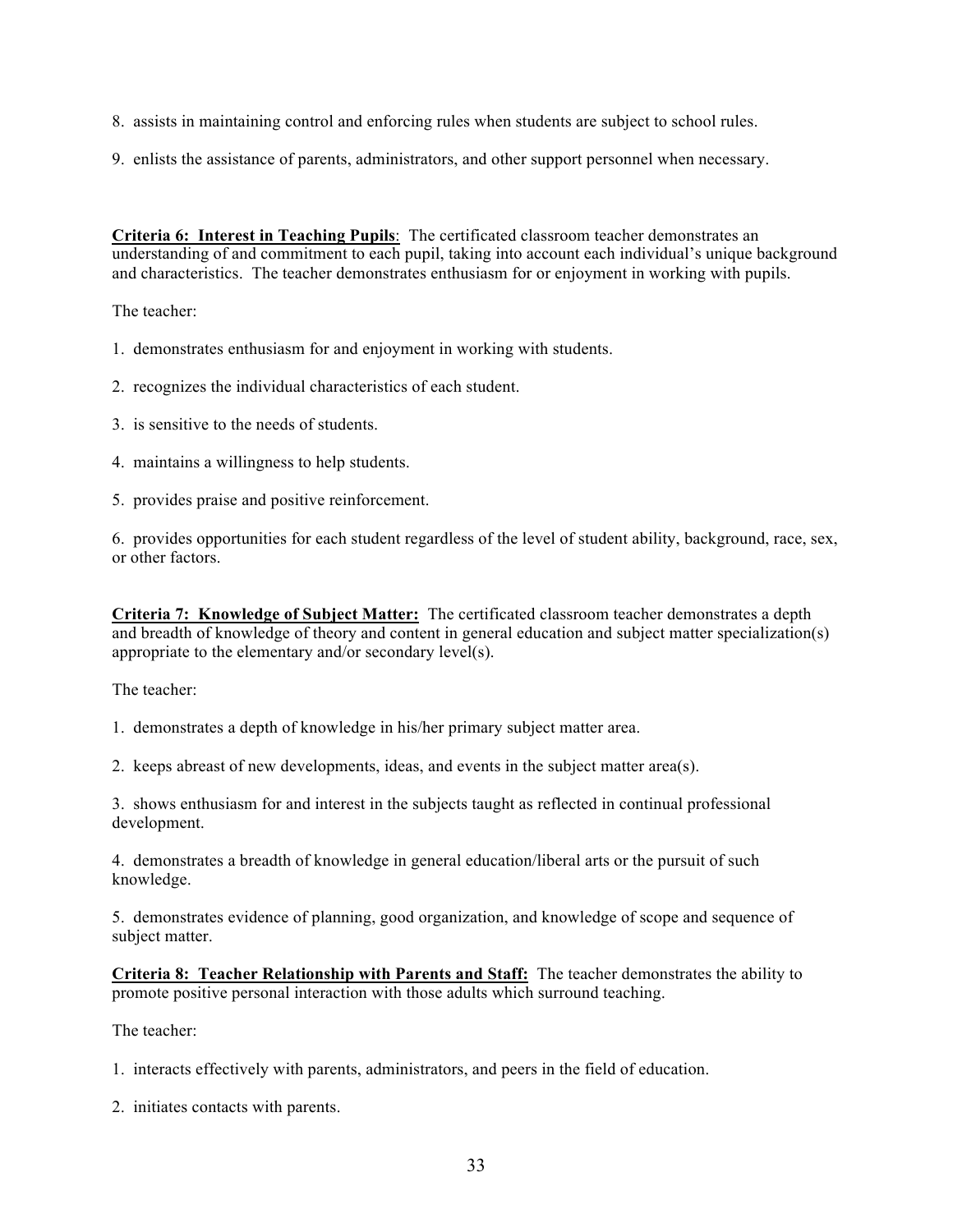8. assists in maintaining control and enforcing rules when students are subject to school rules.

9. enlists the assistance of parents, administrators, and other support personnel when necessary.

**Criteria 6: Interest in Teaching Pupils**: The certificated classroom teacher demonstrates an understanding of and commitment to each pupil, taking into account each individual's unique background and characteristics. The teacher demonstrates enthusiasm for or enjoyment in working with pupils.

The teacher:

1. demonstrates enthusiasm for and enjoyment in working with students.

2. recognizes the individual characteristics of each student.

3. is sensitive to the needs of students.

4. maintains a willingness to help students.

5. provides praise and positive reinforcement.

6. provides opportunities for each student regardless of the level of student ability, background, race, sex, or other factors.

**Criteria 7: Knowledge of Subject Matter:** The certificated classroom teacher demonstrates a depth and breadth of knowledge of theory and content in general education and subject matter specialization(s) appropriate to the elementary and/or secondary level(s).

The teacher:

1. demonstrates a depth of knowledge in his/her primary subject matter area.

2. keeps abreast of new developments, ideas, and events in the subject matter area(s).

3. shows enthusiasm for and interest in the subjects taught as reflected in continual professional development.

4. demonstrates a breadth of knowledge in general education/liberal arts or the pursuit of such knowledge.

5. demonstrates evidence of planning, good organization, and knowledge of scope and sequence of subject matter.

**Criteria 8: Teacher Relationship with Parents and Staff:** The teacher demonstrates the ability to promote positive personal interaction with those adults which surround teaching.

The teacher:

1. interacts effectively with parents, administrators, and peers in the field of education.

2. initiates contacts with parents.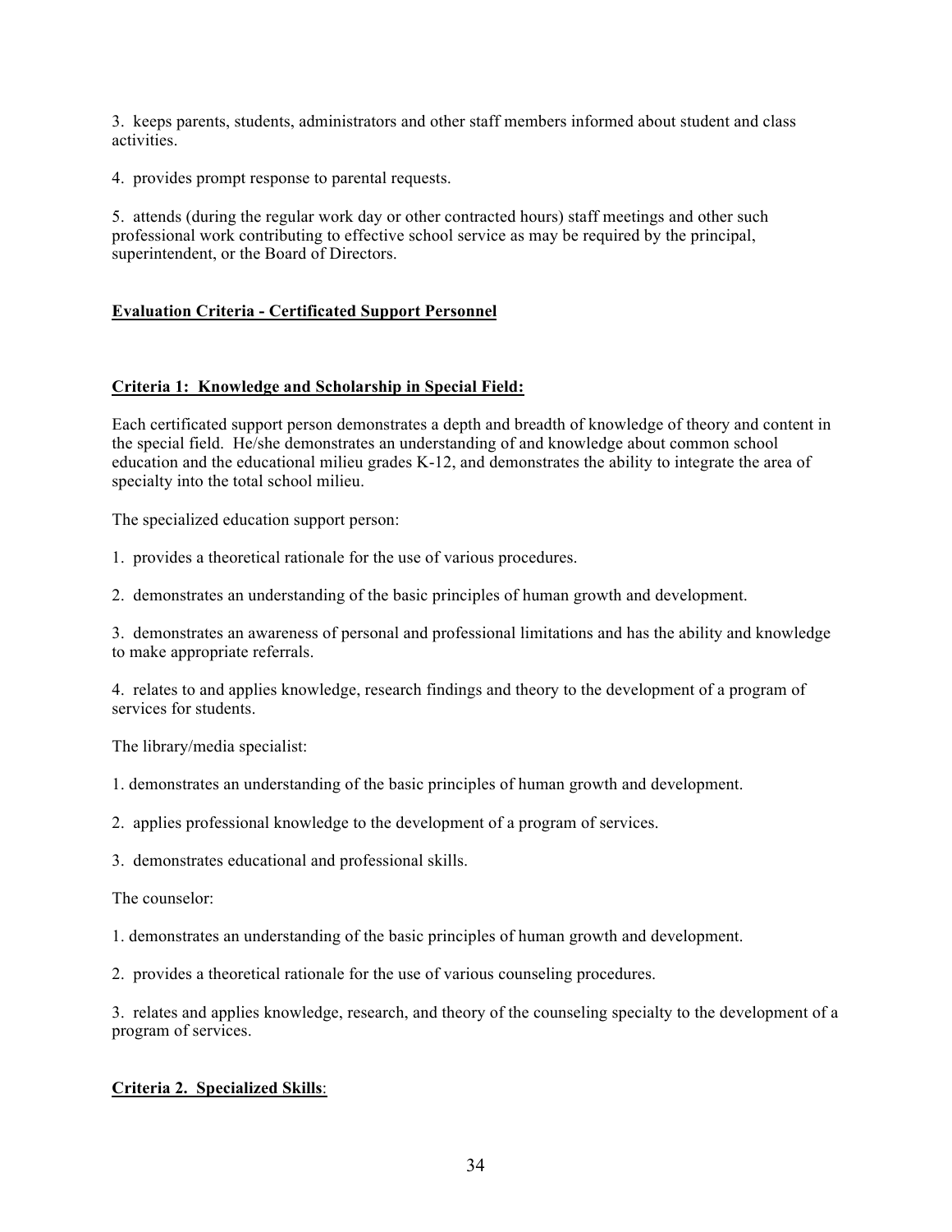3. keeps parents, students, administrators and other staff members informed about student and class activities.

4. provides prompt response to parental requests.

5. attends (during the regular work day or other contracted hours) staff meetings and other such professional work contributing to effective school service as may be required by the principal, superintendent, or the Board of Directors.

## **Evaluation Criteria - Certificated Support Personnel**

### **Criteria 1: Knowledge and Scholarship in Special Field:**

Each certificated support person demonstrates a depth and breadth of knowledge of theory and content in the special field. He/she demonstrates an understanding of and knowledge about common school education and the educational milieu grades K-12, and demonstrates the ability to integrate the area of specialty into the total school milieu.

The specialized education support person:

1. provides a theoretical rationale for the use of various procedures.

2. demonstrates an understanding of the basic principles of human growth and development.

3. demonstrates an awareness of personal and professional limitations and has the ability and knowledge to make appropriate referrals.

4. relates to and applies knowledge, research findings and theory to the development of a program of services for students.

The library/media specialist:

1. demonstrates an understanding of the basic principles of human growth and development.

2. applies professional knowledge to the development of a program of services.

3. demonstrates educational and professional skills.

The counselor:

1. demonstrates an understanding of the basic principles of human growth and development.

2. provides a theoretical rationale for the use of various counseling procedures.

3. relates and applies knowledge, research, and theory of the counseling specialty to the development of a program of services.

### **Criteria 2. Specialized Skills**: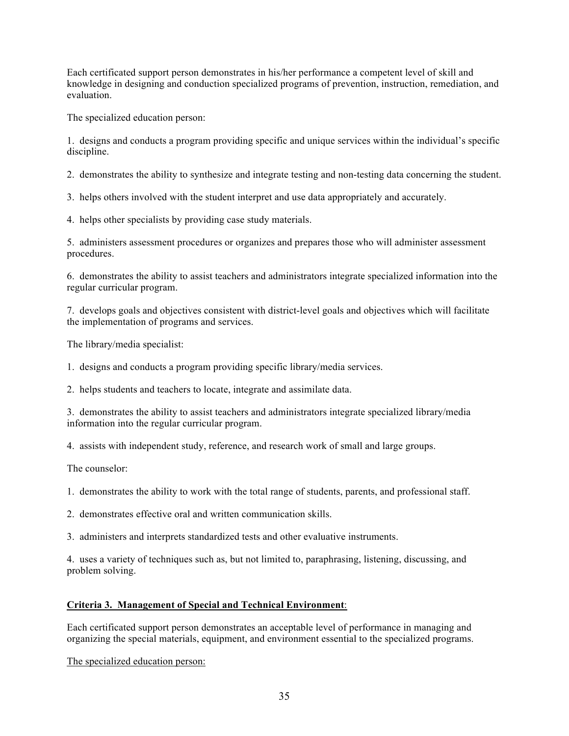Each certificated support person demonstrates in his/her performance a competent level of skill and knowledge in designing and conduction specialized programs of prevention, instruction, remediation, and evaluation.

The specialized education person:

1. designs and conducts a program providing specific and unique services within the individual's specific discipline.

2. demonstrates the ability to synthesize and integrate testing and non-testing data concerning the student.

3. helps others involved with the student interpret and use data appropriately and accurately.

4. helps other specialists by providing case study materials.

5. administers assessment procedures or organizes and prepares those who will administer assessment procedures.

6. demonstrates the ability to assist teachers and administrators integrate specialized information into the regular curricular program.

7. develops goals and objectives consistent with district-level goals and objectives which will facilitate the implementation of programs and services.

The library/media specialist:

1. designs and conducts a program providing specific library/media services.

2. helps students and teachers to locate, integrate and assimilate data.

3. demonstrates the ability to assist teachers and administrators integrate specialized library/media information into the regular curricular program.

4. assists with independent study, reference, and research work of small and large groups.

The counselor:

1. demonstrates the ability to work with the total range of students, parents, and professional staff.

2. demonstrates effective oral and written communication skills.

3. administers and interprets standardized tests and other evaluative instruments.

4. uses a variety of techniques such as, but not limited to, paraphrasing, listening, discussing, and problem solving.

**Criteria 3. Management of Special and Technical Environment**:

Each certificated support person demonstrates an acceptable level of performance in managing and organizing the special materials, equipment, and environment essential to the specialized programs.

The specialized education person: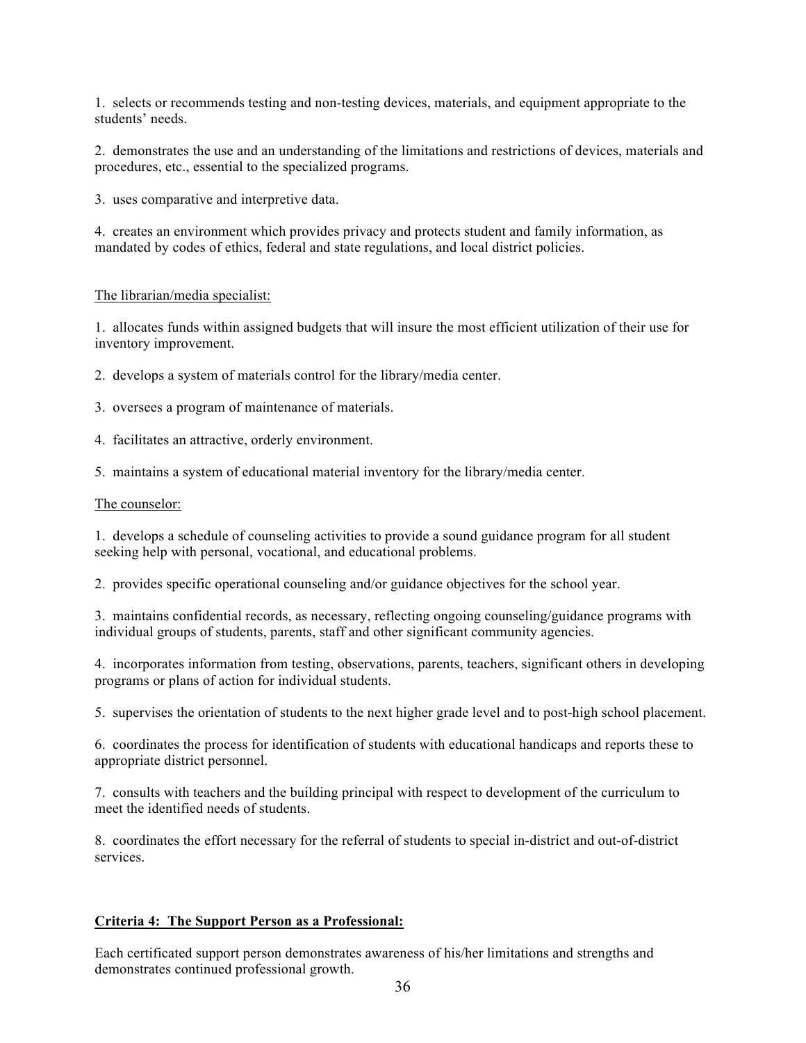1. selects or recommends testing and non-testing devices, materials, and equipment appropriate to the students' needs.

2. demonstrates the use and an understanding of the limitations and restrictions of devices, materials and procedures, etc., essential to the specialized programs.

3. uses comparative and interpretive data.

4. creates an environment which provides privacy and protects student and family information, as mandated by codes of ethics, federal and state regulations, and local district policies.

<u>The librarian/media specialist:</u>

1. allocates funds within assigned budgets that will insure the most efficient utilization of their use for inventory improvement.

2. develops a system of materials control for the library/media center.

3. oversees a program of maintenance of materials.

4. facilitates an attractive, orderly environment.

5. maintains a system of educational material inventory for the library/media center.

<u>The counselor:</u>

1. develops a schedule of counseling activities to provide a sound guidance program for all student seeking help with personal, vocational, and educational problems.

2. provides specific operational counseling and/or guidance objectives for the school year.

3. maintains confidential records, as necessary, reflecting ongoing counseling/guidance programs with individual groups of students, parents, staff and other significant community agencies.

4. incorporates information from testing, observations, parents, teachers, significant others in developing programs or plans of action for individual students.

5. supervises the orientation of students to the next higher grade level and to post-high school placement.

6. coordinates the process for identification of students with educational handicaps and reports these to appropriate district personnel.

7. consults with teachers and the building principal with respect to development of the curriculum to meet the identified needs of students.

8. coordinates the effort necessary for the referral of students to special in-district and out-of-district services.

**<u>Criteria 4: The Support Person as a Professional:</u>**

Each certificated support person demonstrates awareness of his/her limitations and strengths and demonstrates continued professional growth.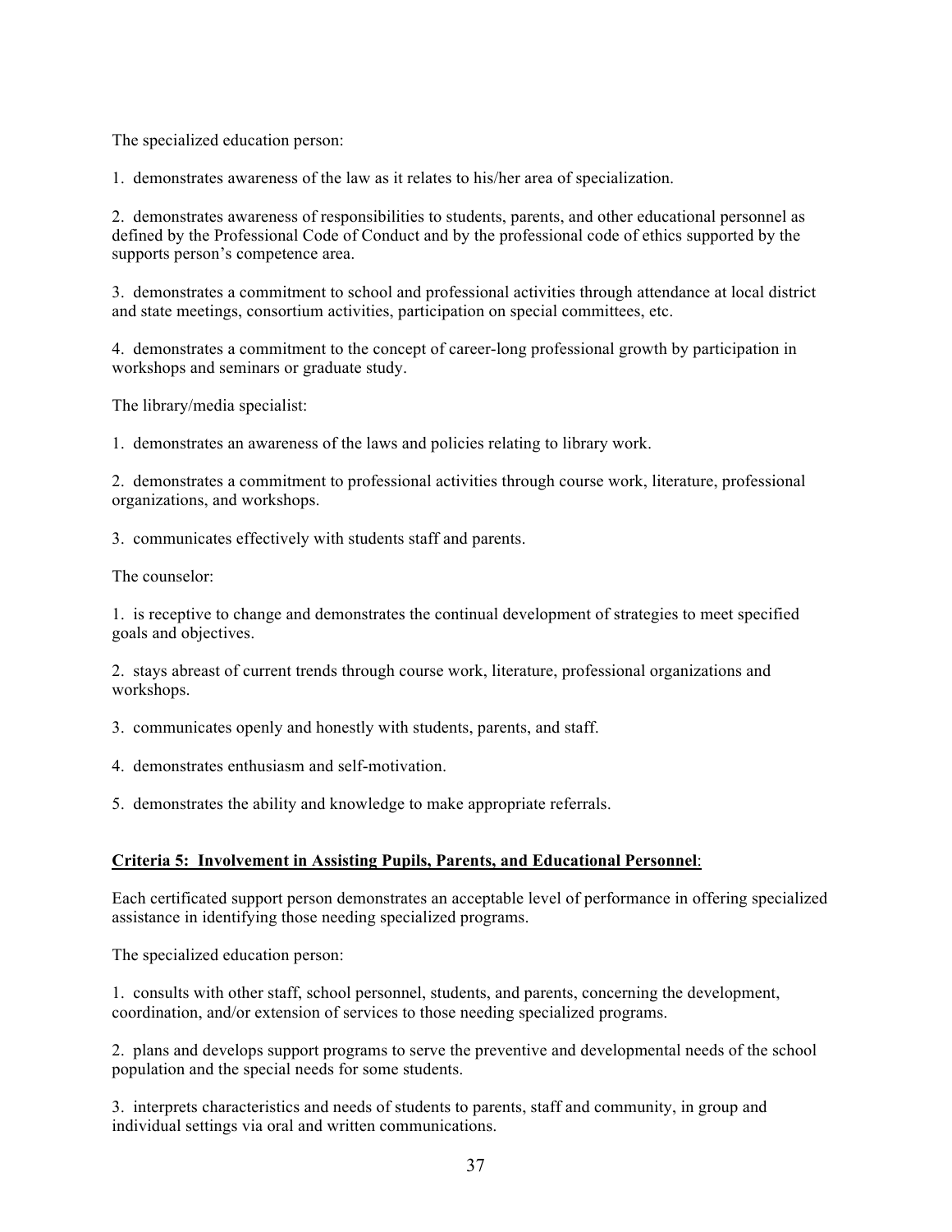The specialized education person:

1. demonstrates awareness of the law as it relates to his/her area of specialization.

2. demonstrates awareness of responsibilities to students, parents, and other educational personnel as defined by the Professional Code of Conduct and by the professional code of ethics supported by the supports person's competence area.

3. demonstrates a commitment to school and professional activities through attendance at local district and state meetings, consortium activities, participation on special committees, etc.

4. demonstrates a commitment to the concept of career-long professional growth by participation in workshops and seminars or graduate study.

The library/media specialist:

1. demonstrates an awareness of the laws and policies relating to library work.

2. demonstrates a commitment to professional activities through course work, literature, professional organizations, and workshops.

3. communicates effectively with students staff and parents.

The counselor:

1. is receptive to change and demonstrates the continual development of strategies to meet specified goals and objectives.

2. stays abreast of current trends through course work, literature, professional organizations and workshops.

3. communicates openly and honestly with students, parents, and staff.

4. demonstrates enthusiasm and self-motivation.

5. demonstrates the ability and knowledge to make appropriate referrals.

**Criteria 5: Involvement in Assisting Pupils, Parents, and Educational Personnel**:

Each certificated support person demonstrates an acceptable level of performance in offering specialized assistance in identifying those needing specialized programs.

The specialized education person:

1. consults with other staff, school personnel, students, and parents, concerning the development, coordination, and/or extension of services to those needing specialized programs.

2. plans and develops support programs to serve the preventive and developmental needs of the school population and the special needs for some students.

3. interprets characteristics and needs of students to parents, staff and community, in group and individual settings via oral and written communications.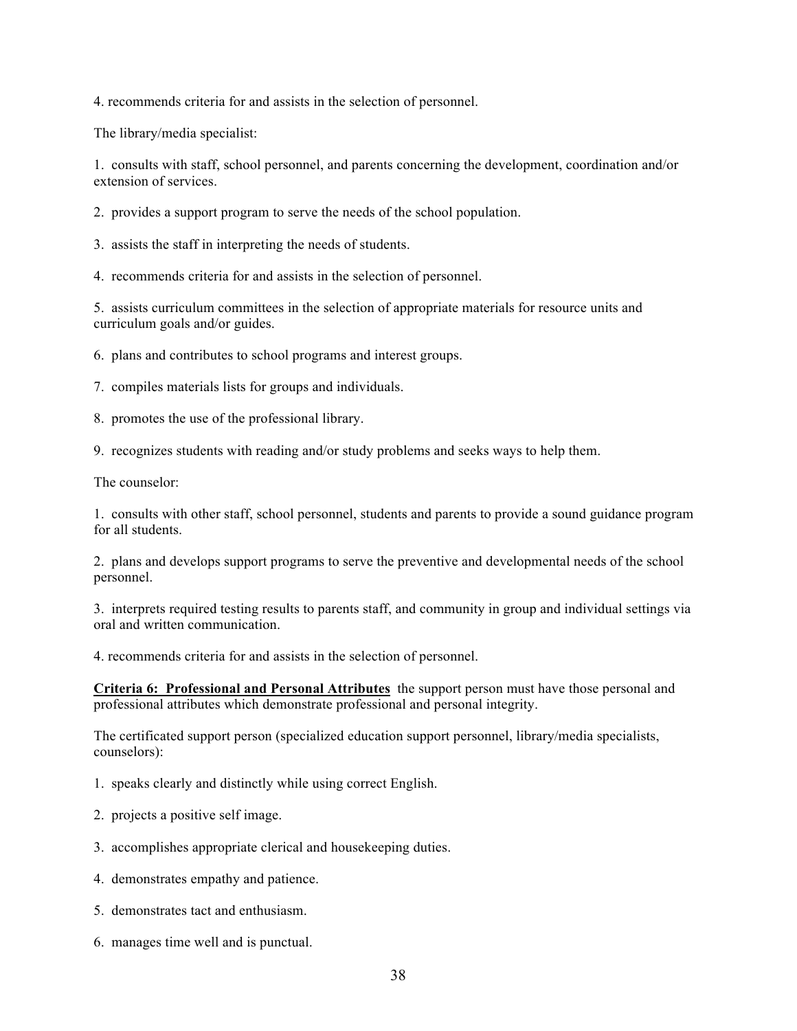4. recommends criteria for and assists in the selection of personnel.

The library/media specialist:

1. consults with staff, school personnel, and parents concerning the development, coordination and/or extension of services.

2. provides a support program to serve the needs of the school population.

3. assists the staff in interpreting the needs of students.

4. recommends criteria for and assists in the selection of personnel.

5. assists curriculum committees in the selection of appropriate materials for resource units and curriculum goals and/or guides.

6. plans and contributes to school programs and interest groups.

7. compiles materials lists for groups and individuals.

8. promotes the use of the professional library.

9. recognizes students with reading and/or study problems and seeks ways to help them.

The counselor:

1. consults with other staff, school personnel, students and parents to provide a sound guidance program for all students.

2. plans and develops support programs to serve the preventive and developmental needs of the school personnel.

3. interprets required testing results to parents staff, and community in group and individual settings via oral and written communication.

4. recommends criteria for and assists in the selection of personnel.

**Criteria 6: Professional and Personal Attributes** the support person must have those personal and professional attributes which demonstrate professional and personal integrity.

The certificated support person (specialized education support personnel, library/media specialists, counselors):

1. speaks clearly and distinctly while using correct English.

2. projects a positive self image.

3. accomplishes appropriate clerical and housekeeping duties.

4. demonstrates empathy and patience.

5. demonstrates tact and enthusiasm.

6. manages time well and is punctual.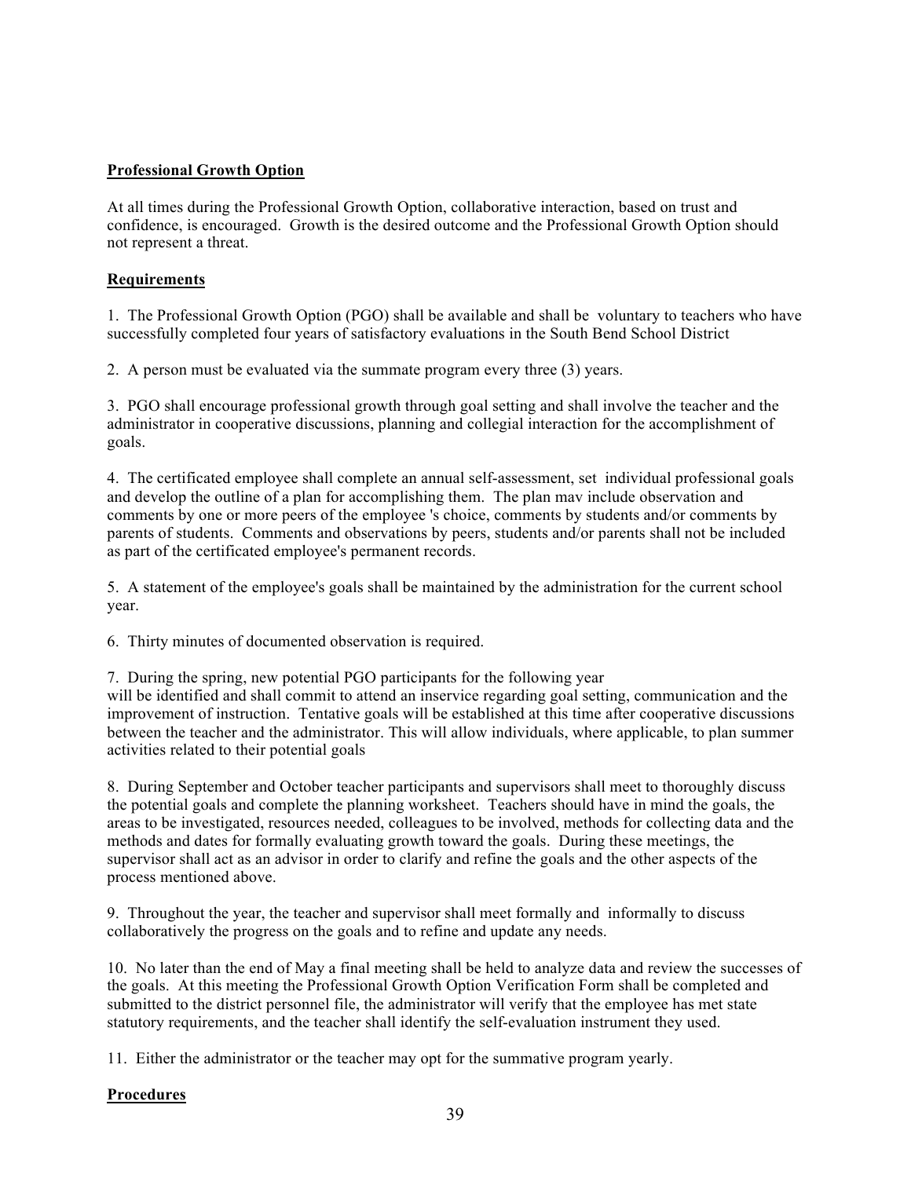**Professional Growth Option**

At all times during the Professional Growth Option, collaborative interaction, based on trust and confidence, is encouraged. Growth is the desired outcome and the Professional Growth Option should not represent a threat.

**Requirements**

1. The Professional Growth Option (PGO) shall be available and shall be voluntary to teachers who have successfully completed four years of satisfactory evaluations in the South Bend School District

2. A person must be evaluated via the summate program every three (3) years.

3. PGO shall encourage professional growth through goal setting and shall involve the teacher and the administrator in cooperative discussions, planning and collegial interaction for the accomplishment of goals.

4. The certificated employee shall complete an annual self-assessment, set individual professional goals and develop the outline of a plan for accomplishing them. The plan mav include observation and comments by one or more peers of the employee 's choice, comments by students and/or comments by parents of students. Comments and observations by peers, students and/or parents shall not be included as part of the certificated employee's permanent records.

5. A statement of the employee's goals shall be maintained by the administration for the current school year.

6. Thirty minutes of documented observation is required.

7. During the spring, new potential PGO participants for the following year will be identified and shall commit to attend an inservice regarding goal setting, communication and the improvement of instruction. Tentative goals will be established at this time after cooperative discussions between the teacher and the administrator. This will allow individuals, where applicable, to plan summer activities related to their potential goals

8. During September and October teacher participants and supervisors shall meet to thoroughly discuss the potential goals and complete the planning worksheet. Teachers should have in mind the goals, the areas to be investigated, resources needed, colleagues to be involved, methods for collecting data and the methods and dates for formally evaluating growth toward the goals. During these meetings, the supervisor shall act as an advisor in order to clarify and refine the goals and the other aspects of the process mentioned above.

9. Throughout the year, the teacher and supervisor shall meet formally and informally to discuss collaboratively the progress on the goals and to refine and update any needs.

10. No later than the end of May a final meeting shall be held to analyze data and review the successes of the goals. At this meeting the Professional Growth Option Verification Form shall be completed and submitted to the district personnel file, the administrator will verify that the employee has met state statutory requirements, and the teacher shall identify the self-evaluation instrument they used.

11. Either the administrator or the teacher may opt for the summative program yearly.

**Procedures**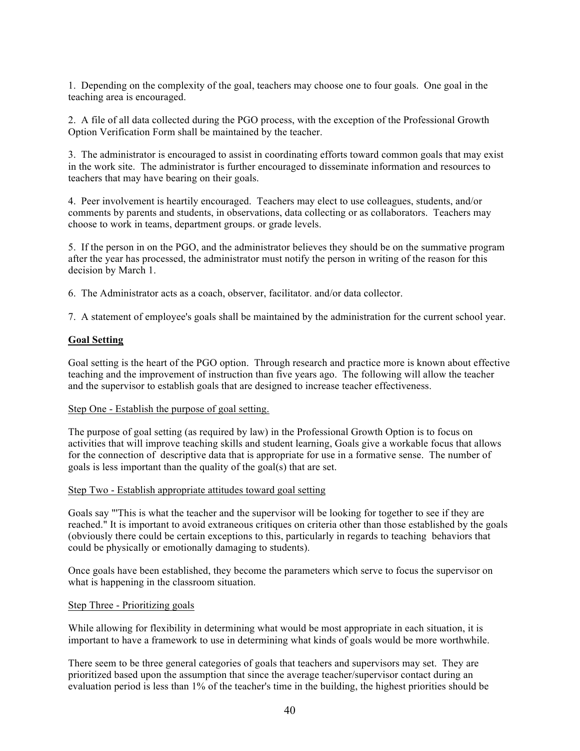1. Depending on the complexity of the goal, teachers may choose one to four goals. One goal in the teaching area is encouraged.

2. A file of all data collected during the PGO process, with the exception of the Professional Growth Option Verification Form shall be maintained by the teacher.

3. The administrator is encouraged to assist in coordinating efforts toward common goals that may exist in the work site. The administrator is further encouraged to disseminate information and resources to teachers that may have bearing on their goals.

4. Peer involvement is heartily encouraged. Teachers may elect to use colleagues, students, and/or comments by parents and students, in observations, data collecting or as collaborators. Teachers may choose to work in teams, department groups. or grade levels.

5. If the person in on the PGO, and the administrator believes they should be on the summative program after the year has processed, the administrator must notify the person in writing of the reason for this decision by March 1.

6. The Administrator acts as a coach, observer, facilitator. and/or data collector.

7. A statement of employee's goals shall be maintained by the administration for the current school year.

**Goal Setting**

Goal setting is the heart of the PGO option. Through research and practice more is known about effective teaching and the improvement of instruction than five years ago. The following will allow the teacher and the supervisor to establish goals that are designed to increase teacher effectiveness.

Step One - Establish the purpose of goal setting.

The purpose of goal setting (as required by law) in the Professional Growth Option is to focus on activities that will improve teaching skills and student learning, Goals give a workable focus that allows for the connection of descriptive data that is appropriate for use in a formative sense. The number of goals is less important than the quality of the goal(s) that are set.

Step Two - Establish appropriate attitudes toward goal setting

Goals say "'This is what the teacher and the supervisor will be looking for together to see if they are reached." It is important to avoid extraneous critiques on criteria other than those established by the goals (obviously there could be certain exceptions to this, particularly in regards to teaching behaviors that could be physically or emotionally damaging to students).

Once goals have been established, they become the parameters which serve to focus the supervisor on what is happening in the classroom situation.

Step Three - Prioritizing goals

While allowing for flexibility in determining what would be most appropriate in each situation, it is important to have a framework to use in determining what kinds of goals would be more worthwhile.

There seem to be three general categories of goals that teachers and supervisors may set. They are prioritized based upon the assumption that since the average teacher/supervisor contact during an evaluation period is less than 1% of the teacher's time in the building, the highest priorities should be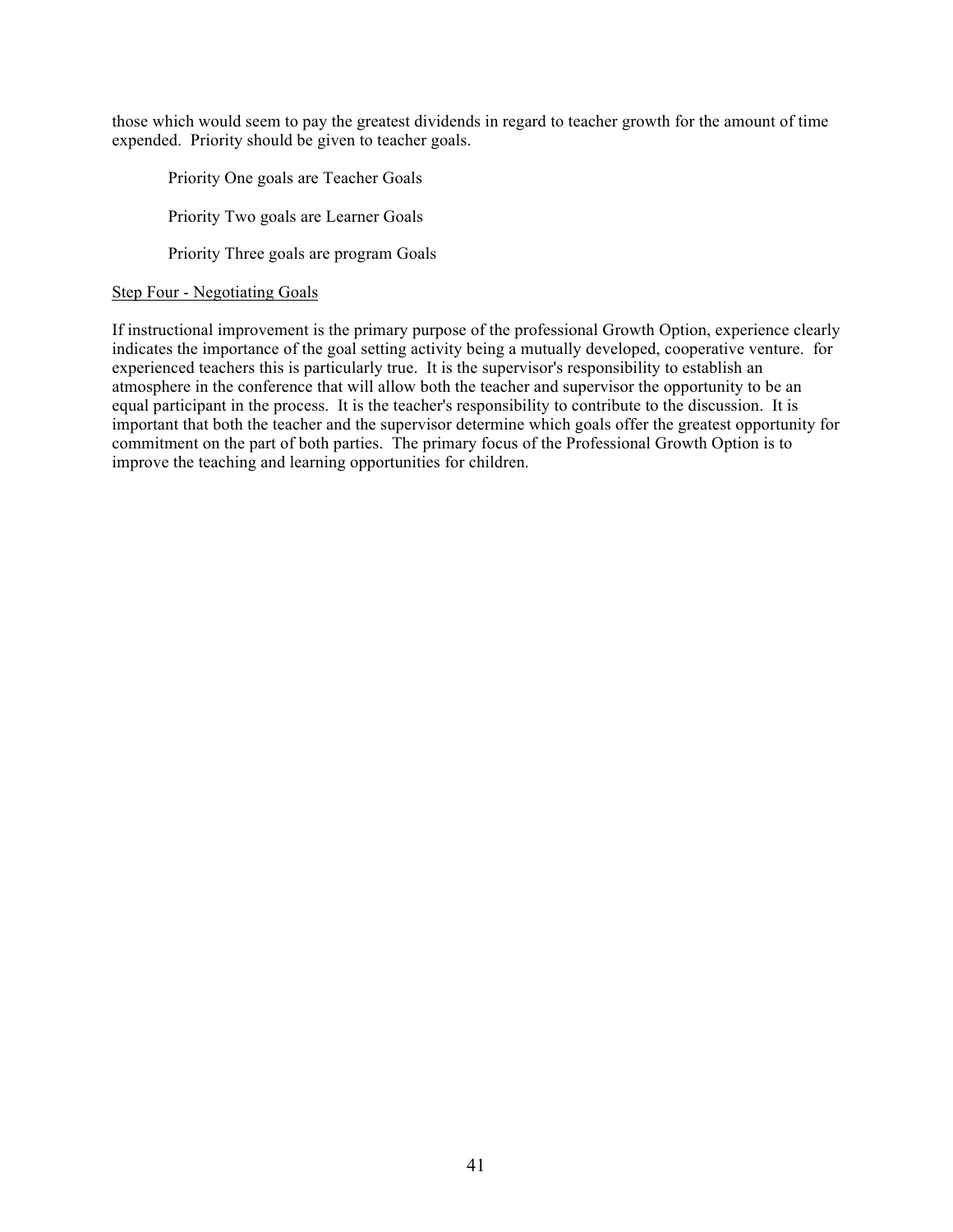those which would seem to pay the greatest dividends in regard to teacher growth for the amount of time expended. Priority should be given to teacher goals.

Priority One goals are Teacher Goals

Priority Two goals are Learner Goals

Priority Three goals are program Goals

<u>Step Four - Negotiating Goals</u>

If instructional improvement is the primary purpose of the professional Growth Option, experience clearly indicates the importance of the goal setting activity being a mutually developed, cooperative venture. for experienced teachers this is particularly true. It is the supervisor's responsibility to establish an atmosphere in the conference that will allow both the teacher and supervisor the opportunity to be an equal participant in the process. It is the teacher's responsibility to contribute to the discussion. It is important that both the teacher and the supervisor determine which goals offer the greatest opportunity for commitment on the part of both parties. The primary focus of the Professional Growth Option is to improve the teaching and learning opportunities for children.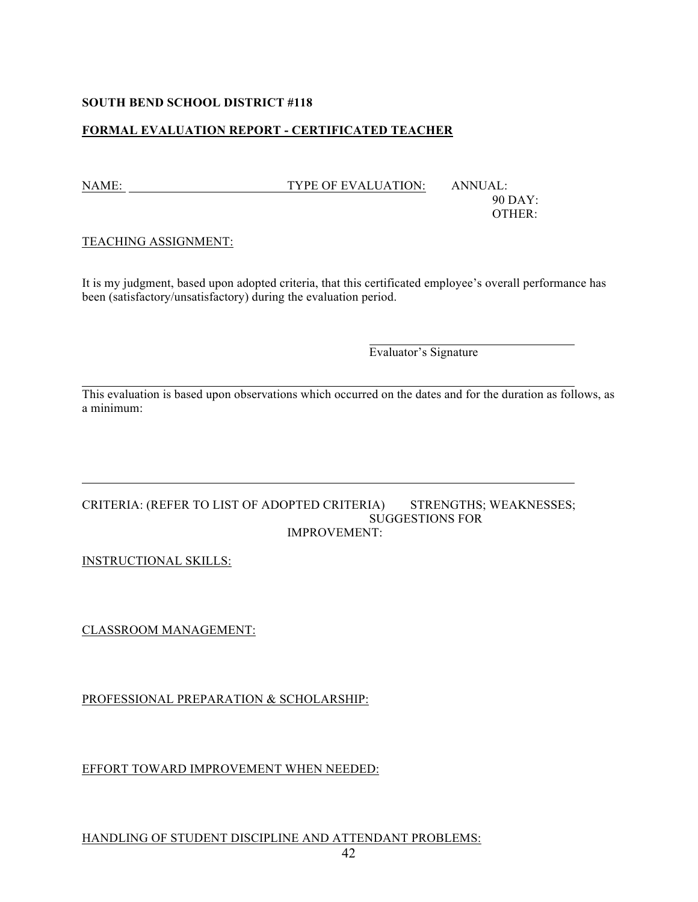**SOUTH BEND SCHOOL DISTRICT #118**

**FORMAL EVALUATION REPORT - CERTIFICATED TEACHER**

NAME: ______________________ TYPE OF EVALUATION: ANNUAL:
90 DAY:
OTHER:

TEACHING ASSIGNMENT:

It is my judgment, based upon adopted criteria, that this certificated employee's overall performance has been (satisfactory/unsatisfactory) during the evaluation period.

______________________________
Evaluator's Signature

---

This evaluation is based upon observations which occurred on the dates and for the duration as follows, as a minimum:

---

CRITERIA: (REFER TO LIST OF ADOPTED CRITERIA) STRENGTHS; WEAKNESSES; SUGGESTIONS FOR IMPROVEMENT:

INSTRUCTIONAL SKILLS:

CLASSROOM MANAGEMENT:

PROFESSIONAL PREPARATION & SCHOLARSHIP:

EFFORT TOWARD IMPROVEMENT WHEN NEEDED:

HANDLING OF STUDENT DISCIPLINE AND ATTENDANT PROBLEMS: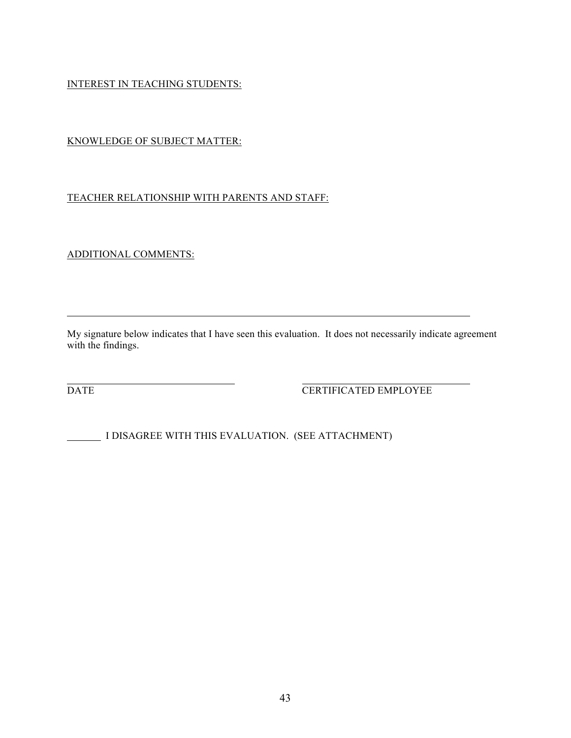<u>INTEREST IN TEACHING STUDENTS:</u>

<u>KNOWLEDGE OF SUBJECT MATTER:</u>

<u>TEACHER RELATIONSHIP WITH PARENTS AND STAFF:</u>

<u>ADDITIONAL COMMENTS:</u>

---

My signature below indicates that I have seen this evaluation. It does not necessarily indicate agreement with the findings.

\_\_\_\_\_\_\_\_\_\_\_\_\_\_\_\_\_\_\_\_\_\_\_\_\_\_\_\_\_\_ &nbsp;&nbsp;&nbsp;&nbsp;&nbsp;&nbsp;&nbsp;&nbsp; \_\_\_\_\_\_\_\_\_\_\_\_\_\_\_\_\_\_\_\_\_\_\_\_\_\_\_\_\_\_
DATE &nbsp;&nbsp;&nbsp;&nbsp;&nbsp;&nbsp;&nbsp;&nbsp;&nbsp;&nbsp;&nbsp;&nbsp;&nbsp;&nbsp;&nbsp;&nbsp;&nbsp;&nbsp;&nbsp;&nbsp;&nbsp;&nbsp;&nbsp;&nbsp;&nbsp;&nbsp;&nbsp;&nbsp;&nbsp;&nbsp;&nbsp;&nbsp;&nbsp;&nbsp; CERTIFICATED EMPLOYEE

\_\_\_\_\_\_ I DISAGREE WITH THIS EVALUATION. (SEE ATTACHMENT)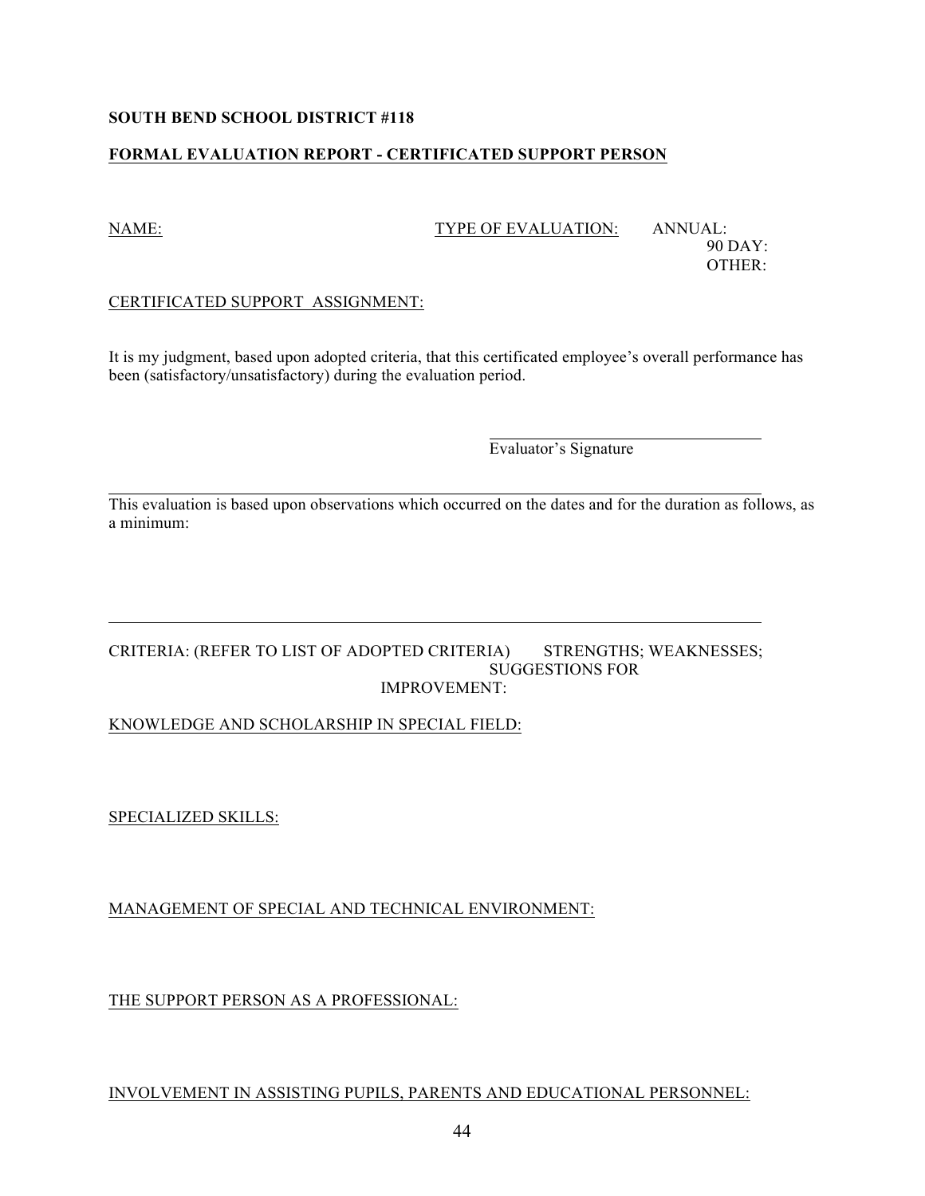**SOUTH BEND SCHOOL DISTRICT #118**

**FORMAL EVALUATION REPORT - CERTIFICATED SUPPORT PERSON**

NAME: TYPE OF EVALUATION: ANNUAL:
90 DAY:
OTHER:

CERTIFICATED SUPPORT ASSIGNMENT:

It is my judgment, based upon adopted criteria, that this certificated employee's overall performance has been (satisfactory/unsatisfactory) during the evaluation period.

\_\_\_\_\_\_\_\_\_\_\_\_\_\_\_\_\_\_\_\_\_\_\_\_\_\_\_\_\_\_\_\_
Evaluator's Signature

---

This evaluation is based upon observations which occurred on the dates and for the duration as follows, as a minimum:

---

CRITERIA: (REFER TO LIST OF ADOPTED CRITERIA) STRENGTHS; WEAKNESSES; SUGGESTIONS FOR IMPROVEMENT:

KNOWLEDGE AND SCHOLARSHIP IN SPECIAL FIELD:

SPECIALIZED SKILLS:

MANAGEMENT OF SPECIAL AND TECHNICAL ENVIRONMENT:

THE SUPPORT PERSON AS A PROFESSIONAL:

INVOLVEMENT IN ASSISTING PUPILS, PARENTS AND EDUCATIONAL PERSONNEL: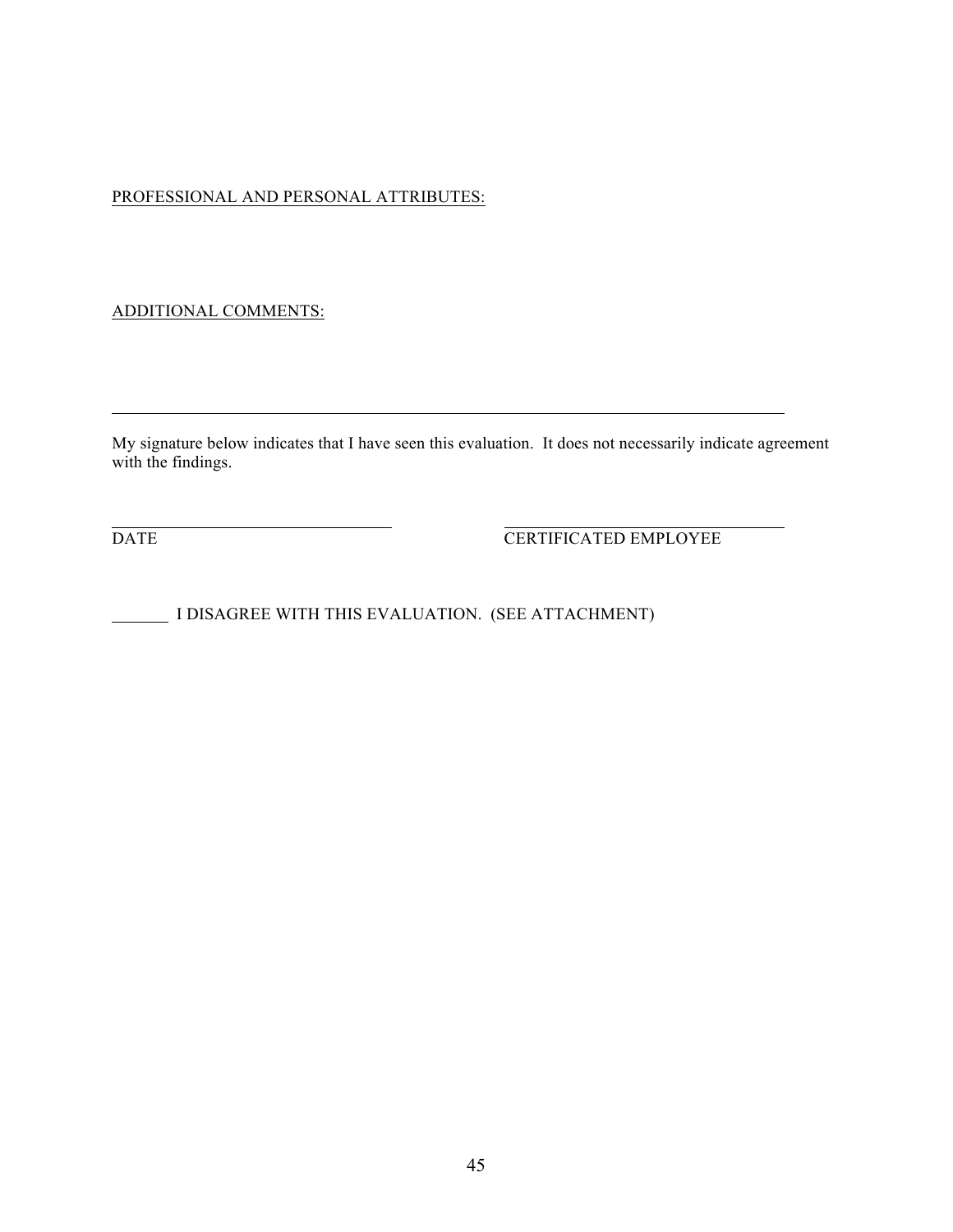PROFESSIONAL AND PERSONAL ATTRIBUTES:

ADDITIONAL COMMENTS:

---

My signature below indicates that I have seen this evaluation. It does not necessarily indicate agreement with the findings.

\_\_\_\_\_\_\_\_\_\_\_\_\_\_\_\_\_\_\_\_\_\_\_\_\_\_\_\_\_\_ \_\_\_\_\_\_\_\_\_\_\_\_\_\_\_\_\_\_\_\_\_\_\_\_\_\_\_\_\_\_

DATE CERTIFICATED EMPLOYEE

\_\_\_\_\_\_\_ I DISAGREE WITH THIS EVALUATION. (SEE ATTACHMENT)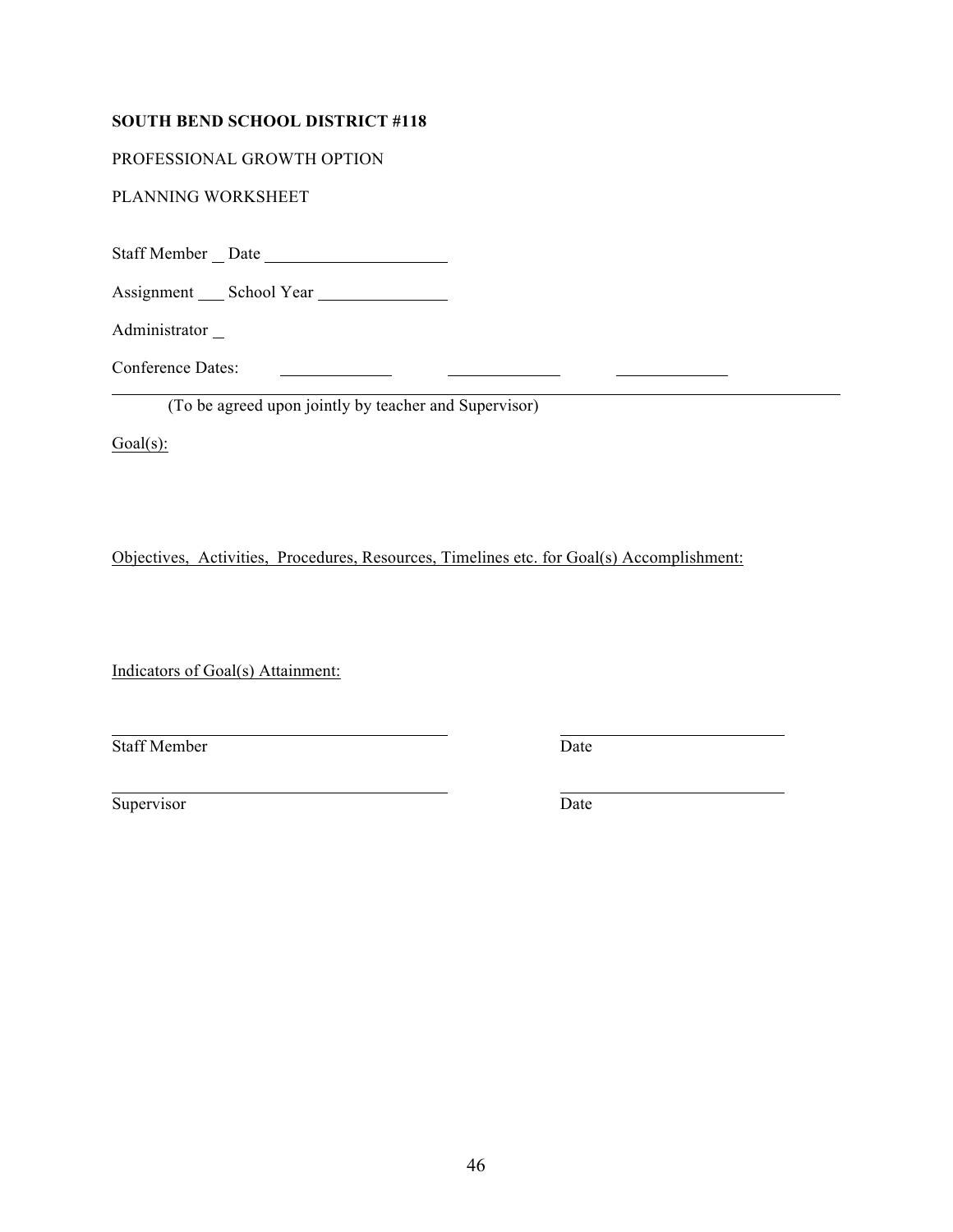**SOUTH BEND SCHOOL DISTRICT #118**

PROFESSIONAL GROWTH OPTION

PLANNING WORKSHEET

Staff Member __ Date ____________________

Assignment ___ School Year ______________

Administrator _

Conference Dates: ____________ ____________ ____________

(To be agreed upon jointly by teacher and Supervisor)

Goal(s):

Objectives, Activities, Procedures, Resources, Timelines etc. for Goal(s) Accomplishment:

Indicators of Goal(s) Attainment:

____________________________________ ________________________

Staff Member Date

____________________________________ ________________________

Supervisor Date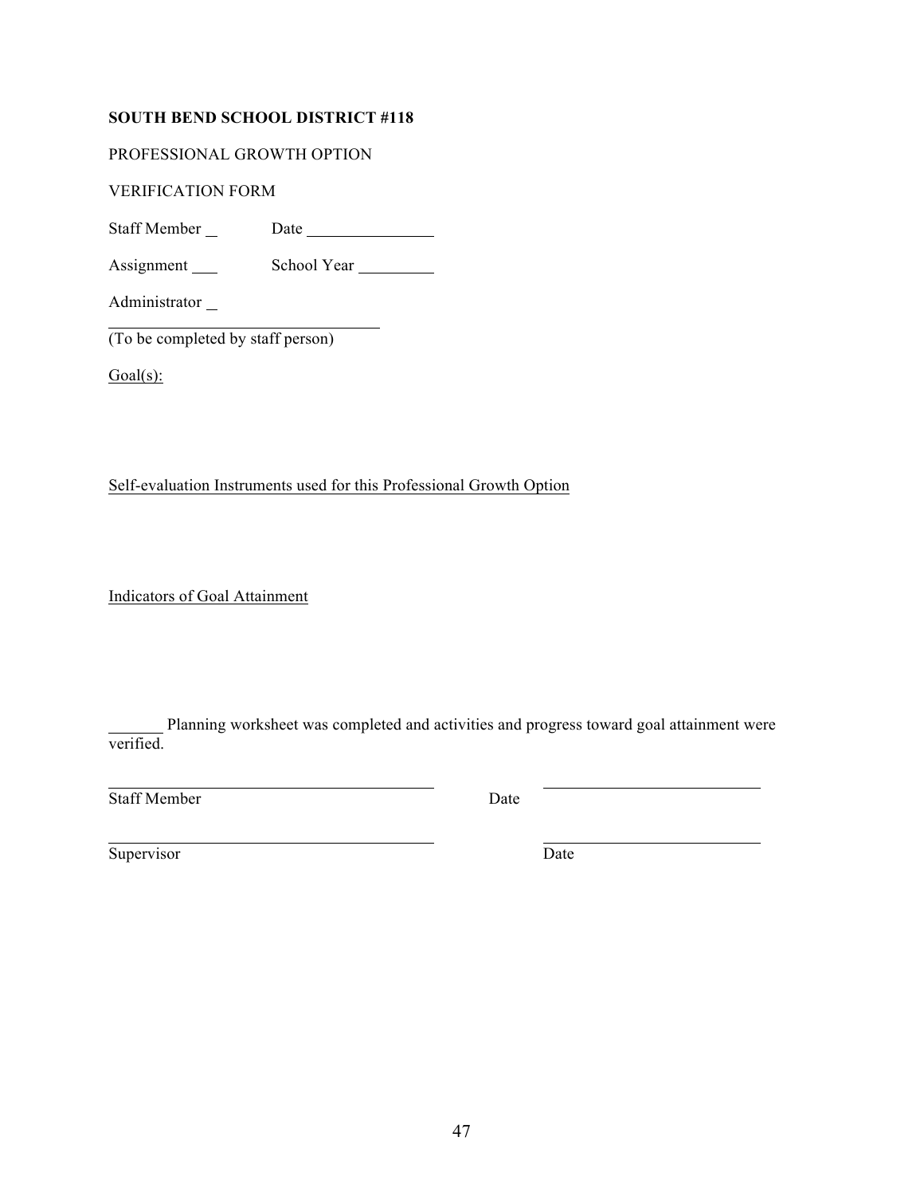**SOUTH BEND SCHOOL DISTRICT #118**

PROFESSIONAL GROWTH OPTION

VERIFICATION FORM

Staff Member \_ Date \_\_\_\_\_\_\_\_\_\_\_\_\_\_\_\_

Assignment \_\_\_ School Year \_\_\_\_\_\_\_\_\_

Administrator \_

\_\_\_\_\_\_\_\_\_\_\_\_\_\_\_\_\_\_\_\_\_\_\_\_\_\_\_\_\_\_\_\_

(To be completed by staff person)

Goal(s):

Self-evaluation Instruments used for this Professional Growth Option

Indicators of Goal Attainment

\_\_\_\_\_\_ Planning worksheet was completed and activities and progress toward goal attainment were verified.

\_\_\_\_\_\_\_\_\_\_\_\_\_\_\_\_\_\_\_\_\_\_\_\_\_\_\_\_\_\_\_\_\_\_\_\_ \_\_\_\_\_\_\_\_\_\_\_\_\_\_\_\_\_\_\_\_\_\_\_\_\_
Staff Member Date

\_\_\_\_\_\_\_\_\_\_\_\_\_\_\_\_\_\_\_\_\_\_\_\_\_\_\_\_\_\_\_\_\_\_\_\_ \_\_\_\_\_\_\_\_\_\_\_\_\_\_\_\_\_\_\_\_\_\_\_\_\_
Supervisor Date